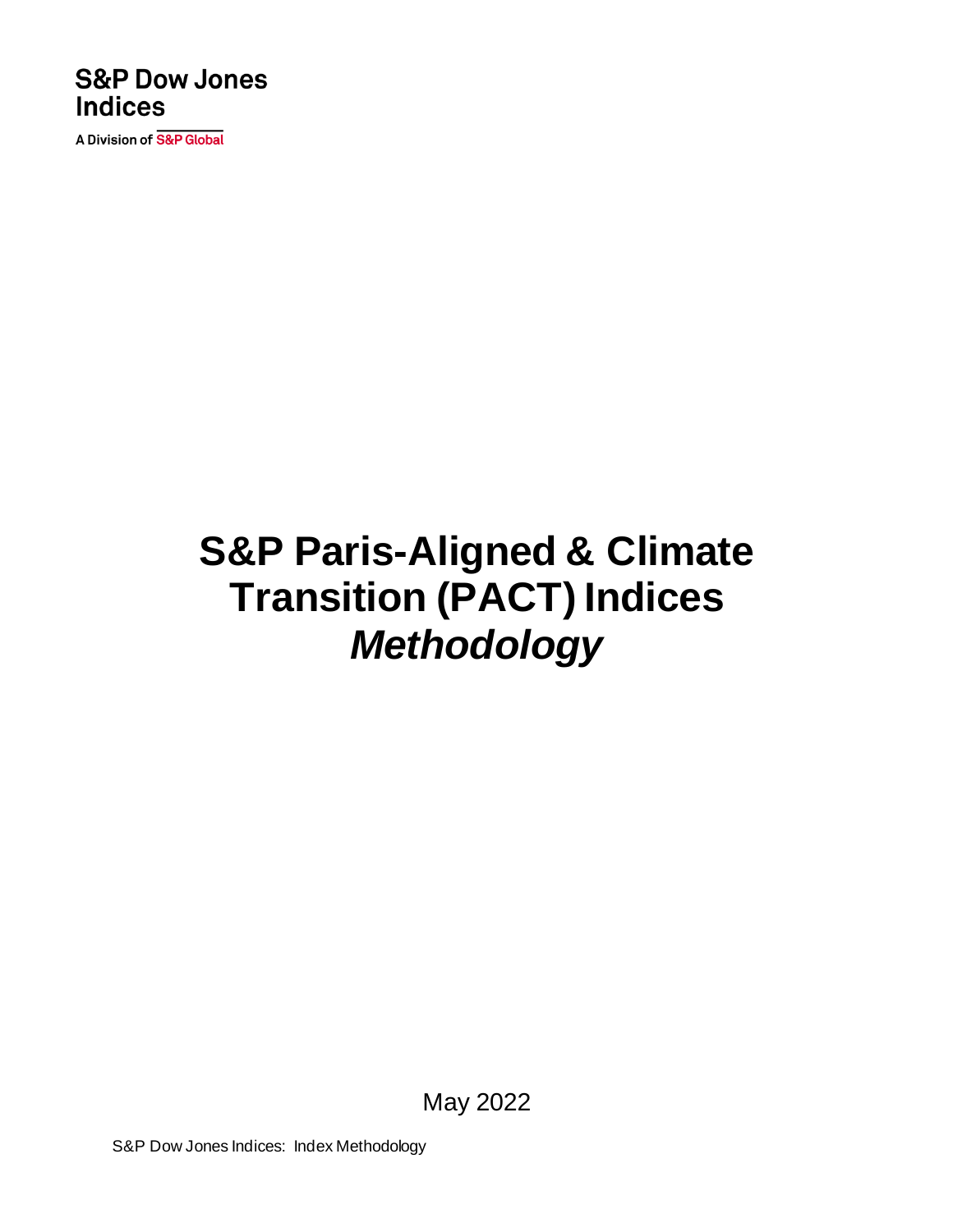S&P Dow Jones Indices

A Division of S&P Global

# S&P Paris-Aligned & Climate Transition (PACT) Indices *Methodology*

May 2022

S&P Dow Jones Indices: Index Methodology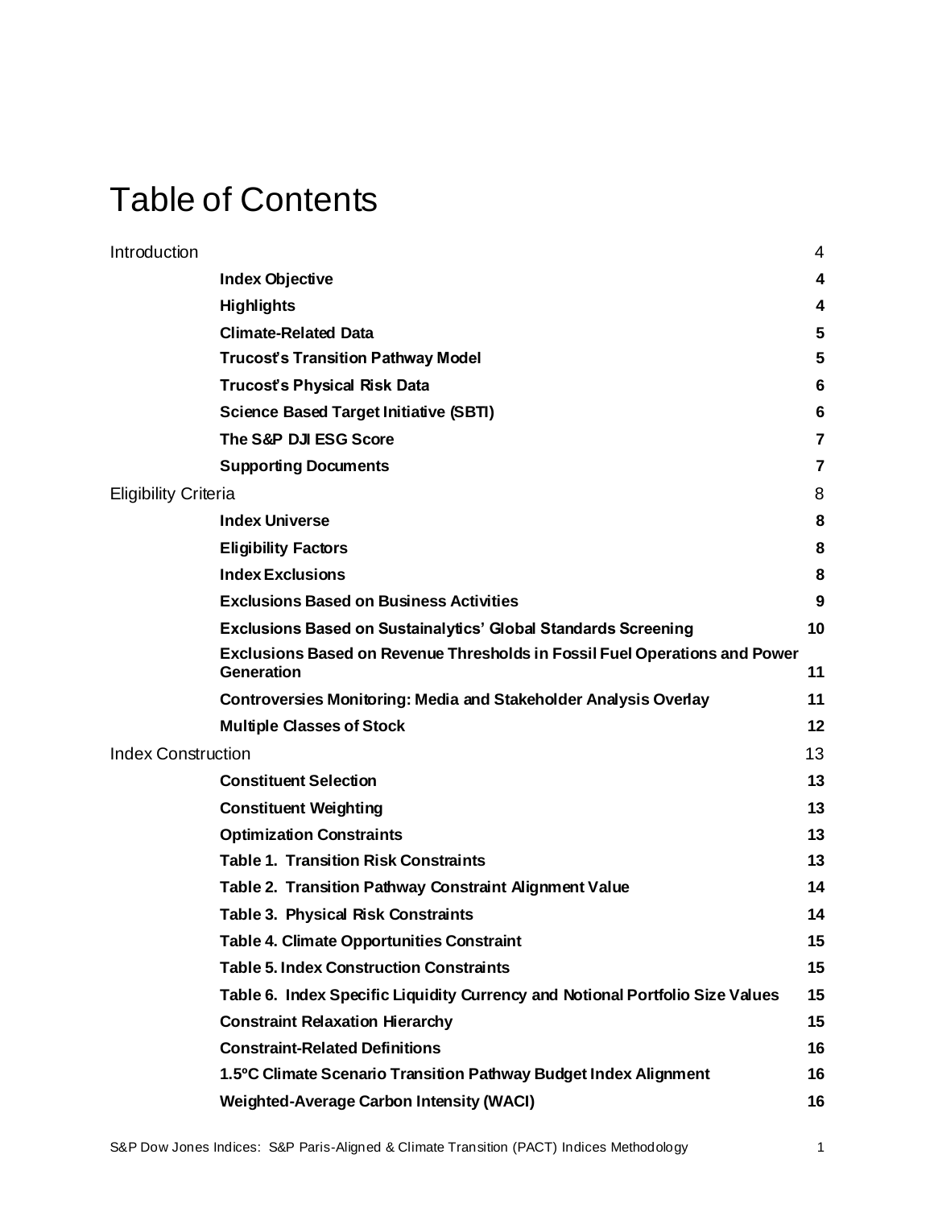# Table of Contents

| | |
|---|---|
| Introduction | 4 |
| **Index Objective** | **4** |
| **Highlights** | **4** |
| **Climate-Related Data** | **5** |
| **Trucost's Transition Pathway Model** | **5** |
| **Trucost's Physical Risk Data** | **6** |
| **Science Based Target Initiative (SBTI)** | **6** |
| **The S&P DJI ESG Score** | **7** |
| **Supporting Documents** | **7** |
| Eligibility Criteria | 8 |
| **Index Universe** | **8** |
| **Eligibility Factors** | **8** |
| **Index Exclusions** | **8** |
| **Exclusions Based on Business Activities** | **9** |
| **Exclusions Based on Sustainalytics' Global Standards Screening** | **10** |
| **Exclusions Based on Revenue Thresholds in Fossil Fuel Operations and Power Generation** | **11** |
| **Controversies Monitoring: Media and Stakeholder Analysis Overlay** | **11** |
| **Multiple Classes of Stock** | **12** |
| Index Construction | 13 |
| **Constituent Selection** | **13** |
| **Constituent Weighting** | **13** |
| **Optimization Constraints** | **13** |
| **Table 1. Transition Risk Constraints** | **13** |
| **Table 2. Transition Pathway Constraint Alignment Value** | **14** |
| **Table 3. Physical Risk Constraints** | **14** |
| **Table 4. Climate Opportunities Constraint** | **15** |
| **Table 5. Index Construction Constraints** | **15** |
| **Table 6. Index Specific Liquidity Currency and Notional Portfolio Size Values** | **15** |
| **Constraint Relaxation Hierarchy** | **15** |
| **Constraint-Related Definitions** | **16** |
| **1.5ºC Climate Scenario Transition Pathway Budget Index Alignment** | **16** |
| **Weighted-Average Carbon Intensity (WACI)** | **16** |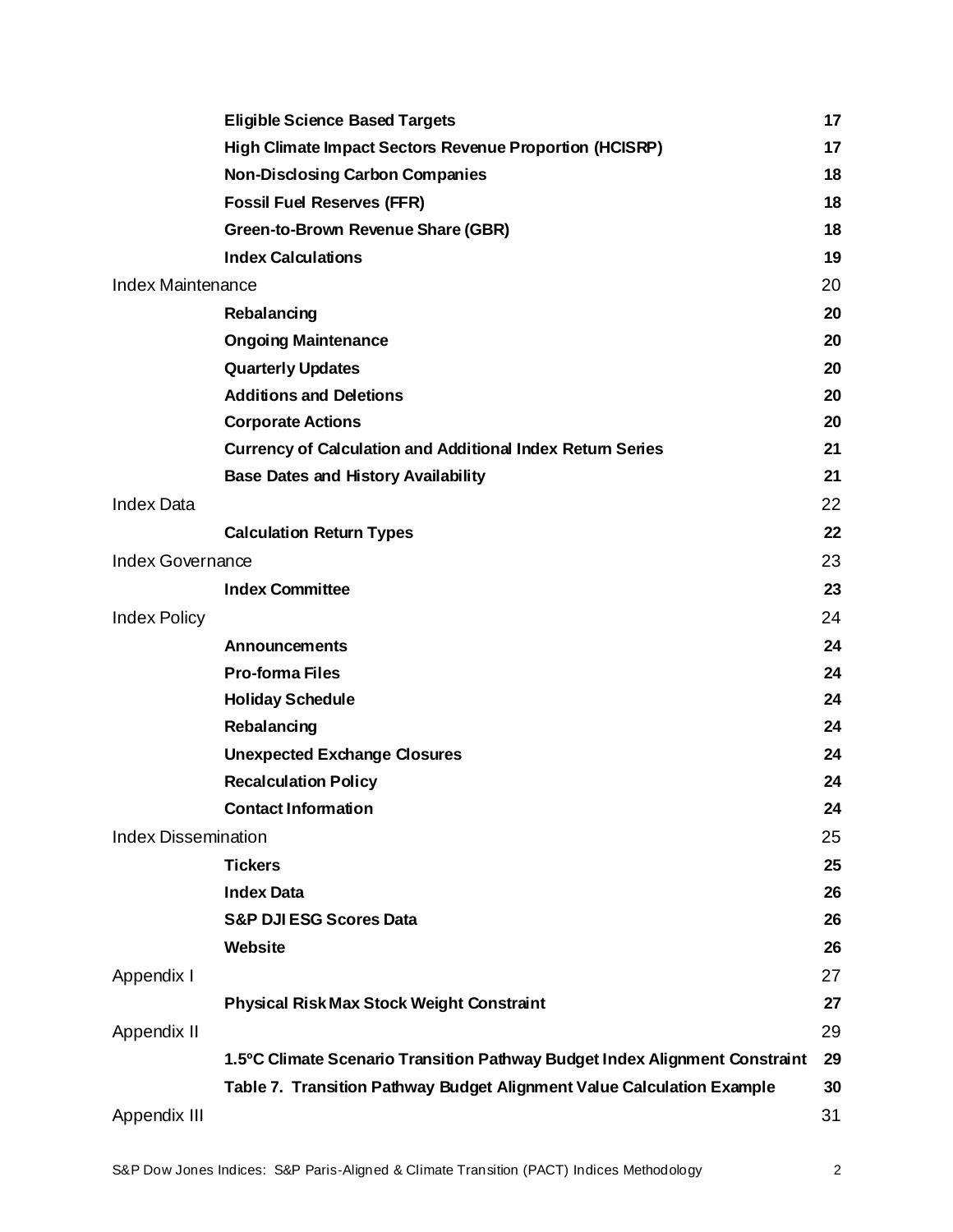| | |
|---|---|
| **Eligible Science Based Targets** | **17** |
| **High Climate Impact Sectors Revenue Proportion (HCISRP)** | **17** |
| **Non-Disclosing Carbon Companies** | **18** |
| **Fossil Fuel Reserves (FFR)** | **18** |
| **Green-to-Brown Revenue Share (GBR)** | **18** |
| **Index Calculations** | **19** |
| Index Maintenance | 20 |
| **Rebalancing** | **20** |
| **Ongoing Maintenance** | **20** |
| **Quarterly Updates** | **20** |
| **Additions and Deletions** | **20** |
| **Corporate Actions** | **20** |
| **Currency of Calculation and Additional Index Return Series** | **21** |
| **Base Dates and History Availability** | **21** |
| Index Data | 22 |
| **Calculation Return Types** | **22** |
| Index Governance | 23 |
| **Index Committee** | **23** |
| Index Policy | 24 |
| **Announcements** | **24** |
| **Pro-forma Files** | **24** |
| **Holiday Schedule** | **24** |
| **Rebalancing** | **24** |
| **Unexpected Exchange Closures** | **24** |
| **Recalculation Policy** | **24** |
| **Contact Information** | **24** |
| Index Dissemination | 25 |
| **Tickers** | **25** |
| **Index Data** | **26** |
| **S&P DJI ESG Scores Data** | **26** |
| **Website** | **26** |
| Appendix I | 27 |
| **Physical Risk Max Stock Weight Constraint** | **27** |
| Appendix II | 29 |
| **1.5ºC Climate Scenario Transition Pathway Budget Index Alignment Constraint** | **29** |
| **Table 7. Transition Pathway Budget Alignment Value Calculation Example** | **30** |
| Appendix III | 31 |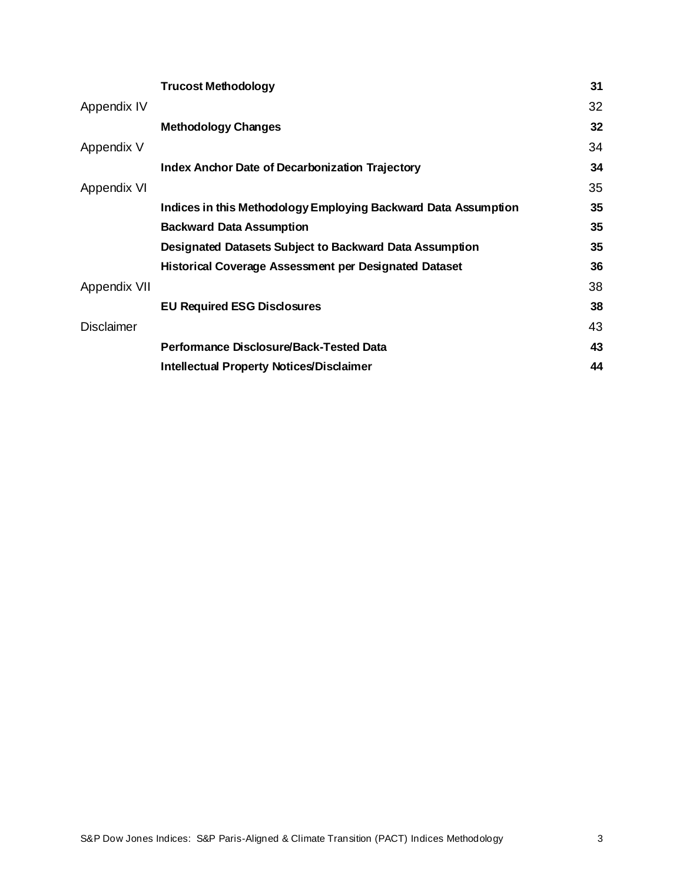| | | |
|---|---|---|
| | **Trucost Methodology** | **31** |
| Appendix IV | | 32 |
| | **Methodology Changes** | **32** |
| Appendix V | | 34 |
| | **Index Anchor Date of Decarbonization Trajectory** | **34** |
| Appendix VI | | 35 |
| | **Indices in this Methodology Employing Backward Data Assumption** | **35** |
| | **Backward Data Assumption** | **35** |
| | **Designated Datasets Subject to Backward Data Assumption** | **35** |
| | **Historical Coverage Assessment per Designated Dataset** | **36** |
| Appendix VII | | 38 |
| | **EU Required ESG Disclosures** | **38** |
| Disclaimer | | 43 |
| | **Performance Disclosure/Back-Tested Data** | **43** |
| | **Intellectual Property Notices/Disclaimer** | **44** |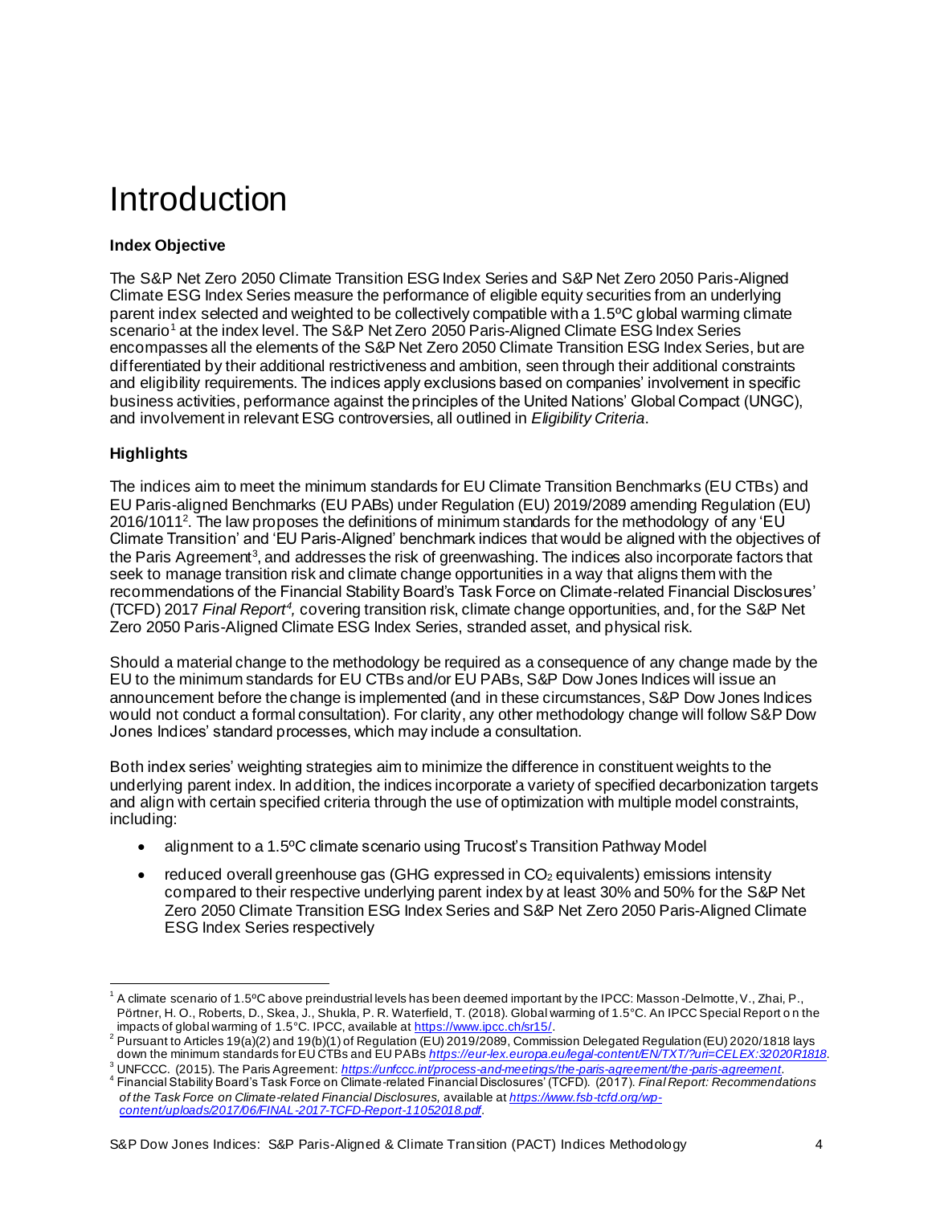# Introduction

**Index Objective**

The S&P Net Zero 2050 Climate Transition ESG Index Series and S&P Net Zero 2050 Paris-Aligned Climate ESG Index Series measure the performance of eligible equity securities from an underlying parent index selected and weighted to be collectively compatible with a 1.5ºC global warming climate scenario[1] at the index level. The S&P Net Zero 2050 Paris-Aligned Climate ESG Index Series encompasses all the elements of the S&P Net Zero 2050 Climate Transition ESG Index Series, but are differentiated by their additional restrictiveness and ambition, seen through their additional constraints and eligibility requirements. The indices apply exclusions based on companies' involvement in specific business activities, performance against the principles of the United Nations' Global Compact (UNGC), and involvement in relevant ESG controversies, all outlined in *Eligibility Criteria*.

**Highlights**

The indices aim to meet the minimum standards for EU Climate Transition Benchmarks (EU CTBs) and EU Paris-aligned Benchmarks (EU PABs) under Regulation (EU) 2019/2089 amending Regulation (EU) 2016/1011[2]. The law proposes the definitions of minimum standards for the methodology of any 'EU Climate Transition' and 'EU Paris-Aligned' benchmark indices that would be aligned with the objectives of the Paris Agreement[3], and addresses the risk of greenwashing. The indices also incorporate factors that seek to manage transition risk and climate change opportunities in a way that aligns them with the recommendations of the Financial Stability Board's Task Force on Climate-related Financial Disclosures' (TCFD) 2017 *Final Report*[4], covering transition risk, climate change opportunities, and, for the S&P Net Zero 2050 Paris-Aligned Climate ESG Index Series, stranded asset, and physical risk.

Should a material change to the methodology be required as a consequence of any change made by the EU to the minimum standards for EU CTBs and/or EU PABs, S&P Dow Jones Indices will issue an announcement before the change is implemented (and in these circumstances, S&P Dow Jones Indices would not conduct a formal consultation). For clarity, any other methodology change will follow S&P Dow Jones Indices' standard processes, which may include a consultation.

Both index series' weighting strategies aim to minimize the difference in constituent weights to the underlying parent index. In addition, the indices incorporate a variety of specified decarbonization targets and align with certain specified criteria through the use of optimization with multiple model constraints, including:

- alignment to a 1.5ºC climate scenario using Trucost's Transition Pathway Model
- reduced overall greenhouse gas (GHG expressed in $CO_2$ equivalents) emissions intensity compared to their respective underlying parent index by at least 30% and 50% for the S&P Net Zero 2050 Climate Transition ESG Index Series and S&P Net Zero 2050 Paris-Aligned Climate ESG Index Series respectively

---

[1] A climate scenario of 1.5ºC above preindustrial levels has been deemed important by the IPCC: Masson-Delmotte, V., Zhai, P., Pörtner, H. O., Roberts, D., Skea, J., Shukla, P. R. Waterfield, T. (2018). Global warming of 1.5°C. An IPCC Special Report on the impacts of global warming of 1.5°C. IPCC, available at https://www.ipcc.ch/sr15/.

[2] Pursuant to Articles 19(a)(2) and 19(b)(1) of Regulation (EU) 2019/2089, Commission Delegated Regulation (EU) 2020/1818 lays down the minimum standards for EU CTBs and EU PABs *https://eur-lex.europa.eu/legal-content/EN/TXT/?uri=CELEX:32020R1818*.

[3] UNFCCC. (2015). The Paris Agreement: *https://unfccc.int/process-and-meetings/the-paris-agreement/the-paris-agreement*.

[4] Financial Stability Board's Task Force on Climate-related Financial Disclosures' (TCFD). (2017). *Final Report: Recommendations of the Task Force on Climate-related Financial Disclosures,* available at *https://www.fsb-tcfd.org/wp-content/uploads/2017/06/FINAL-2017-TCFD-Report-11052018.pdf*.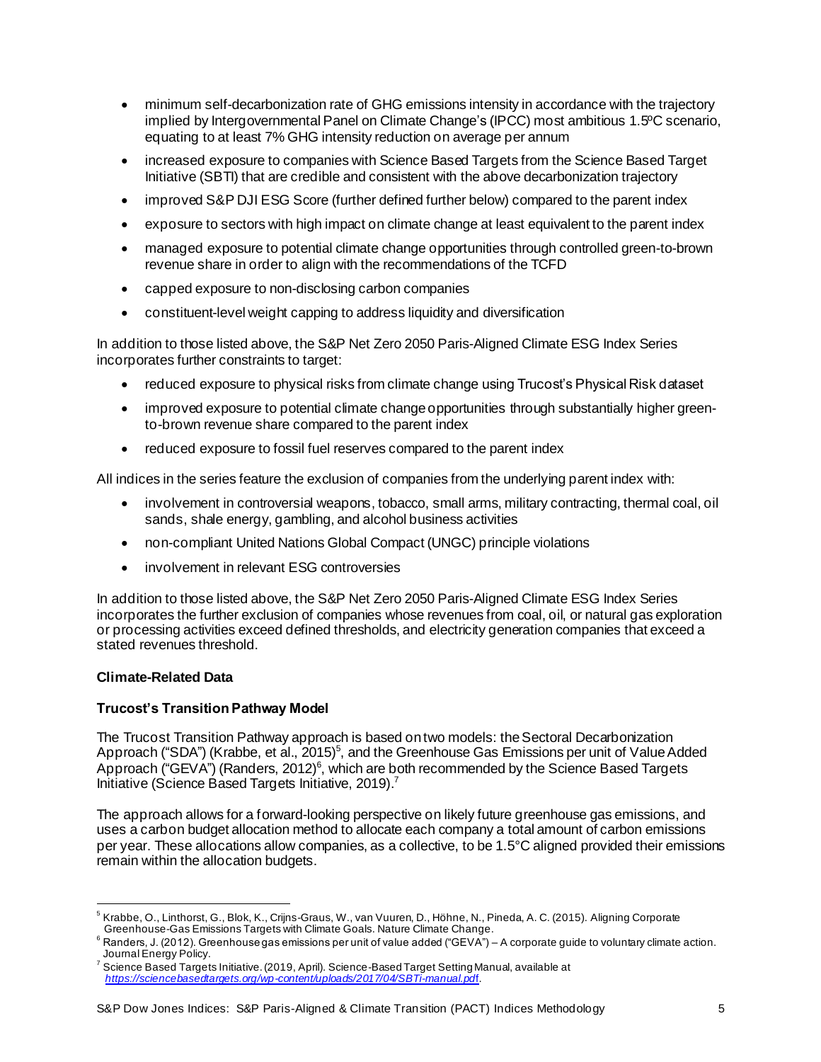- minimum self-decarbonization rate of GHG emissions intensity in accordance with the trajectory implied by Intergovernmental Panel on Climate Change's (IPCC) most ambitious 1.5ºC scenario, equating to at least 7% GHG intensity reduction on average per annum
- increased exposure to companies with Science Based Targets from the Science Based Target Initiative (SBTI) that are credible and consistent with the above decarbonization trajectory
- improved S&P DJI ESG Score (further defined further below) compared to the parent index
- exposure to sectors with high impact on climate change at least equivalent to the parent index
- managed exposure to potential climate change opportunities through controlled green-to-brown revenue share in order to align with the recommendations of the TCFD
- capped exposure to non-disclosing carbon companies
- constituent-level weight capping to address liquidity and diversification

In addition to those listed above, the S&P Net Zero 2050 Paris-Aligned Climate ESG Index Series incorporates further constraints to target:

- reduced exposure to physical risks from climate change using Trucost's Physical Risk dataset
- improved exposure to potential climate change opportunities through substantially higher green-to-brown revenue share compared to the parent index
- reduced exposure to fossil fuel reserves compared to the parent index

All indices in the series feature the exclusion of companies from the underlying parent index with:

- involvement in controversial weapons, tobacco, small arms, military contracting, thermal coal, oil sands, shale energy, gambling, and alcohol business activities
- non-compliant United Nations Global Compact (UNGC) principle violations
- involvement in relevant ESG controversies

In addition to those listed above, the S&P Net Zero 2050 Paris-Aligned Climate ESG Index Series incorporates the further exclusion of companies whose revenues from coal, oil, or natural gas exploration or processing activities exceed defined thresholds, and electricity generation companies that exceed a stated revenues threshold.

## Climate-Related Data

### Trucost's Transition Pathway Model

The Trucost Transition Pathway approach is based on two models: the Sectoral Decarbonization Approach ("SDA") (Krabbe, et al., 2015)[5], and the Greenhouse Gas Emissions per unit of Value Added Approach ("GEVA") (Randers, 2012)[6], which are both recommended by the Science Based Targets Initiative (Science Based Targets Initiative, 2019).[7]

The approach allows for a forward-looking perspective on likely future greenhouse gas emissions, and uses a carbon budget allocation method to allocate each company a total amount of carbon emissions per year. These allocations allow companies, as a collective, to be 1.5°C aligned provided their emissions remain within the allocation budgets.

---

[5] Krabbe, O., Linthorst, G., Blok, K., Crijns-Graus, W., van Vuuren, D., Höhne, N., Pineda, A. C. (2015). Aligning Corporate Greenhouse-Gas Emissions Targets with Climate Goals. Nature Climate Change.

[6] Randers, J. (2012). Greenhouse gas emissions per unit of value added ("GEVA") – A corporate guide to voluntary climate action. Journal Energy Policy.

[7] Science Based Targets Initiative. (2019, April). Science-Based Target Setting Manual, available at *https://sciencebasedtargets.org/wp-content/uploads/2017/04/SBTi-manual.pdf*.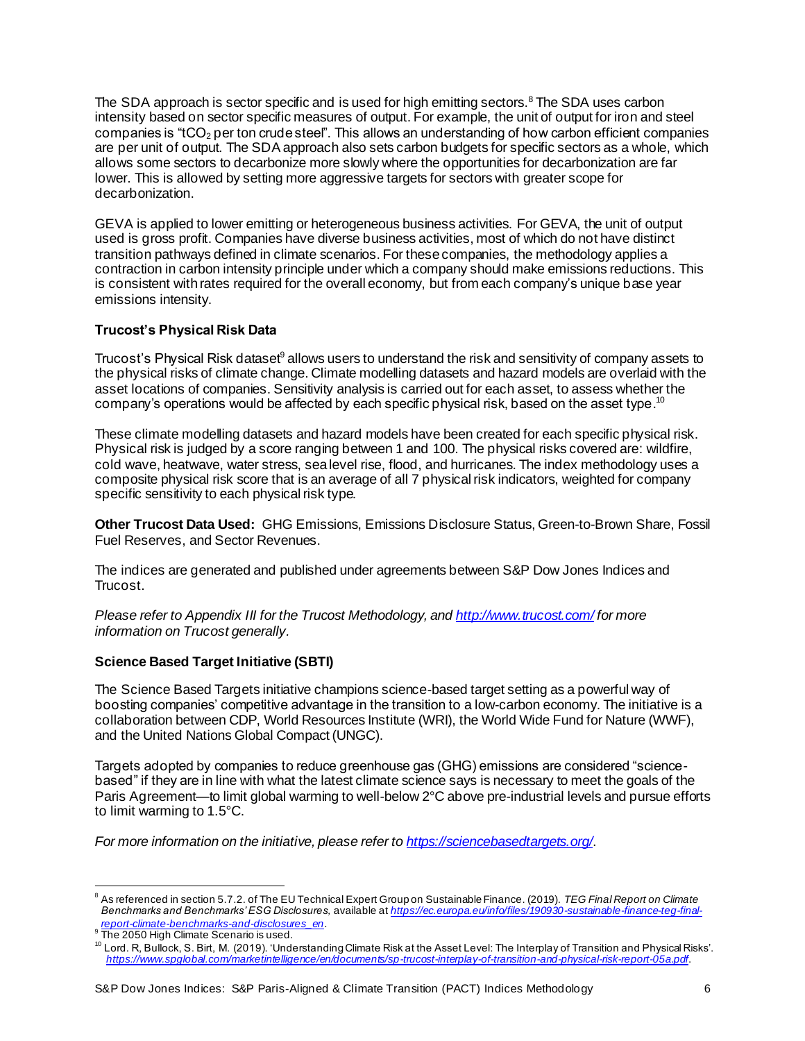The SDA approach is sector specific and is used for high emitting sectors.[8] The SDA uses carbon intensity based on sector specific measures of output. For example, the unit of output for iron and steel companies is "$tCO_2$ per ton crude steel". This allows an understanding of how carbon efficient companies are per unit of output. The SDA approach also sets carbon budgets for specific sectors as a whole, which allows some sectors to decarbonize more slowly where the opportunities for decarbonization are far lower. This is allowed by setting more aggressive targets for sectors with greater scope for decarbonization.

GEVA is applied to lower emitting or heterogeneous business activities. For GEVA, the unit of output used is gross profit. Companies have diverse business activities, most of which do not have distinct transition pathways defined in climate scenarios. For these companies, the methodology applies a contraction in carbon intensity principle under which a company should make emissions reductions. This is consistent with rates required for the overall economy, but from each company's unique base year emissions intensity.

### Trucost's Physical Risk Data

Trucost's Physical Risk dataset[9] allows users to understand the risk and sensitivity of company assets to the physical risks of climate change. Climate modelling datasets and hazard models are overlaid with the asset locations of companies. Sensitivity analysis is carried out for each asset, to assess whether the company's operations would be affected by each specific physical risk, based on the asset type.[10]

These climate modelling datasets and hazard models have been created for each specific physical risk. Physical risk is judged by a score ranging between 1 and 100. The physical risks covered are: wildfire, cold wave, heatwave, water stress, sea level rise, flood, and hurricanes. The index methodology uses a composite physical risk score that is an average of all 7 physical risk indicators, weighted for company specific sensitivity to each physical risk type.

**Other Trucost Data Used:** GHG Emissions, Emissions Disclosure Status, Green-to-Brown Share, Fossil Fuel Reserves, and Sector Revenues.

The indices are generated and published under agreements between S&P Dow Jones Indices and Trucost.

*Please refer to Appendix III for the Trucost Methodology, and [http://www.trucost.com/](http://www.trucost.com/) for more information on Trucost generally.*

### Science Based Target Initiative (SBTI)

The Science Based Targets initiative champions science-based target setting as a powerful way of boosting companies' competitive advantage in the transition to a low-carbon economy. The initiative is a collaboration between CDP, World Resources Institute (WRI), the World Wide Fund for Nature (WWF), and the United Nations Global Compact (UNGC).

Targets adopted by companies to reduce greenhouse gas (GHG) emissions are considered "science-based" if they are in line with what the latest climate science says is necessary to meet the goals of the Paris Agreement—to limit global warming to well-below 2°C above pre-industrial levels and pursue efforts to limit warming to 1.5°C.

*For more information on the initiative, please refer to [https://sciencebasedtargets.org/](https://sciencebasedtargets.org/).*

---

[8] As referenced in section 5.7.2. of The EU Technical Expert Group on Sustainable Finance. (2019). *TEG Final Report on Climate Benchmarks and Benchmarks' ESG Disclosures,* available at [https://ec.europa.eu/info/files/190930-sustainable-finance-teg-final-report-climate-benchmarks-and-disclosures_en](https://ec.europa.eu/info/files/190930-sustainable-finance-teg-final-report-climate-benchmarks-and-disclosures_en).

[9] The 2050 High Climate Scenario is used.

[10] Lord. R, Bullock, S. Birt, M. (2019). 'Understanding Climate Risk at the Asset Level: The Interplay of Transition and Physical Risks'. [https://www.spglobal.com/marketintelligence/en/documents/sp-trucost-interplay-of-transition-and-physical-risk-report-05a.pdf](https://www.spglobal.com/marketintelligence/en/documents/sp-trucost-interplay-of-transition-and-physical-risk-report-05a.pdf).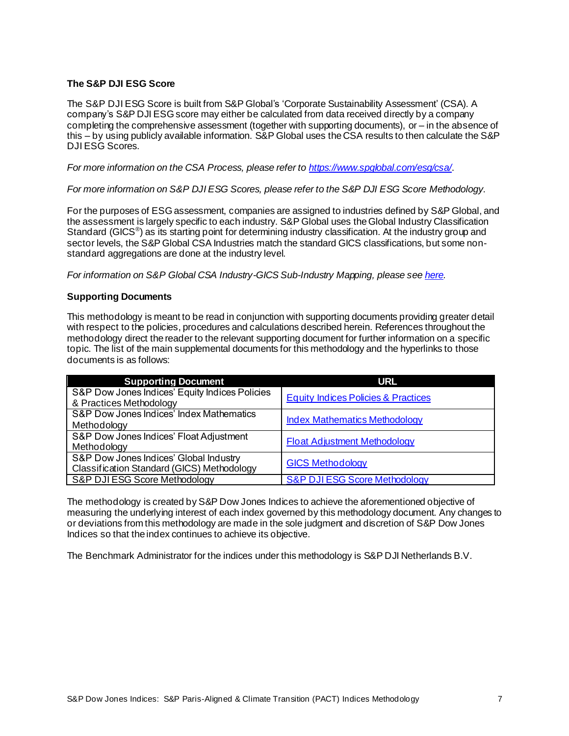### The S&P DJI ESG Score

The S&P DJI ESG Score is built from S&P Global's 'Corporate Sustainability Assessment' (CSA). A company's S&P DJI ESG score may either be calculated from data received directly by a company completing the comprehensive assessment (together with supporting documents), or – in the absence of this – by using publicly available information. S&P Global uses the CSA results to then calculate the S&P DJI ESG Scores.

*For more information on the CSA Process, please refer to [https://www.spglobal.com/esg/csa/](https://www.spglobal.com/esg/csa/).*

*For more information on S&P DJI ESG Scores, please refer to the S&P DJI ESG Score Methodology.*

For the purposes of ESG assessment, companies are assigned to industries defined by S&P Global, and the assessment is largely specific to each industry. S&P Global uses the Global Industry Classification Standard (GICS®) as its starting point for determining industry classification. At the industry group and sector levels, the S&P Global CSA Industries match the standard GICS classifications, but some non-standard aggregations are done at the industry level.

*For information on S&P Global CSA Industry-GICS Sub-Industry Mapping, please see here.*

### Supporting Documents

This methodology is meant to be read in conjunction with supporting documents providing greater detail with respect to the policies, procedures and calculations described herein. References throughout the methodology direct the reader to the relevant supporting document for further information on a specific topic. The list of the main supplemental documents for this methodology and the hyperlinks to those documents is as follows:

| Supporting Document | URL |
|---|---|
| S&P Dow Jones Indices' Equity Indices Policies & Practices Methodology | Equity Indices Policies & Practices |
| S&P Dow Jones Indices' Index Mathematics Methodology | Index Mathematics Methodology |
| S&P Dow Jones Indices' Float Adjustment Methodology | Float Adjustment Methodology |
| S&P Dow Jones Indices' Global Industry Classification Standard (GICS) Methodology | GICS Methodology |
| S&P DJI ESG Score Methodology | S&P DJI ESG Score Methodology |

The methodology is created by S&P Dow Jones Indices to achieve the aforementioned objective of measuring the underlying interest of each index governed by this methodology document. Any changes to or deviations from this methodology are made in the sole judgment and discretion of S&P Dow Jones Indices so that the index continues to achieve its objective.

The Benchmark Administrator for the indices under this methodology is S&P DJI Netherlands B.V.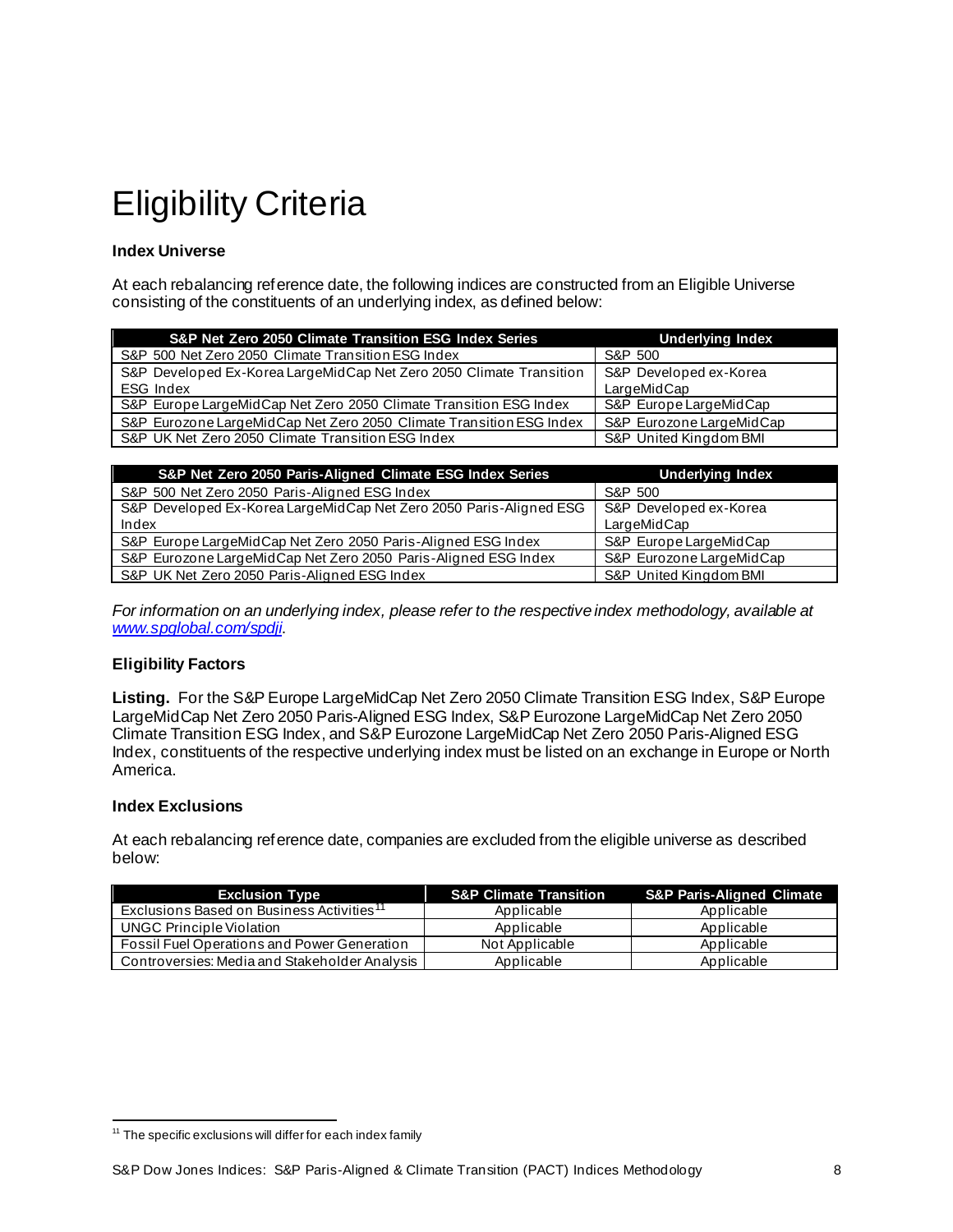# Eligibility Criteria

### Index Universe

At each rebalancing reference date, the following indices are constructed from an Eligible Universe consisting of the constituents of an underlying index, as defined below:

| S&P Net Zero 2050 Climate Transition ESG Index Series | Underlying Index |
|---|---|
| S&P 500 Net Zero 2050 Climate Transition ESG Index | S&P 500 |
| S&P Developed Ex-Korea LargeMidCap Net Zero 2050 Climate Transition ESG Index | S&P Developed ex-Korea LargeMidCap |
| S&P Europe LargeMidCap Net Zero 2050 Climate Transition ESG Index | S&P Europe LargeMidCap |
| S&P Eurozone LargeMidCap Net Zero 2050 Climate Transition ESG Index | S&P Eurozone LargeMidCap |
| S&P UK Net Zero 2050 Climate Transition ESG Index | S&P United Kingdom BMI |

| S&P Net Zero 2050 Paris-Aligned Climate ESG Index Series | Underlying Index |
|---|---|
| S&P 500 Net Zero 2050 Paris-Aligned ESG Index | S&P 500 |
| S&P Developed Ex-Korea LargeMidCap Net Zero 2050 Paris-Aligned ESG Index | S&P Developed ex-Korea LargeMidCap |
| S&P Europe LargeMidCap Net Zero 2050 Paris-Aligned ESG Index | S&P Europe LargeMidCap |
| S&P Eurozone LargeMidCap Net Zero 2050 Paris-Aligned ESG Index | S&P Eurozone LargeMidCap |
| S&P UK Net Zero 2050 Paris-Aligned ESG Index | S&P United Kingdom BMI |

*For information on an underlying index, please refer to the respective index methodology, available at [www.spglobal.com/spdji](www.spglobal.com/spdji).*

### Eligibility Factors

**Listing.** For the S&P Europe LargeMidCap Net Zero 2050 Climate Transition ESG Index, S&P Europe LargeMidCap Net Zero 2050 Paris-Aligned ESG Index, S&P Eurozone LargeMidCap Net Zero 2050 Climate Transition ESG Index, and S&P Eurozone LargeMidCap Net Zero 2050 Paris-Aligned ESG Index, constituents of the respective underlying index must be listed on an exchange in Europe or North America.

### Index Exclusions

At each rebalancing reference date, companies are excluded from the eligible universe as described below:

| Exclusion Type | S&P Climate Transition | S&P Paris-Aligned Climate |
|---|---|---|
| Exclusions Based on Business Activities[11] | Applicable | Applicable |
| UNGC Principle Violation | Applicable | Applicable |
| Fossil Fuel Operations and Power Generation | Not Applicable | Applicable |
| Controversies: Media and Stakeholder Analysis | Applicable | Applicable |

[11] The specific exclusions will differ for each index family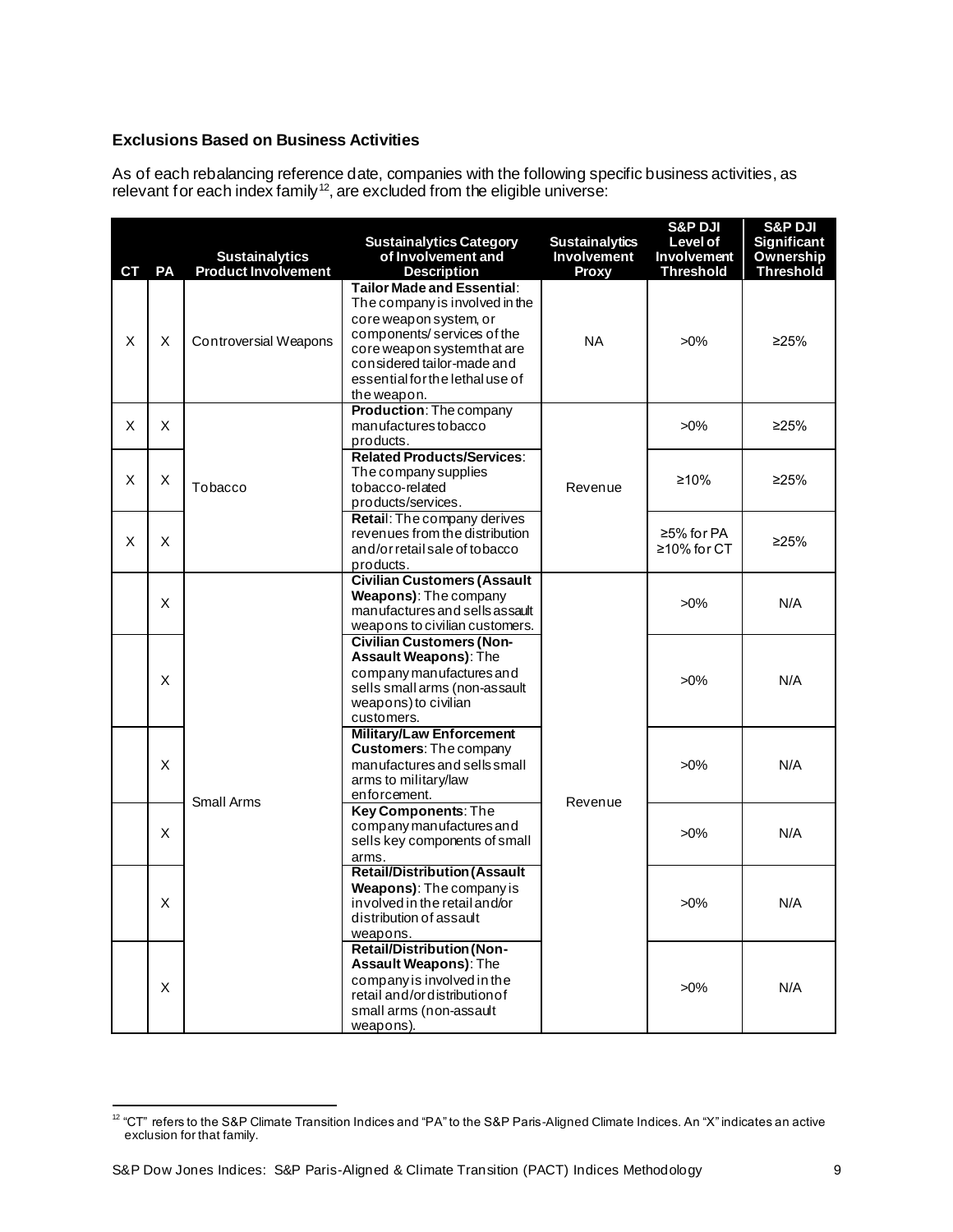### Exclusions Based on Business Activities

As of each rebalancing reference date, companies with the following specific business activities, as relevant for each index family[12], are excluded from the eligible universe:

| CT | PA | Sustainalytics Product Involvement | Sustainalytics Category of Involvement and Description | Sustainalytics Involvement Proxy | S&P DJI Level of Involvement Threshold | S&P DJI Significant Ownership Threshold |
|---|---|---|---|---|---|---|
| X | X | Controversial Weapons | **Tailor Made and Essential**: The company is involved in the core weapon system, or components/ services of the core weapon system that are considered tailor-made and essential for the lethal use of the weapon. | NA | >0% | ≥25% |
| X | X | Tobacco | **Production**: The company manufactures tobacco products. | Revenue | >0% | ≥25% |
| X | X | | **Related Products/Services**: The company supplies tobacco-related products/services. | | ≥10% | ≥25% |
| X | X | | **Retail**: The company derives revenues from the distribution and/or retail sale of tobacco products. | | ≥5% for PA ≥10% for CT | ≥25% |
| | X | Small Arms | **Civilian Customers (Assault Weapons)**: The company manufactures and sells assault weapons to civilian customers. | Revenue | >0% | N/A |
| | X | | **Civilian Customers (Non-Assault Weapons)**: The company manufactures and sells small arms (non-assault weapons) to civilian customers. | | >0% | N/A |
| | X | | **Military/Law Enforcement Customers**: The company manufactures and sells small arms to military/law enforcement. | | >0% | N/A |
| | X | | **Key Components**: The company manufactures and sells key components of small arms. | | >0% | N/A |
| | X | | **Retail/Distribution (Assault Weapons)**: The company is involved in the retail and/or distribution of assault weapons. | | >0% | N/A |
| | X | | **Retail/Distribution (Non-Assault Weapons)**: The company is involved in the retail and/or distribution of small arms (non-assault weapons). | | >0% | N/A |

[12] "CT" refers to the S&P Climate Transition Indices and "PA" to the S&P Paris-Aligned Climate Indices. An "X" indicates an active exclusion for that family.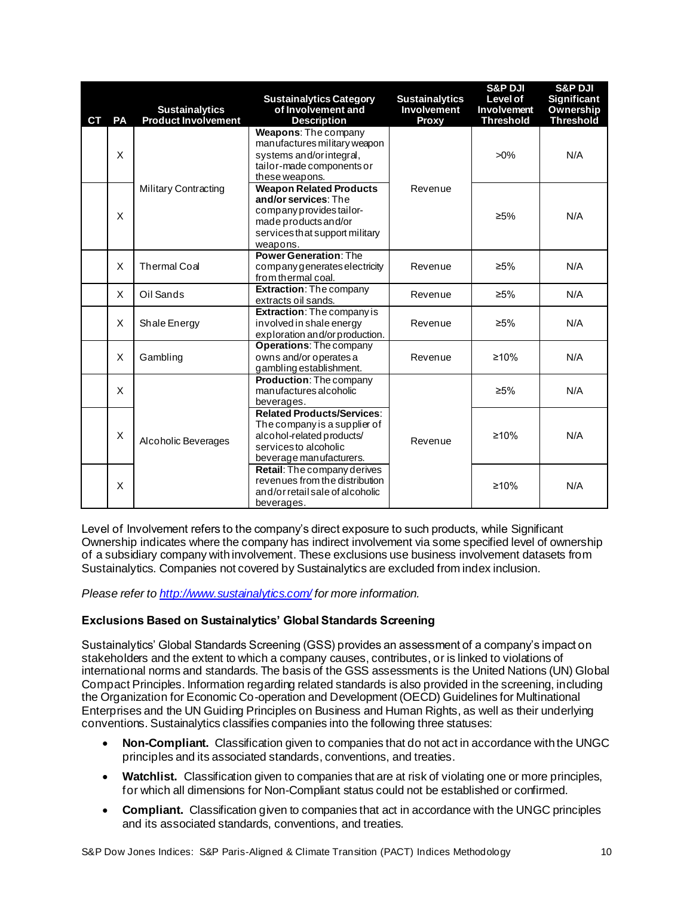| CT | PA | Sustainalytics Product Involvement | Sustainalytics Category of Involvement and Description | Sustainalytics Involvement Proxy | S&P DJI Level of Involvement Threshold | S&P DJI Significant Ownership Threshold |
|---|---|---|---|---|---|---|
| | X | Military Contracting | **Weapons**: The company manufactures military weapon systems and/or integral, tailor-made components or these weapons. | Revenue | >0% | N/A |
| | X | | **Weapon Related Products and/or services**: The company provides tailor-made products and/or services that support military weapons. | | ≥5% | N/A |
| | X | Thermal Coal | **Power Generation**: The company generates electricity from thermal coal. | Revenue | ≥5% | N/A |
| | X | Oil Sands | **Extraction**: The company extracts oil sands. | Revenue | ≥5% | N/A |
| | X | Shale Energy | **Extraction**: The company is involved in shale energy exploration and/or production. | Revenue | ≥5% | N/A |
| | X | Gambling | **Operations**: The company owns and/or operates a gambling establishment. | Revenue | ≥10% | N/A |
| | X | Alcoholic Beverages | **Production**: The company manufactures alcoholic beverages. | Revenue | ≥5% | N/A |
| | X | | **Related Products/Services**: The company is a supplier of alcohol-related products/ services to alcoholic beverage manufacturers. | | ≥10% | N/A |
| | X | | **Retail**: The company derives revenues from the distribution and/or retail sale of alcoholic beverages. | | ≥10% | N/A |

Level of Involvement refers to the company's direct exposure to such products, while Significant Ownership indicates where the company has indirect involvement via some specified level of ownership of a subsidiary company with involvement. These exclusions use business involvement datasets from Sustainalytics. Companies not covered by Sustainalytics are excluded from index inclusion.

*Please refer to http://www.sustainalytics.com/ for more information.*

**Exclusions Based on Sustainalytics' Global Standards Screening**

Sustainalytics' Global Standards Screening (GSS) provides an assessment of a company's impact on stakeholders and the extent to which a company causes, contributes, or is linked to violations of international norms and standards. The basis of the GSS assessments is the United Nations (UN) Global Compact Principles. Information regarding related standards is also provided in the screening, including the Organization for Economic Co-operation and Development (OECD) Guidelines for Multinational Enterprises and the UN Guiding Principles on Business and Human Rights, as well as their underlying conventions. Sustainalytics classifies companies into the following three statuses:

- **Non-Compliant.** Classification given to companies that do not act in accordance with the UNGC principles and its associated standards, conventions, and treaties.
- **Watchlist.** Classification given to companies that are at risk of violating one or more principles, for which all dimensions for Non-Compliant status could not be established or confirmed.
- **Compliant.** Classification given to companies that act in accordance with the UNGC principles and its associated standards, conventions, and treaties.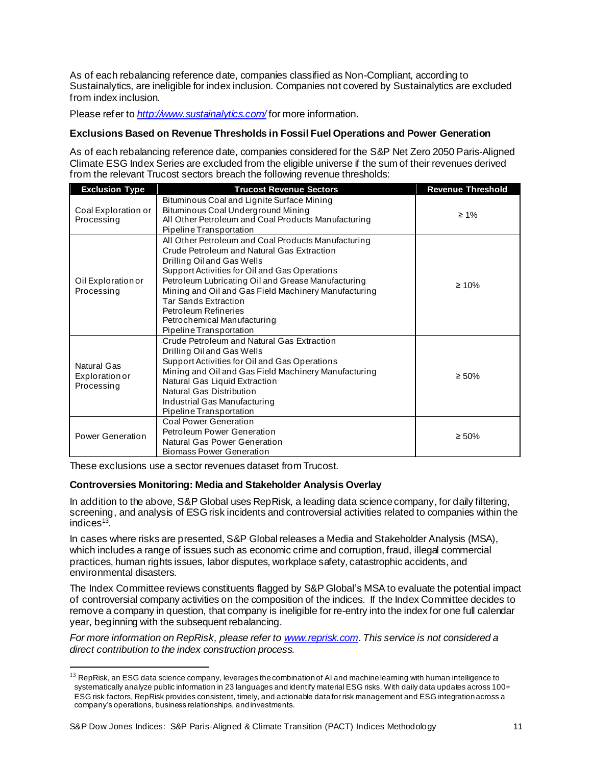As of each rebalancing reference date, companies classified as Non-Compliant, according to Sustainalytics, are ineligible for index inclusion. Companies not covered by Sustainalytics are excluded from index inclusion.

Please refer to *http://www.sustainalytics.com/* for more information.

**Exclusions Based on Revenue Thresholds in Fossil Fuel Operations and Power Generation**

As of each rebalancing reference date, companies considered for the S&P Net Zero 2050 Paris-Aligned Climate ESG Index Series are excluded from the eligible universe if the sum of their revenues derived from the relevant Trucost sectors breach the following revenue thresholds:

| Exclusion Type | Trucost Revenue Sectors | Revenue Threshold |
|---|---|---|
| Coal Exploration or Processing | Bituminous Coal and Lignite Surface Mining<br>Bituminous Coal Underground Mining<br>All Other Petroleum and Coal Products Manufacturing<br>Pipeline Transportation | ≥ 1% |
| Oil Exploration or Processing | All Other Petroleum and Coal Products Manufacturing<br>Crude Petroleum and Natural Gas Extraction<br>Drilling Oil and Gas Wells<br>Support Activities for Oil and Gas Operations<br>Petroleum Lubricating Oil and Grease Manufacturing<br>Mining and Oil and Gas Field Machinery Manufacturing<br>Tar Sands Extraction<br>Petroleum Refineries<br>Petrochemical Manufacturing<br>Pipeline Transportation | ≥ 10% |
| Natural Gas Exploration or Processing | Crude Petroleum and Natural Gas Extraction<br>Drilling Oil and Gas Wells<br>Support Activities for Oil and Gas Operations<br>Mining and Oil and Gas Field Machinery Manufacturing<br>Natural Gas Liquid Extraction<br>Natural Gas Distribution<br>Industrial Gas Manufacturing<br>Pipeline Transportation | ≥ 50% |
| Power Generation | Coal Power Generation<br>Petroleum Power Generation<br>Natural Gas Power Generation<br>Biomass Power Generation | ≥ 50% |

These exclusions use a sector revenues dataset from Trucost.

**Controversies Monitoring: Media and Stakeholder Analysis Overlay**

In addition to the above, S&P Global uses RepRisk, a leading data science company, for daily filtering, screening, and analysis of ESG risk incidents and controversial activities related to companies within the indices[13].

In cases where risks are presented, S&P Global releases a Media and Stakeholder Analysis (MSA), which includes a range of issues such as economic crime and corruption, fraud, illegal commercial practices, human rights issues, labor disputes, workplace safety, catastrophic accidents, and environmental disasters.

The Index Committee reviews constituents flagged by S&P Global's MSA to evaluate the potential impact of controversial company activities on the composition of the indices. If the Index Committee decides to remove a company in question, that company is ineligible for re-entry into the index for one full calendar year, beginning with the subsequent rebalancing.

*For more information on RepRisk, please refer to www.reprisk.com. This service is not considered a direct contribution to the index construction process.*

[13] RepRisk, an ESG data science company, leverages the combination of AI and machine learning with human intelligence to systematically analyze public information in 23 languages and identify material ESG risks. With daily data updates across 100+ ESG risk factors, RepRisk provides consistent, timely, and actionable data for risk management and ESG integration across a company's operations, business relationships, and investments.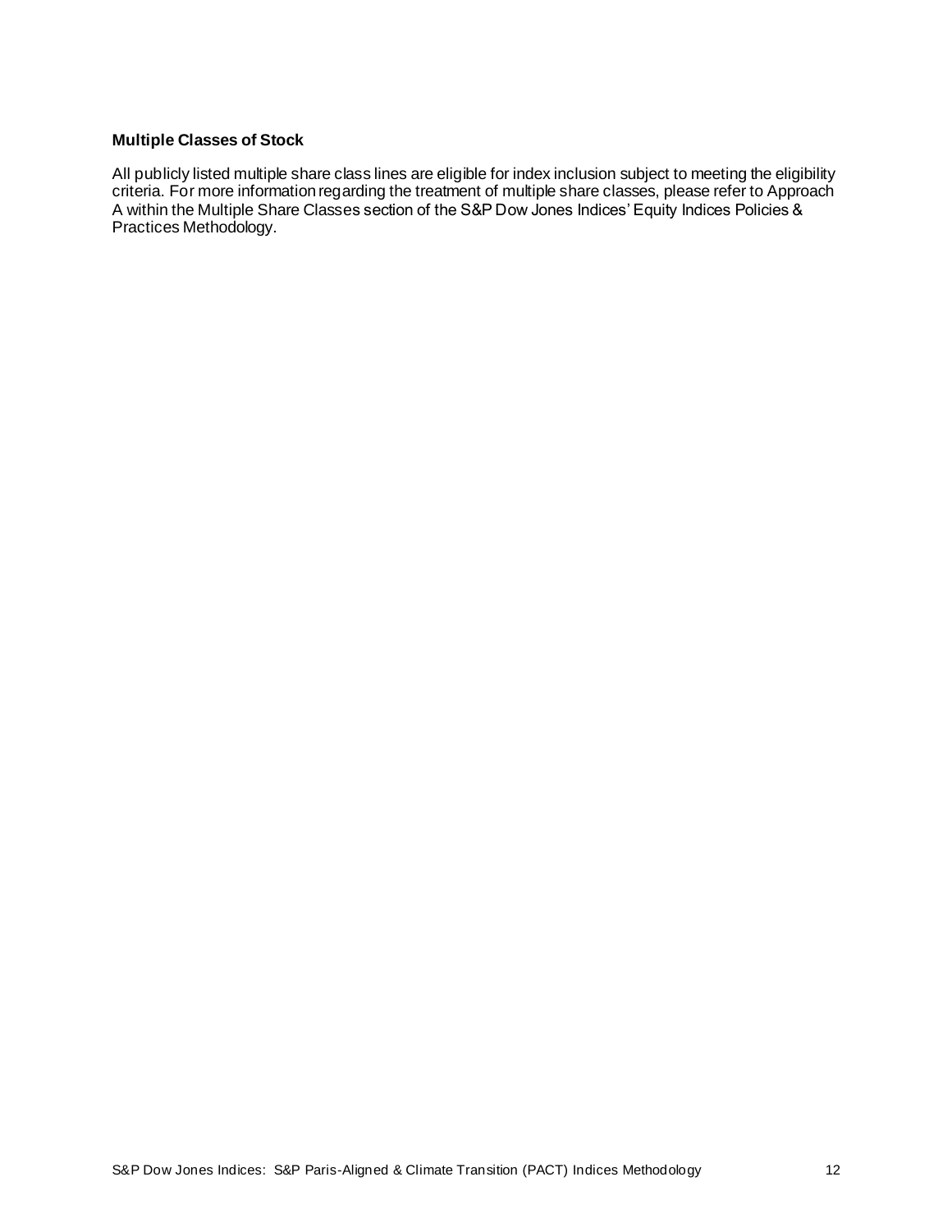### Multiple Classes of Stock

All publicly listed multiple share class lines are eligible for index inclusion subject to meeting the eligibility criteria. For more information regarding the treatment of multiple share classes, please refer to Approach A within the Multiple Share Classes section of the S&P Dow Jones Indices' Equity Indices Policies & Practices Methodology.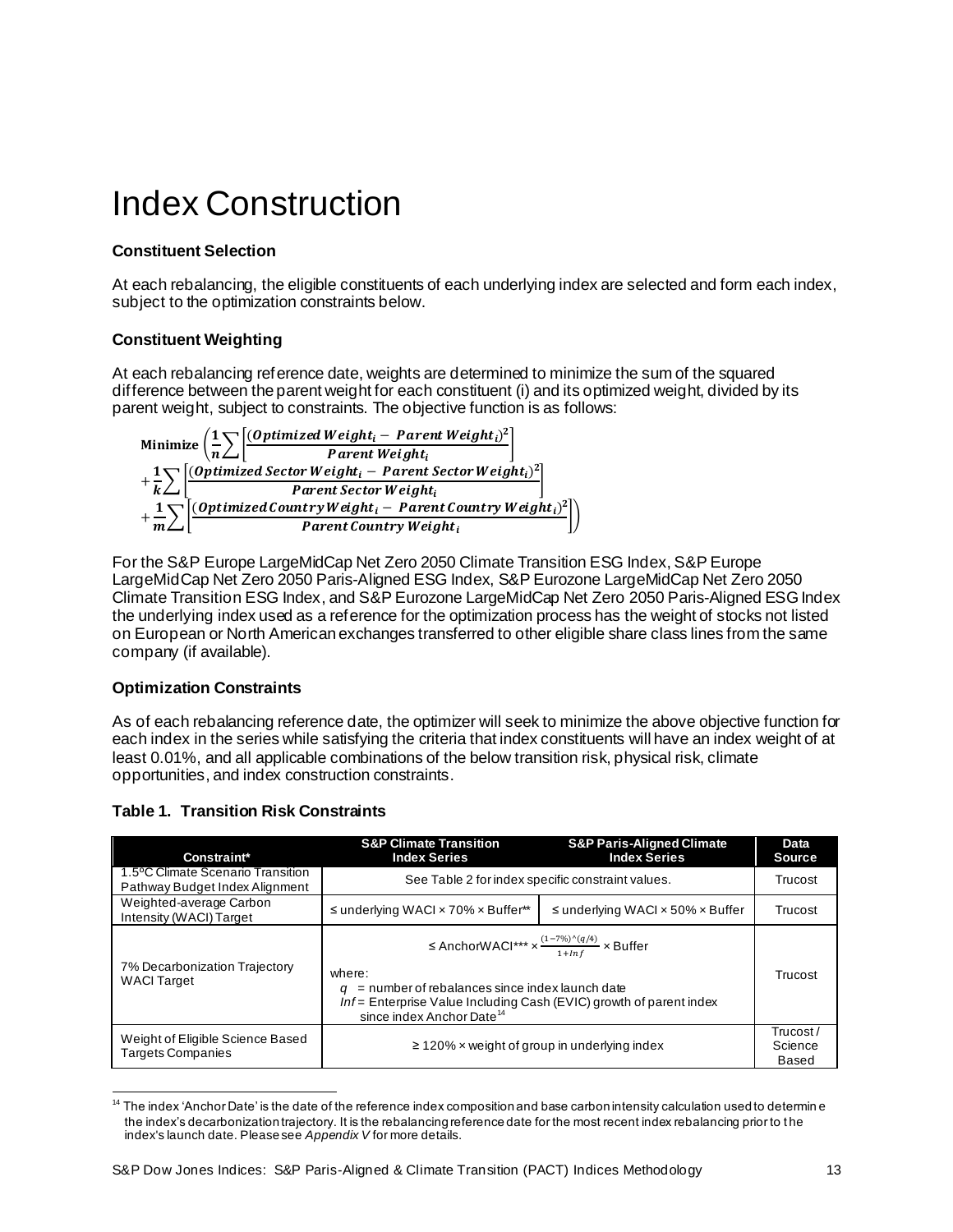# Index Construction

### Constituent Selection

At each rebalancing, the eligible constituents of each underlying index are selected and form each index, subject to the optimization constraints below.

### Constituent Weighting

At each rebalancing reference date, weights are determined to minimize the sum of the squared difference between the parent weight for each constituent (i) and its optimized weight, divided by its parent weight, subject to constraints. The objective function is as follows:

$$\textbf{Minimize} \left( \frac{1}{n} \sum \left[ \frac{(\textit{Optimized Weight}_i - \textit{Parent Weight}_i)^2}{\textit{Parent Weight}_i} \right] + \frac{1}{k} \sum \left[ \frac{(\textit{Optimized Sector Weight}_i - \textit{Parent Sector Weight}_i)^2}{\textit{Parent Sector Weight}_i} \right] + \frac{1}{m} \sum \left[ \frac{(\textit{Optimized Country Weight}_i - \textit{Parent Country Weight}_i)^2}{\textit{Parent Country Weight}_i} \right] \right)$$

For the S&P Europe LargeMidCap Net Zero 2050 Climate Transition ESG Index, S&P Europe LargeMidCap Net Zero 2050 Paris-Aligned ESG Index, S&P Eurozone LargeMidCap Net Zero 2050 Climate Transition ESG Index, and S&P Eurozone LargeMidCap Net Zero 2050 Paris-Aligned ESG Index the underlying index used as a reference for the optimization process has the weight of stocks not listed on European or North American exchanges transferred to other eligible share class lines from the same company (if available).

### Optimization Constraints

As of each rebalancing reference date, the optimizer will seek to minimize the above objective function for each index in the series while satisfying the criteria that index constituents will have an index weight of at least 0.01%, and all applicable combinations of the below transition risk, physical risk, climate opportunities, and index construction constraints.

**Table 1. Transition Risk Constraints**

| Constraint* | S&P Climate Transition Index Series | S&P Paris-Aligned Climate Index Series | Data Source |
|---|---|---|---|
| 1.5ºC Climate Scenario Transition Pathway Budget Index Alignment | See Table 2 for index specific constraint values. | | Trucost |
| Weighted-average Carbon Intensity (WACI) Target | ≤ underlying WACI × 70% × Buffer** | ≤ underlying WACI × 50% × Buffer | Trucost |
| 7% Decarbonization Trajectory WACI Target | ≤ AnchorWACI*** × $\frac{(1-7\%)^\wedge(q/4)}{1+Inf}$ × Buffer<br>where:<br>$q$ = number of rebalances since index launch date<br>$Inf$ = Enterprise Value Including Cash (EVIC) growth of parent index since index Anchor Date[14] | | Trucost |
| Weight of Eligible Science Based Targets Companies | ≥ 120% × weight of group in underlying index | | Trucost / Science Based |

[14] The index 'Anchor Date' is the date of the reference index composition and base carbon intensity calculation used to determine the index's decarbonization trajectory. It is the rebalancing reference date for the most recent index rebalancing prior to the index's launch date. Please see *Appendix V* for more details.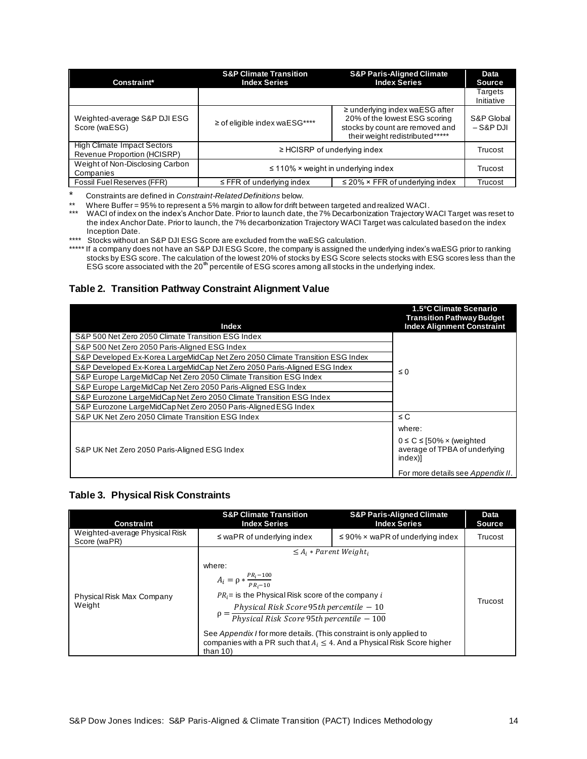| Constraint* | S&P Climate Transition Index Series | S&P Paris-Aligned Climate Index Series | Data Source |
|---|---|---|---|
| | | | Targets Initiative |
| Weighted-average S&P DJI ESG Score (waESG) | ≥ of eligible index waESG**** | ≥ underlying index waESG after 20% of the lowest ESG scoring stocks by count are removed and their weight redistributed***** | S&P Global – S&P DJI |
| High Climate Impact Sectors Revenue Proportion (HCISRP) | ≥ HCISRP of underlying index | | Trucost |
| Weight of Non-Disclosing Carbon Companies | ≤ 110% × weight in underlying index | | Trucost |
| Fossil Fuel Reserves (FFR) | ≤ FFR of underlying index | ≤ 20% × FFR of underlying index | Trucost |

\* Constraints are defined in *Constraint-Related Definitions* below.

** Where Buffer = 95% to represent a 5% margin to allow for drift between targeted and realized WACI.

*** WACI of index on the index's Anchor Date. Prior to launch date, the 7% Decarbonization Trajectory WACI Target was reset to the index Anchor Date. Prior to launch, the 7% decarbonization Trajectory WACI Target was calculated based on the index Inception Date.

**** Stocks without an S&P DJI ESG Score are excluded from the waESG calculation.

***** If a company does not have an S&P DJI ESG Score, the company is assigned the underlying index's waESG prior to ranking stocks by ESG score. The calculation of the lowest 20% of stocks by ESG Score selects stocks with ESG scores less than the ESG score associated with the 20th percentile of ESG scores among all stocks in the underlying index.

### Table 2. Transition Pathway Constraint Alignment Value

| Index | 1.5°C Climate Scenario Transition Pathway Budget Index Alignment Constraint |
|---|---|
| S&P 500 Net Zero 2050 Climate Transition ESG Index | ≤ 0 |
| S&P 500 Net Zero 2050 Paris-Aligned ESG Index | |
| S&P Developed Ex-Korea LargeMidCap Net Zero 2050 Climate Transition ESG Index | |
| S&P Developed Ex-Korea LargeMidCap Net Zero 2050 Paris-Aligned ESG Index | |
| S&P Europe LargeMidCap Net Zero 2050 Climate Transition ESG Index | |
| S&P Europe LargeMidCap Net Zero 2050 Paris-Aligned ESG Index | |
| S&P Eurozone LargeMidCap Net Zero 2050 Climate Transition ESG Index | |
| S&P Eurozone LargeMidCap Net Zero 2050 Paris-Aligned ESG Index | |
| S&P UK Net Zero 2050 Climate Transition ESG Index | ≤ C |
| S&P UK Net Zero 2050 Paris-Aligned ESG Index | where: 0 ≤ C ≤ [50% × (weighted average of TPBA of underlying index)] For more details see *Appendix II*. |

### Table 3. Physical Risk Constraints

| Constraint | S&P Climate Transition Index Series | S&P Paris-Aligned Climate Index Series | Data Source |
|---|---|---|---|
| Weighted-average Physical Risk Score (waPR) | ≤ waPR of underlying index | ≤ 90% × waPR of underlying index | Trucost |
| Physical Risk Max Company Weight | $\leq A_i * Parent\ Weight_i$ where: $A_i = \rho * \frac{PR_i - 100}{PR_i - 10}$ $PR_i$ = is the Physical Risk score of the company $i$ $\rho = \frac{Physical\ Risk\ Score\ 95th\ percentile\ -\ 10}{Physical\ Risk\ Score\ 95th\ percentile\ -\ 100}$ See *Appendix I* for more details. (This constraint is only applied to companies with a PR such that $A_i \leq 4$. And a Physical Risk Score higher than 10) | | Trucost |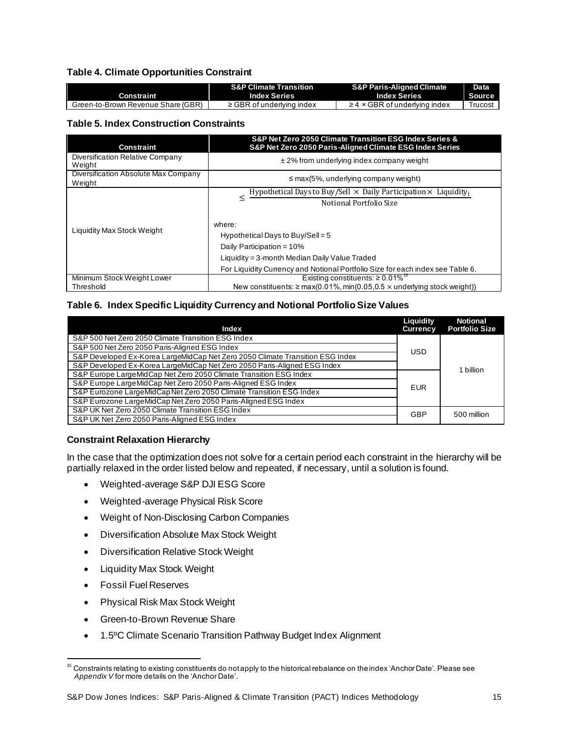**Table 4. Climate Opportunities Constraint**

| Constraint | S&P Climate Transition Index Series | S&P Paris-Aligned Climate Index Series | Data Source |
|---|---|---|---|
| Green-to-Brown Revenue Share (GBR) | ≥ GBR of underlying index | ≥ 4 × GBR of underlying index | Trucost |

**Table 5. Index Construction Constraints**

| Constraint | S&P Net Zero 2050 Climate Transition ESG Index Series & S&P Net Zero 2050 Paris-Aligned Climate ESG Index Series |
|---|---|
| Diversification Relative Company Weight | ± 2% from underlying index company weight |
| Diversification Absolute Max Company Weight | ≤ max(5%, underlying company weight) |
| Liquidity Max Stock Weight | $\leq \frac{\text{Hypothetical Days to Buy/Sell} \times \text{Daily Participation} \times \text{Liquidity}_i}{\text{Notional Portfolio Size}}$ <br><br> where: <br> Hypothetical Days to Buy/Sell = 5 <br> Daily Participation = 10% <br> Liquidity = 3-month Median Daily Value Traded <br> For Liquidity Currency and Notional Portfolio Size for each index see Table 6. |
| Minimum Stock Weight Lower Threshold | Existing constituents: ≥ 0.01%[15] <br> New constituents: ≥ max(0.01%, min(0.05,0.5 × underlying stock weight)) |

**Table 6. Index Specific Liquidity Currency and Notional Portfolio Size Values**

| Index | Liquidity Currency | Notional Portfolio Size |
|---|---|---|
| S&P 500 Net Zero 2050 Climate Transition ESG Index | USD | 1 billion |
| S&P 500 Net Zero 2050 Paris-Aligned ESG Index | USD | 1 billion |
| S&P Developed Ex-Korea LargeMidCap Net Zero 2050 Climate Transition ESG Index | USD | 1 billion |
| S&P Developed Ex-Korea LargeMidCap Net Zero 2050 Paris-Aligned ESG Index | USD | 1 billion |
| S&P Europe LargeMidCap Net Zero 2050 Climate Transition ESG Index | EUR | 1 billion |
| S&P Europe LargeMidCap Net Zero 2050 Paris-Aligned ESG Index | EUR | 1 billion |
| S&P Eurozone LargeMidCap Net Zero 2050 Climate Transition ESG Index | EUR | 1 billion |
| S&P Eurozone LargeMidCap Net Zero 2050 Paris-Aligned ESG Index | EUR | 1 billion |
| S&P UK Net Zero 2050 Climate Transition ESG Index | GBP | 500 million |
| S&P UK Net Zero 2050 Paris-Aligned ESG Index | GBP | 500 million |

**Constraint Relaxation Hierarchy**

In the case that the optimization does not solve for a certain period each constraint in the hierarchy will be partially relaxed in the order listed below and repeated, if necessary, until a solution is found.

- Weighted-average S&P DJI ESG Score
- Weighted-average Physical Risk Score
- Weight of Non-Disclosing Carbon Companies
- Diversification Absolute Max Stock Weight
- Diversification Relative Stock Weight
- Liquidity Max Stock Weight
- Fossil Fuel Reserves
- Physical Risk Max Stock Weight
- Green-to-Brown Revenue Share
- 1.5ºC Climate Scenario Transition Pathway Budget Index Alignment

[15] Constraints relating to existing constituents do not apply to the historical rebalance on the index 'Anchor Date'. Please see *Appendix V* for more details on the 'Anchor Date'.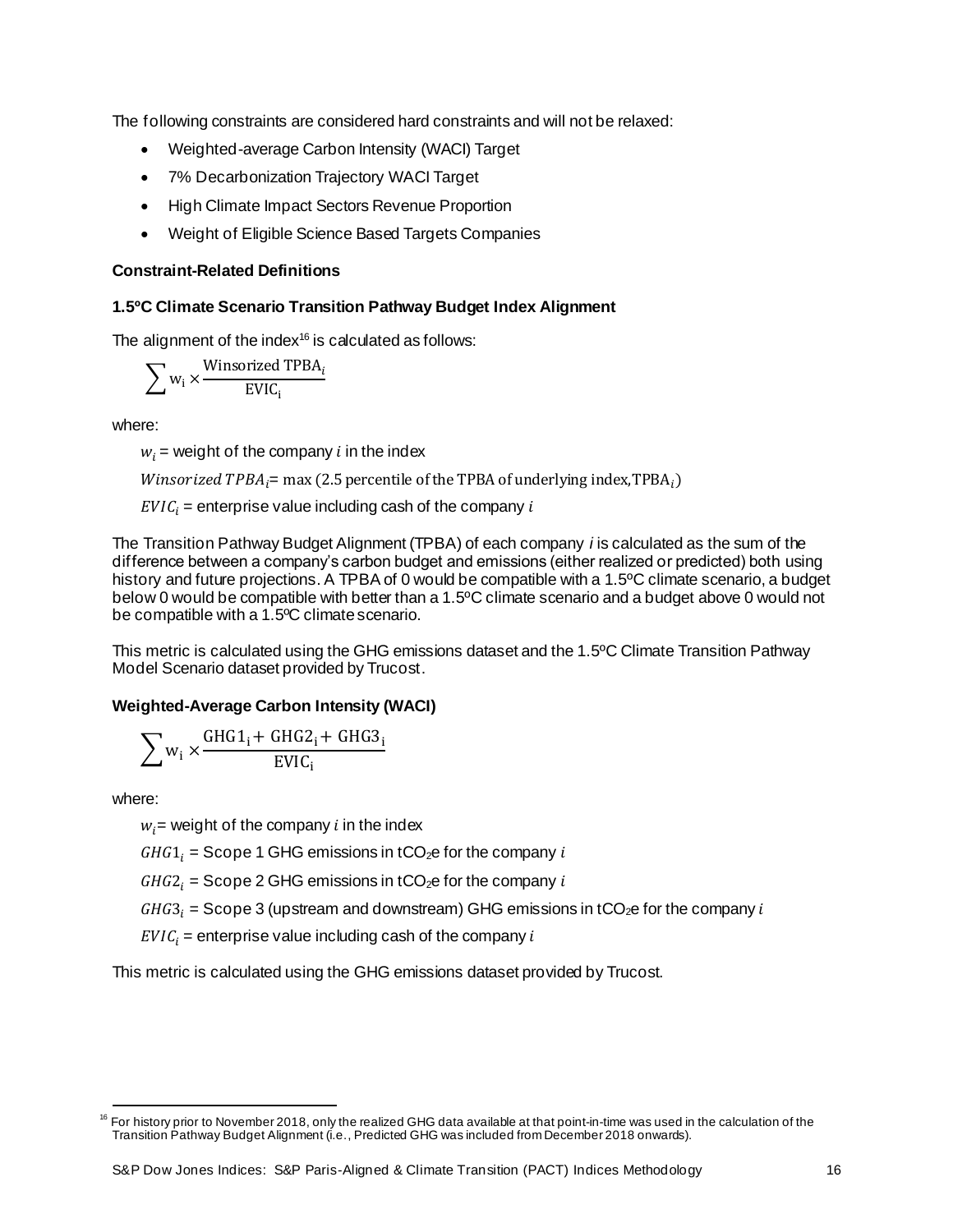The following constraints are considered hard constraints and will not be relaxed:

- Weighted-average Carbon Intensity (WACI) Target
- 7% Decarbonization Trajectory WACI Target
- High Climate Impact Sectors Revenue Proportion
- Weight of Eligible Science Based Targets Companies

### Constraint-Related Definitions

#### 1.5ºC Climate Scenario Transition Pathway Budget Index Alignment

The alignment of the index[16] is calculated as follows:

$$\sum \mathrm{w_i} \times \frac{\mathrm{Winsorized\ TPBA}_i}{\mathrm{EVIC_i}}$$

where:

$w_i$ = weight of the company $i$ in the index

$Winsorized\ TPBA_i$= $\max(2.5 \text{ percentile of the TPBA of underlying index}, \mathrm{TPBA}_i)$

$EVIC_i$ = enterprise value including cash of the company $i$

The Transition Pathway Budget Alignment (TPBA) of each company $i$ is calculated as the sum of the difference between a company's carbon budget and emissions (either realized or predicted) both using history and future projections. A TPBA of 0 would be compatible with a 1.5ºC climate scenario, a budget below 0 would be compatible with better than a 1.5ºC climate scenario and a budget above 0 would not be compatible with a 1.5ºC climate scenario.

This metric is calculated using the GHG emissions dataset and the 1.5ºC Climate Transition Pathway Model Scenario dataset provided by Trucost.

#### Weighted-Average Carbon Intensity (WACI)

$$\sum \mathrm{w_i} \times \frac{\mathrm{GHG1_i} + \mathrm{GHG2_i} + \mathrm{GHG3_i}}{\mathrm{EVIC_i}}$$

where:

$w_i$= weight of the company $i$ in the index

$GHG1_i$ = Scope 1 GHG emissions in $tCO_2e$ for the company $i$

$GHG2_i$ = Scope 2 GHG emissions in $tCO_2e$ for the company $i$

$GHG3_i$ = Scope 3 (upstream and downstream) GHG emissions in $tCO_2e$ for the company $i$

$EVIC_i$ = enterprise value including cash of the company $i$

This metric is calculated using the GHG emissions dataset provided by Trucost.

[16] For history prior to November 2018, only the realized GHG data available at that point-in-time was used in the calculation of the Transition Pathway Budget Alignment (i.e., Predicted GHG was included from December 2018 onwards).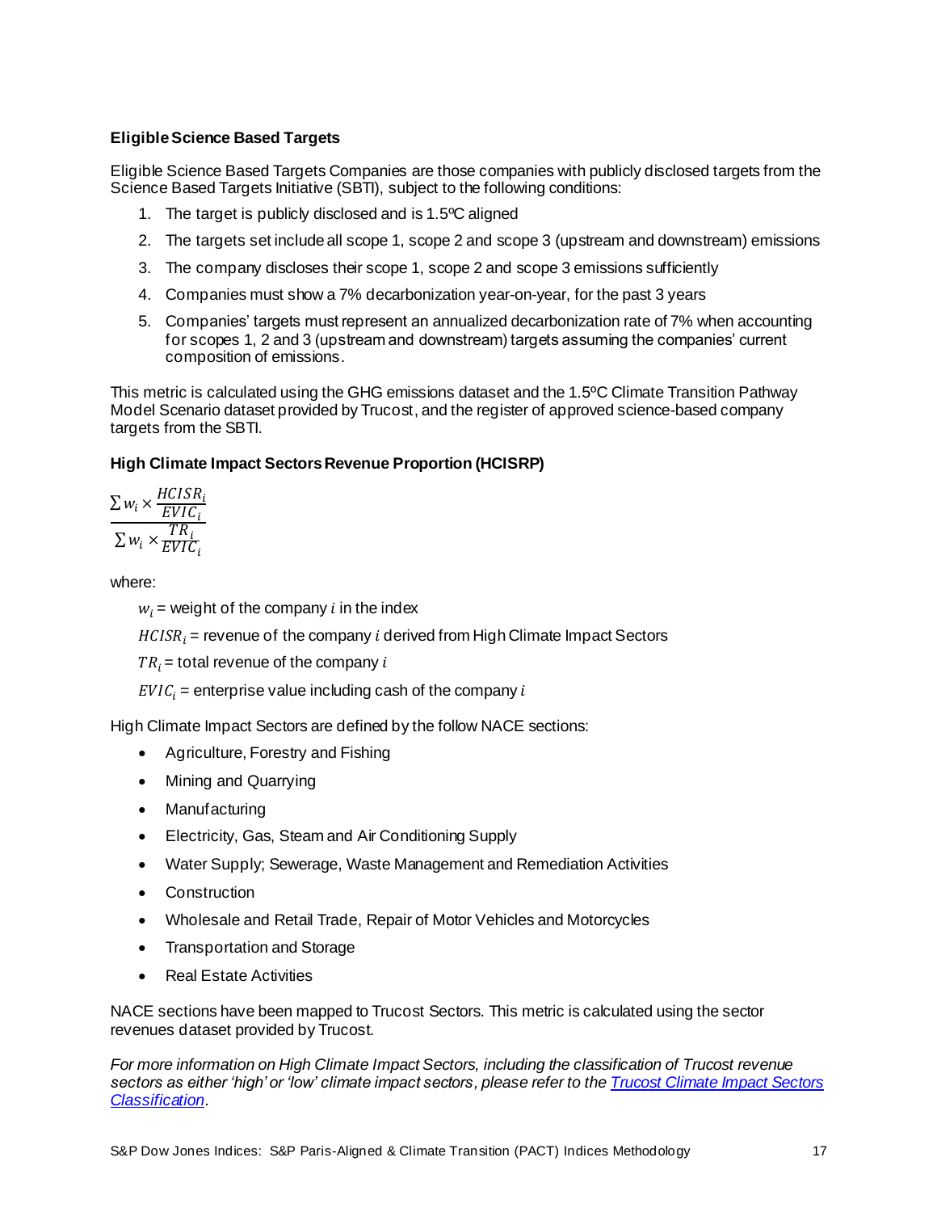**Eligible Science Based Targets**

Eligible Science Based Targets Companies are those companies with publicly disclosed targets from the Science Based Targets Initiative (SBTI), subject to the following conditions:

1. The target is publicly disclosed and is 1.5ºC aligned
2. The targets set include all scope 1, scope 2 and scope 3 (upstream and downstream) emissions
3. The company discloses their scope 1, scope 2 and scope 3 emissions sufficiently
4. Companies must show a 7% decarbonization year-on-year, for the past 3 years
5. Companies' targets must represent an annualized decarbonization rate of 7% when accounting for scopes 1, 2 and 3 (upstream and downstream) targets assuming the companies' current composition of emissions.

This metric is calculated using the GHG emissions dataset and the 1.5ºC Climate Transition Pathway Model Scenario dataset provided by Trucost, and the register of approved science-based company targets from the SBTI.

**High Climate Impact Sectors Revenue Proportion (HCISRP)**

$$\frac{\sum w_i \times \frac{HCISR_i}{EVIC_i}}{\sum w_i \times \frac{TR_i}{EVIC_i}}$$

where:

$w_i$ = weight of the company $i$ in the index

$HCISR_i$ = revenue of the company $i$ derived from High Climate Impact Sectors

$TR_i$ = total revenue of the company $i$

$EVIC_i$ = enterprise value including cash of the company $i$

High Climate Impact Sectors are defined by the follow NACE sections:

- Agriculture, Forestry and Fishing
- Mining and Quarrying
- Manufacturing
- Electricity, Gas, Steam and Air Conditioning Supply
- Water Supply; Sewerage, Waste Management and Remediation Activities
- Construction
- Wholesale and Retail Trade, Repair of Motor Vehicles and Motorcycles
- Transportation and Storage
- Real Estate Activities

NACE sections have been mapped to Trucost Sectors. This metric is calculated using the sector revenues dataset provided by Trucost.

*For more information on High Climate Impact Sectors, including the classification of Trucost revenue sectors as either 'high' or 'low' climate impact sectors, please refer to the [Trucost Climate Impact Sectors Classification](#).*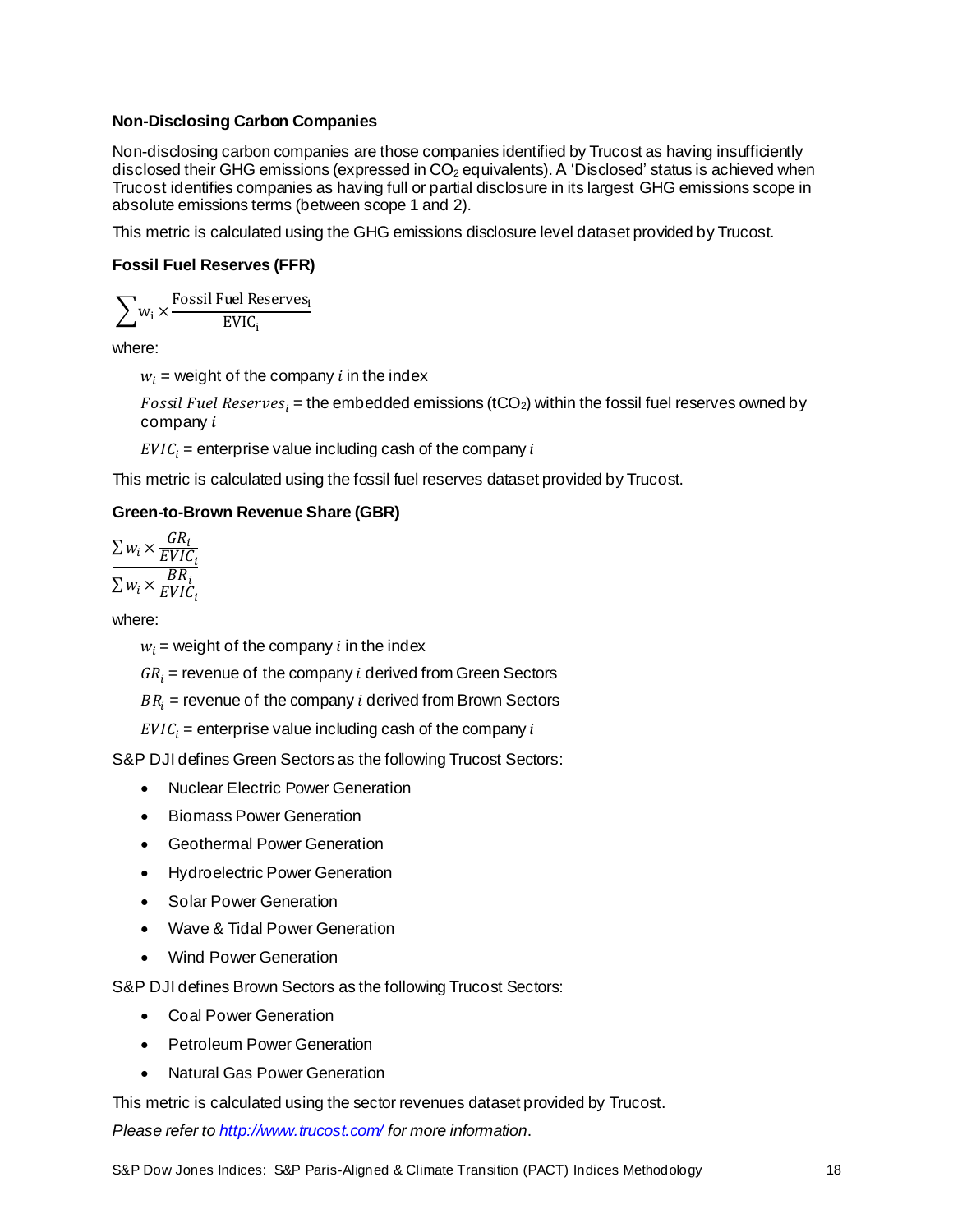### Non-Disclosing Carbon Companies

Non-disclosing carbon companies are those companies identified by Trucost as having insufficiently disclosed their GHG emissions (expressed in $CO_2$ equivalents). A 'Disclosed' status is achieved when Trucost identifies companies as having full or partial disclosure in its largest GHG emissions scope in absolute emissions terms (between scope 1 and 2).

This metric is calculated using the GHG emissions disclosure level dataset provided by Trucost.

### Fossil Fuel Reserves (FFR)

$$\sum w_i \times \frac{\text{Fossil Fuel Reserves}_i}{\text{EVIC}_i}$$

where:

> $w_i$ = weight of the company $i$ in the index
>
> $Fossil\ Fuel\ Reserves_i$ = the embedded emissions ($tCO_2$) within the fossil fuel reserves owned by company $i$
>
> $EVIC_i$ = enterprise value including cash of the company $i$

This metric is calculated using the fossil fuel reserves dataset provided by Trucost.

### Green-to-Brown Revenue Share (GBR)

$$\frac{\sum w_i \times \frac{GR_i}{EVIC_i}}{\sum w_i \times \frac{BR_i}{EVIC_i}}$$

where:

> $w_i$ = weight of the company $i$ in the index
>
> $GR_i$ = revenue of the company $i$ derived from Green Sectors
>
> $BR_i$ = revenue of the company $i$ derived from Brown Sectors
>
> $EVIC_i$ = enterprise value including cash of the company $i$

S&P DJI defines Green Sectors as the following Trucost Sectors:

- Nuclear Electric Power Generation
- Biomass Power Generation
- Geothermal Power Generation
- Hydroelectric Power Generation
- Solar Power Generation
- Wave & Tidal Power Generation
- Wind Power Generation

S&P DJI defines Brown Sectors as the following Trucost Sectors:

- Coal Power Generation
- Petroleum Power Generation
- Natural Gas Power Generation

This metric is calculated using the sector revenues dataset provided by Trucost.

*Please refer to [http://www.trucost.com/](http://www.trucost.com/) for more information.*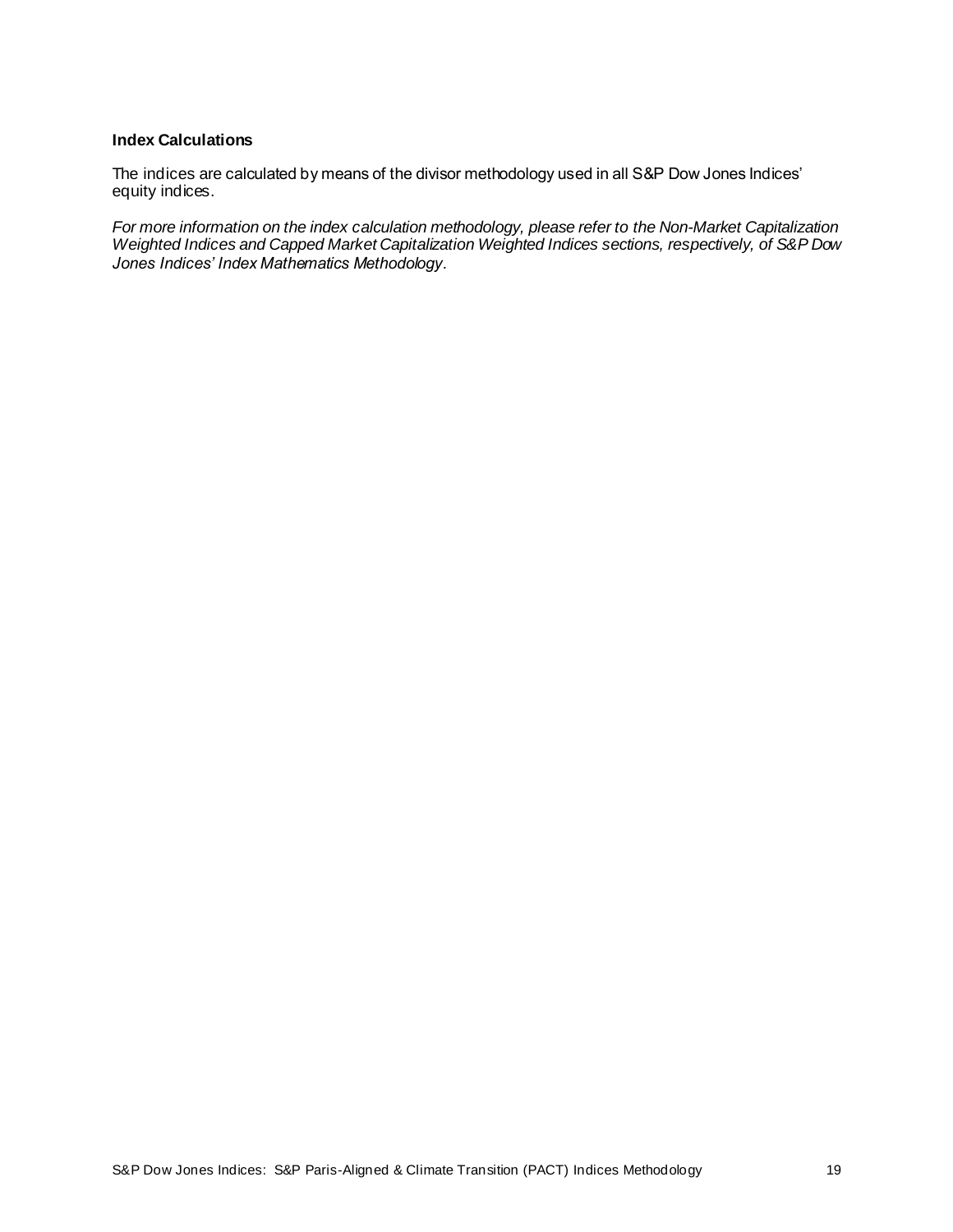### Index Calculations

The indices are calculated by means of the divisor methodology used in all S&P Dow Jones Indices' equity indices.

*For more information on the index calculation methodology, please refer to the Non-Market Capitalization Weighted Indices and Capped Market Capitalization Weighted Indices sections, respectively, of S&P Dow Jones Indices' Index Mathematics Methodology.*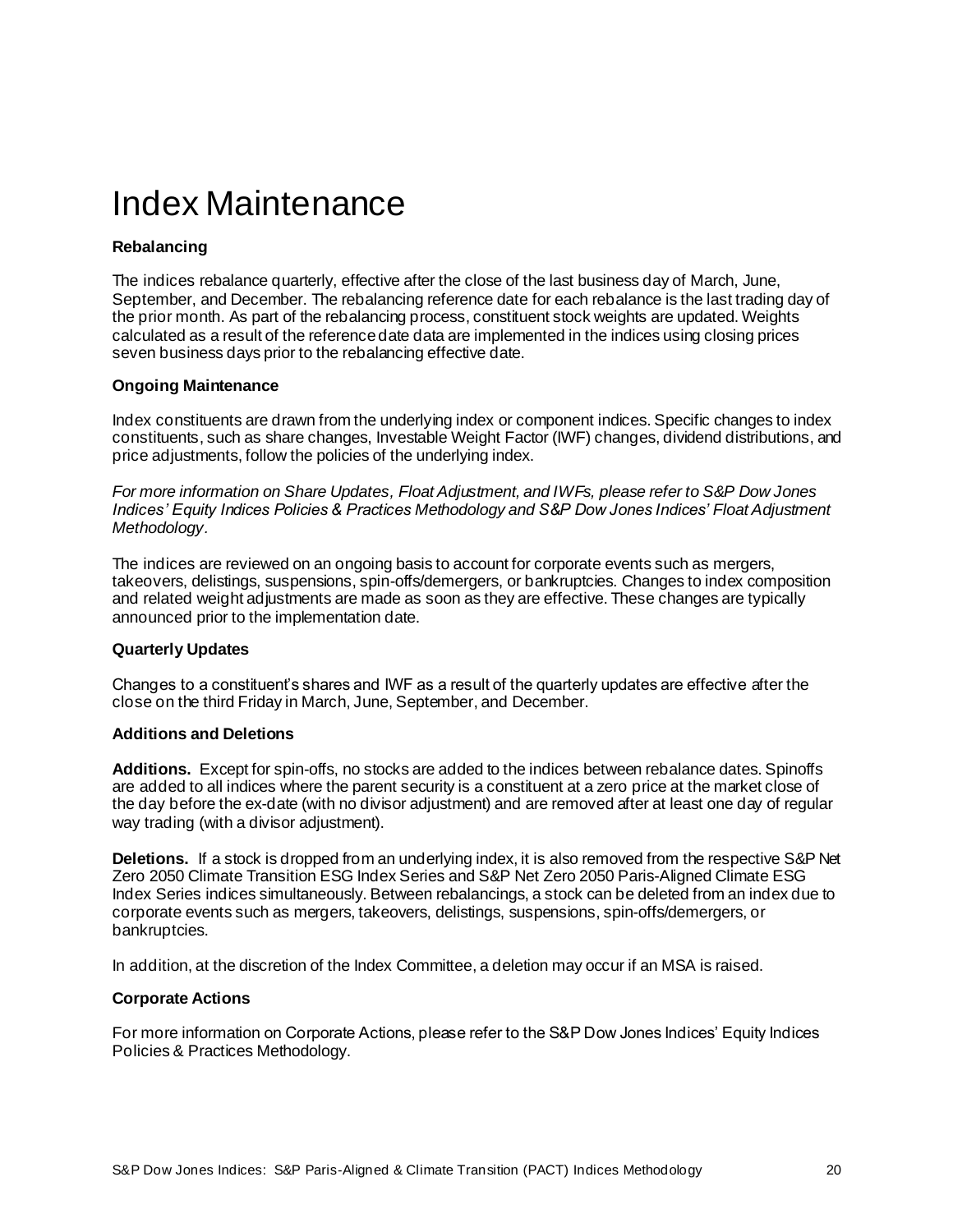# Index Maintenance

### Rebalancing

The indices rebalance quarterly, effective after the close of the last business day of March, June, September, and December. The rebalancing reference date for each rebalance is the last trading day of the prior month. As part of the rebalancing process, constituent stock weights are updated. Weights calculated as a result of the reference date data are implemented in the indices using closing prices seven business days prior to the rebalancing effective date.

### Ongoing Maintenance

Index constituents are drawn from the underlying index or component indices. Specific changes to index constituents, such as share changes, Investable Weight Factor (IWF) changes, dividend distributions, and price adjustments, follow the policies of the underlying index.

*For more information on Share Updates, Float Adjustment, and IWFs, please refer to S&P Dow Jones Indices' Equity Indices Policies & Practices Methodology and S&P Dow Jones Indices' Float Adjustment Methodology.*

The indices are reviewed on an ongoing basis to account for corporate events such as mergers, takeovers, delistings, suspensions, spin-offs/demergers, or bankruptcies. Changes to index composition and related weight adjustments are made as soon as they are effective. These changes are typically announced prior to the implementation date.

### Quarterly Updates

Changes to a constituent's shares and IWF as a result of the quarterly updates are effective after the close on the third Friday in March, June, September, and December.

### Additions and Deletions

**Additions.** Except for spin-offs, no stocks are added to the indices between rebalance dates. Spinoffs are added to all indices where the parent security is a constituent at a zero price at the market close of the day before the ex-date (with no divisor adjustment) and are removed after at least one day of regular way trading (with a divisor adjustment).

**Deletions.** If a stock is dropped from an underlying index, it is also removed from the respective S&P Net Zero 2050 Climate Transition ESG Index Series and S&P Net Zero 2050 Paris-Aligned Climate ESG Index Series indices simultaneously. Between rebalancings, a stock can be deleted from an index due to corporate events such as mergers, takeovers, delistings, suspensions, spin-offs/demergers, or bankruptcies.

In addition, at the discretion of the Index Committee, a deletion may occur if an MSA is raised.

### Corporate Actions

For more information on Corporate Actions, please refer to the S&P Dow Jones Indices' Equity Indices Policies & Practices Methodology.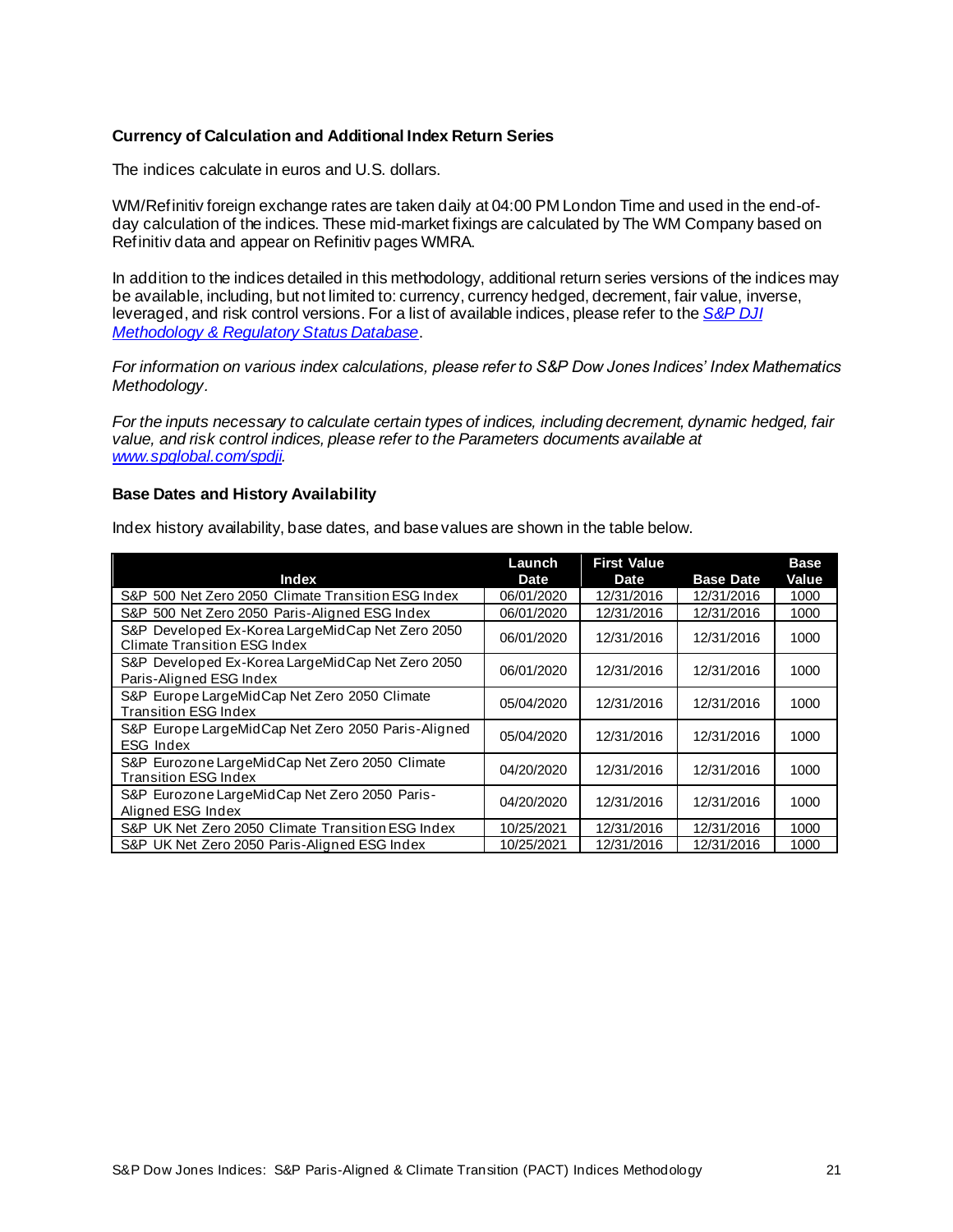### Currency of Calculation and Additional Index Return Series

The indices calculate in euros and U.S. dollars.

WM/Refinitiv foreign exchange rates are taken daily at 04:00 PM London Time and used in the end-of-day calculation of the indices. These mid-market fixings are calculated by The WM Company based on Refinitiv data and appear on Refinitiv pages WMRA.

In addition to the indices detailed in this methodology, additional return series versions of the indices may be available, including, but not limited to: currency, currency hedged, decrement, fair value, inverse, leveraged, and risk control versions. For a list of available indices, please refer to the *[S&P DJI Methodology & Regulatory Status Database](#)*.

*For information on various index calculations, please refer to S&P Dow Jones Indices' Index Mathematics Methodology.*

*For the inputs necessary to calculate certain types of indices, including decrement, dynamic hedged, fair value, and risk control indices, please refer to the Parameters documents available at [www.spglobal.com/spdji](http://www.spglobal.com/spdji).*

### Base Dates and History Availability

Index history availability, base dates, and base values are shown in the table below.

| Index | Launch Date | First Value Date | Base Date | Base Value |
|---|---|---|---|---|
| S&P 500 Net Zero 2050 Climate Transition ESG Index | 06/01/2020 | 12/31/2016 | 12/31/2016 | 1000 |
| S&P 500 Net Zero 2050 Paris-Aligned ESG Index | 06/01/2020 | 12/31/2016 | 12/31/2016 | 1000 |
| S&P Developed Ex-Korea LargeMidCap Net Zero 2050 Climate Transition ESG Index | 06/01/2020 | 12/31/2016 | 12/31/2016 | 1000 |
| S&P Developed Ex-Korea LargeMidCap Net Zero 2050 Paris-Aligned ESG Index | 06/01/2020 | 12/31/2016 | 12/31/2016 | 1000 |
| S&P Europe LargeMidCap Net Zero 2050 Climate Transition ESG Index | 05/04/2020 | 12/31/2016 | 12/31/2016 | 1000 |
| S&P Europe LargeMidCap Net Zero 2050 Paris-Aligned ESG Index | 05/04/2020 | 12/31/2016 | 12/31/2016 | 1000 |
| S&P Eurozone LargeMidCap Net Zero 2050 Climate Transition ESG Index | 04/20/2020 | 12/31/2016 | 12/31/2016 | 1000 |
| S&P Eurozone LargeMidCap Net Zero 2050 Paris-Aligned ESG Index | 04/20/2020 | 12/31/2016 | 12/31/2016 | 1000 |
| S&P UK Net Zero 2050 Climate Transition ESG Index | 10/25/2021 | 12/31/2016 | 12/31/2016 | 1000 |
| S&P UK Net Zero 2050 Paris-Aligned ESG Index | 10/25/2021 | 12/31/2016 | 12/31/2016 | 1000 |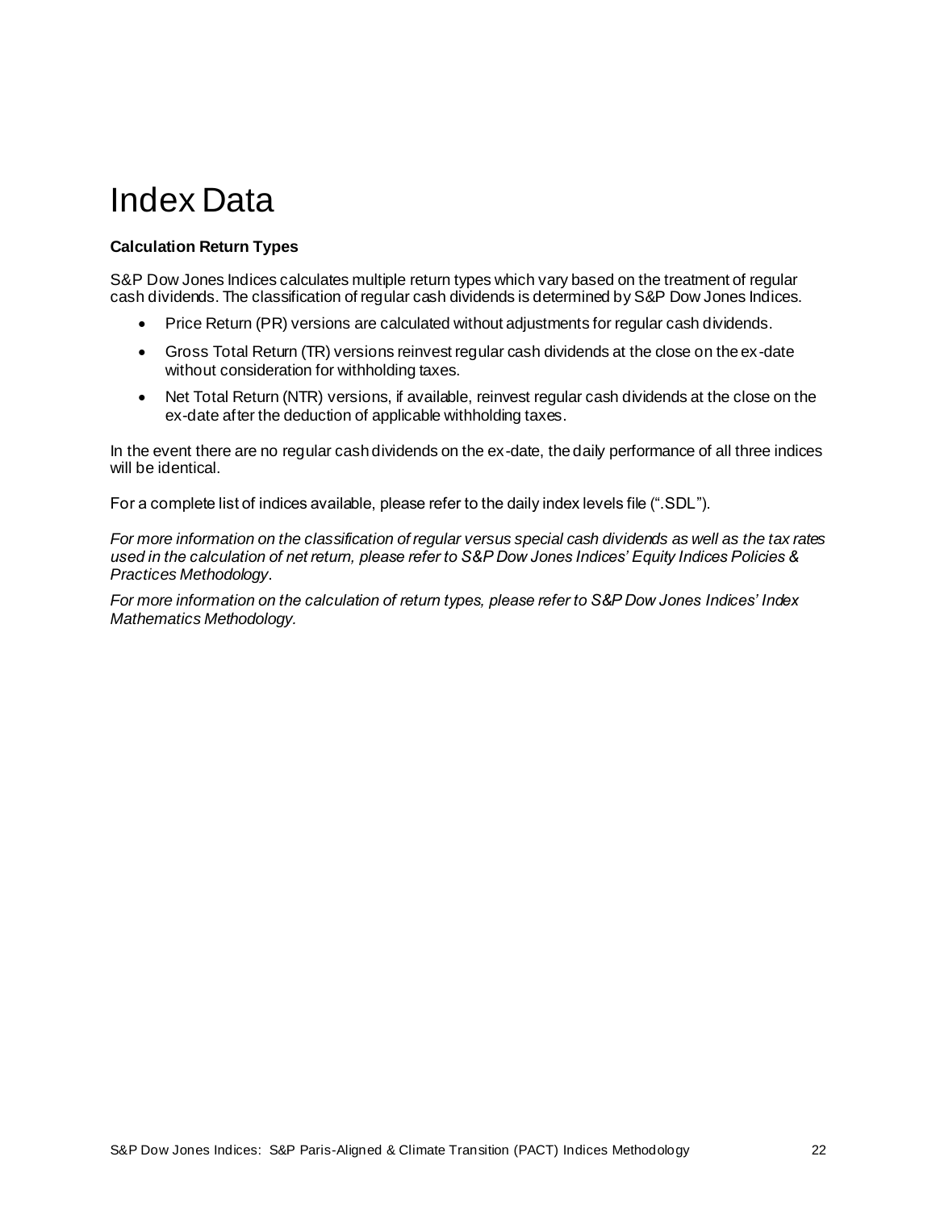# Index Data

**Calculation Return Types**

S&P Dow Jones Indices calculates multiple return types which vary based on the treatment of regular cash dividends. The classification of regular cash dividends is determined by S&P Dow Jones Indices.

- Price Return (PR) versions are calculated without adjustments for regular cash dividends.
- Gross Total Return (TR) versions reinvest regular cash dividends at the close on the ex-date without consideration for withholding taxes.
- Net Total Return (NTR) versions, if available, reinvest regular cash dividends at the close on the ex-date after the deduction of applicable withholding taxes.

In the event there are no regular cash dividends on the ex-date, the daily performance of all three indices will be identical.

For a complete list of indices available, please refer to the daily index levels file (".SDL").

*For more information on the classification of regular versus special cash dividends as well as the tax rates used in the calculation of net return, please refer to S&P Dow Jones Indices' Equity Indices Policies & Practices Methodology*.

*For more information on the calculation of return types, please refer to S&P Dow Jones Indices' Index Mathematics Methodology.*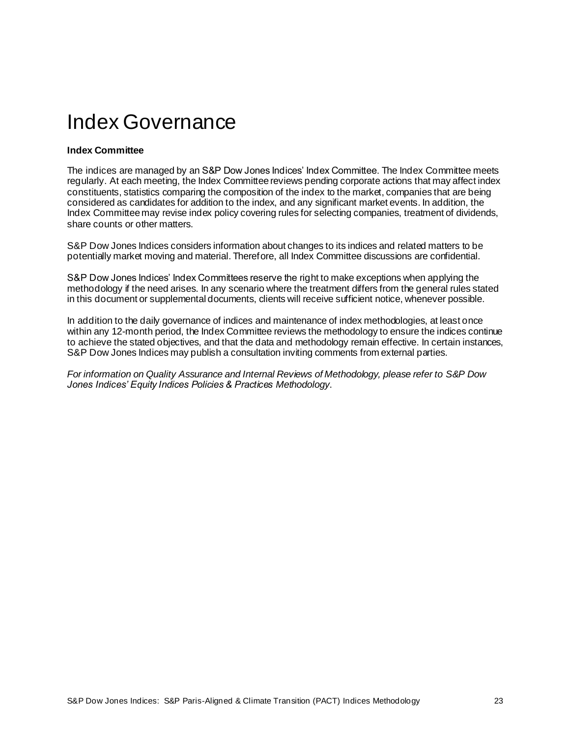# Index Governance

**Index Committee**

The indices are managed by an S&P Dow Jones Indices' Index Committee. The Index Committee meets regularly. At each meeting, the Index Committee reviews pending corporate actions that may affect index constituents, statistics comparing the composition of the index to the market, companies that are being considered as candidates for addition to the index, and any significant market events. In addition, the Index Committee may revise index policy covering rules for selecting companies, treatment of dividends, share counts or other matters.

S&P Dow Jones Indices considers information about changes to its indices and related matters to be potentially market moving and material. Therefore, all Index Committee discussions are confidential.

S&P Dow Jones Indices' Index Committees reserve the right to make exceptions when applying the methodology if the need arises. In any scenario where the treatment differs from the general rules stated in this document or supplemental documents, clients will receive sufficient notice, whenever possible.

In addition to the daily governance of indices and maintenance of index methodologies, at least once within any 12-month period, the Index Committee reviews the methodology to ensure the indices continue to achieve the stated objectives, and that the data and methodology remain effective. In certain instances, S&P Dow Jones Indices may publish a consultation inviting comments from external parties.

*For information on Quality Assurance and Internal Reviews of Methodology, please refer to S&P Dow Jones Indices' Equity Indices Policies & Practices Methodology*.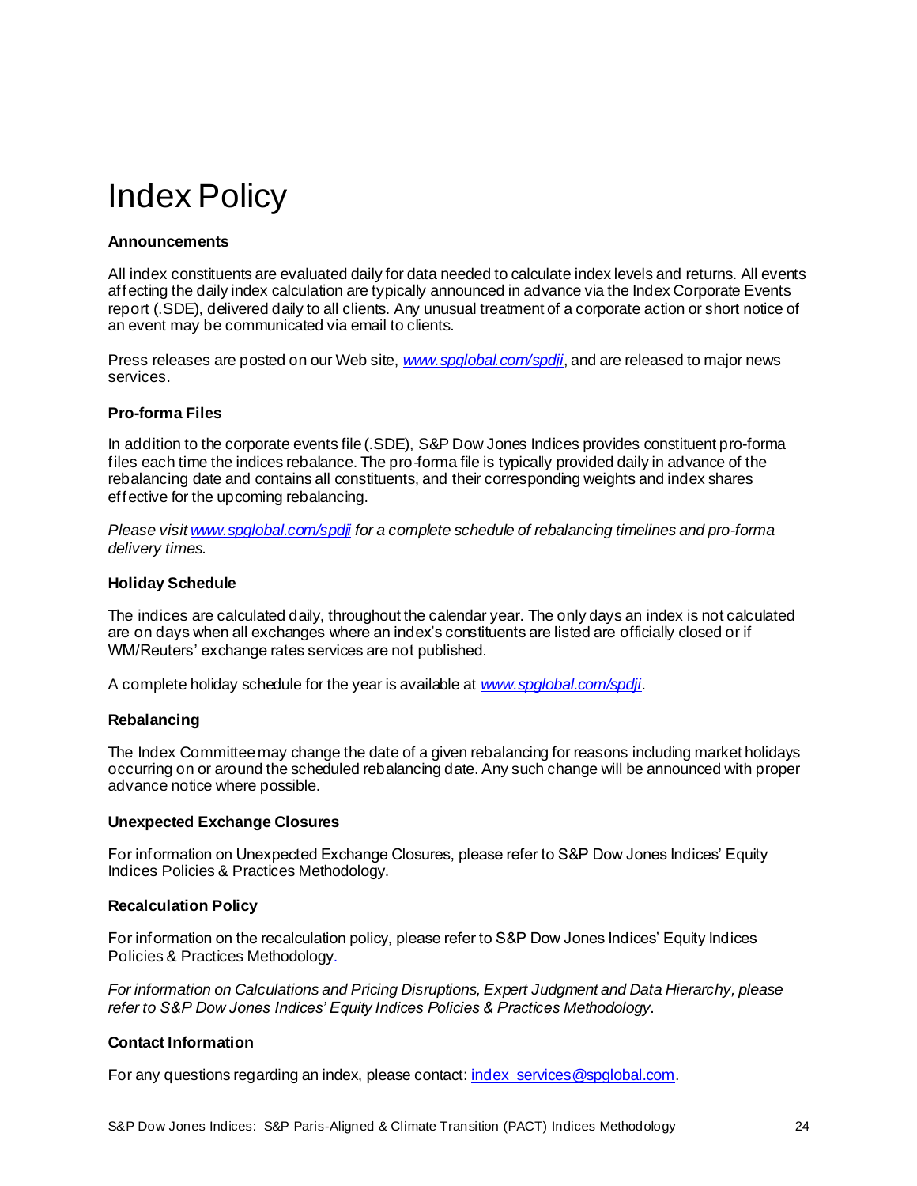# Index Policy

**Announcements**

All index constituents are evaluated daily for data needed to calculate index levels and returns. All events affecting the daily index calculation are typically announced in advance via the Index Corporate Events report (.SDE), delivered daily to all clients. Any unusual treatment of a corporate action or short notice of an event may be communicated via email to clients.

Press releases are posted on our Web site, *www.spglobal.com/spdji*, and are released to major news services.

**Pro-forma Files**

In addition to the corporate events file (.SDE), S&P Dow Jones Indices provides constituent pro-forma files each time the indices rebalance. The pro-forma file is typically provided daily in advance of the rebalancing date and contains all constituents, and their corresponding weights and index shares effective for the upcoming rebalancing.

*Please visit www.spglobal.com/spdji for a complete schedule of rebalancing timelines and pro-forma delivery times.*

**Holiday Schedule**

The indices are calculated daily, throughout the calendar year. The only days an index is not calculated are on days when all exchanges where an index's constituents are listed are officially closed or if WM/Reuters' exchange rates services are not published.

A complete holiday schedule for the year is available at *www.spglobal.com/spdji*.

**Rebalancing**

The Index Committee may change the date of a given rebalancing for reasons including market holidays occurring on or around the scheduled rebalancing date. Any such change will be announced with proper advance notice where possible.

**Unexpected Exchange Closures**

For information on Unexpected Exchange Closures, please refer to S&P Dow Jones Indices' Equity Indices Policies & Practices Methodology.

**Recalculation Policy**

For information on the recalculation policy, please refer to S&P Dow Jones Indices' Equity Indices Policies & Practices Methodology.

*For information on Calculations and Pricing Disruptions, Expert Judgment and Data Hierarchy, please refer to S&P Dow Jones Indices' Equity Indices Policies & Practices Methodology.*

**Contact Information**

For any questions regarding an index, please contact: index_services@spglobal.com.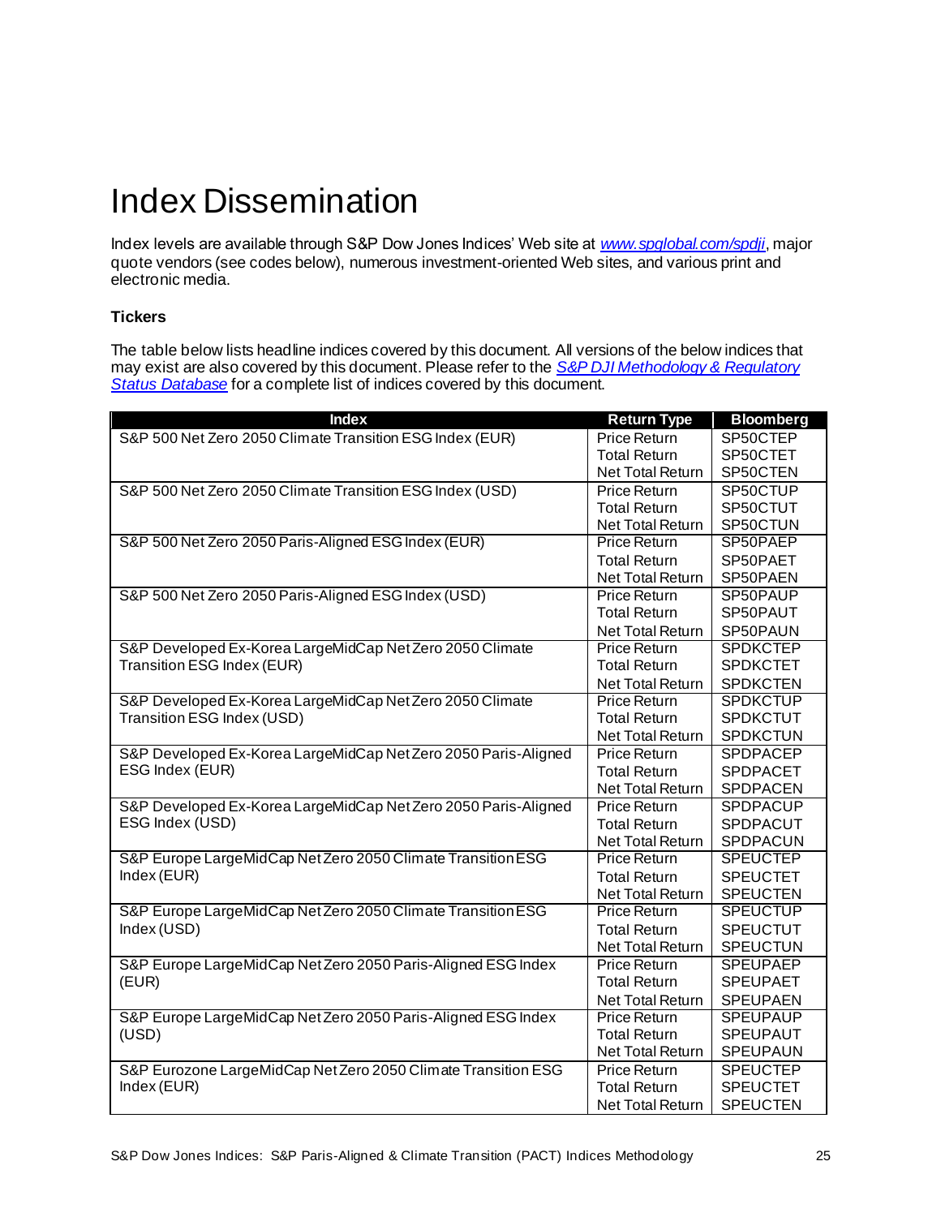# Index Dissemination

Index levels are available through S&P Dow Jones Indices' Web site at *www.spglobal.com/spdji*, major quote vendors (see codes below), numerous investment-oriented Web sites, and various print and electronic media.

### Tickers

The table below lists headline indices covered by this document. All versions of the below indices that may exist are also covered by this document. Please refer to the *S&P DJI Methodology & Regulatory Status Database* for a complete list of indices covered by this document.

| Index | Return Type | Bloomberg |
|---|---|---|
| S&P 500 Net Zero 2050 Climate Transition ESG Index (EUR) | Price Return | SP50CTEP |
| | Total Return | SP50CTET |
| | Net Total Return | SP50CTEN |
| S&P 500 Net Zero 2050 Climate Transition ESG Index (USD) | Price Return | SP50CTUP |
| | Total Return | SP50CTUT |
| | Net Total Return | SP50CTUN |
| S&P 500 Net Zero 2050 Paris-Aligned ESG Index (EUR) | Price Return | SP50PAEP |
| | Total Return | SP50PAET |
| | Net Total Return | SP50PAEN |
| S&P 500 Net Zero 2050 Paris-Aligned ESG Index (USD) | Price Return | SP50PAUP |
| | Total Return | SP50PAUT |
| | Net Total Return | SP50PAUN |
| S&P Developed Ex-Korea LargeMidCap Net Zero 2050 Climate Transition ESG Index (EUR) | Price Return | SPDKCTEP |
| | Total Return | SPDKCTET |
| | Net Total Return | SPDKCTEN |
| S&P Developed Ex-Korea LargeMidCap Net Zero 2050 Climate Transition ESG Index (USD) | Price Return | SPDKCTUP |
| | Total Return | SPDKCTUT |
| | Net Total Return | SPDKCTUN |
| S&P Developed Ex-Korea LargeMidCap Net Zero 2050 Paris-Aligned ESG Index (EUR) | Price Return | SPDPACEP |
| | Total Return | SPDPACET |
| | Net Total Return | SPDPACEN |
| S&P Developed Ex-Korea LargeMidCap Net Zero 2050 Paris-Aligned ESG Index (USD) | Price Return | SPDPACUP |
| | Total Return | SPDPACUT |
| | Net Total Return | SPDPACUN |
| S&P Europe LargeMidCap Net Zero 2050 Climate Transition ESG Index (EUR) | Price Return | SPEUCTEP |
| | Total Return | SPEUCTET |
| | Net Total Return | SPEUCTEN |
| S&P Europe LargeMidCap Net Zero 2050 Climate Transition ESG Index (USD) | Price Return | SPEUCTUP |
| | Total Return | SPEUCTUT |
| | Net Total Return | SPEUCTUN |
| S&P Europe LargeMidCap Net Zero 2050 Paris-Aligned ESG Index (EUR) | Price Return | SPEUPAEP |
| | Total Return | SPEUPAET |
| | Net Total Return | SPEUPAEN |
| S&P Europe LargeMidCap Net Zero 2050 Paris-Aligned ESG Index (USD) | Price Return | SPEUPAUP |
| | Total Return | SPEUPAUT |
| | Net Total Return | SPEUPAUN |
| S&P Eurozone LargeMidCap Net Zero 2050 Climate Transition ESG Index (EUR) | Price Return | SPEUCTEP |
| | Total Return | SPEUCTET |
| | Net Total Return | SPEUCTEN |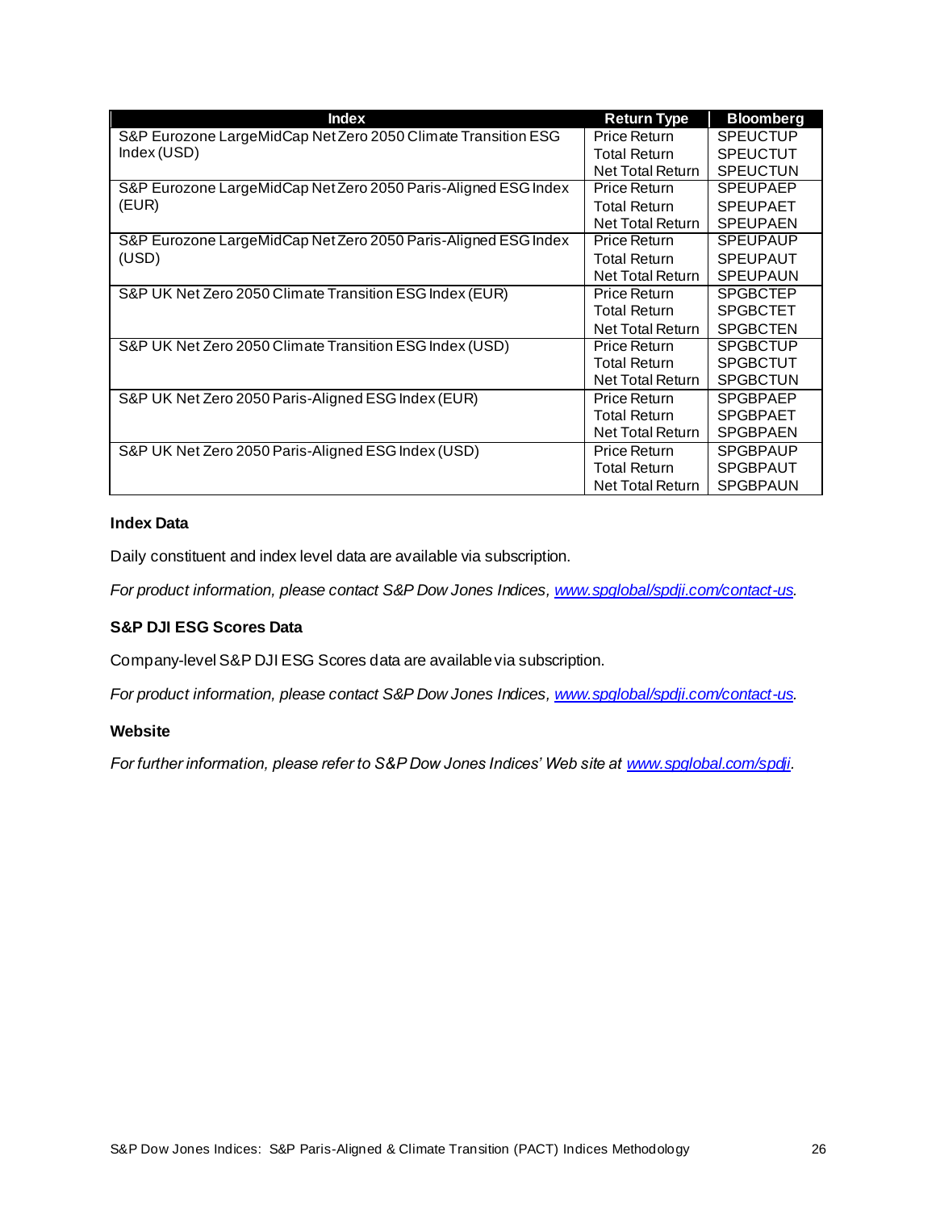| Index | Return Type | Bloomberg |
|---|---|---|
| S&P Eurozone LargeMidCap Net Zero 2050 Climate Transition ESG Index (USD) | Price Return | SPEUCTUP |
| | Total Return | SPEUCTUT |
| | Net Total Return | SPEUCTUN |
| S&P Eurozone LargeMidCap Net Zero 2050 Paris-Aligned ESG Index (EUR) | Price Return | SPEUPAEP |
| | Total Return | SPEUPAET |
| | Net Total Return | SPEUPAEN |
| S&P Eurozone LargeMidCap Net Zero 2050 Paris-Aligned ESG Index (USD) | Price Return | SPEUPAUP |
| | Total Return | SPEUPAUT |
| | Net Total Return | SPEUPAUN |
| S&P UK Net Zero 2050 Climate Transition ESG Index (EUR) | Price Return | SPGBCTEP |
| | Total Return | SPGBCTET |
| | Net Total Return | SPGBCTEN |
| S&P UK Net Zero 2050 Climate Transition ESG Index (USD) | Price Return | SPGBCTUP |
| | Total Return | SPGBCTUT |
| | Net Total Return | SPGBCTUN |
| S&P UK Net Zero 2050 Paris-Aligned ESG Index (EUR) | Price Return | SPGBPAEP |
| | Total Return | SPGBPAET |
| | Net Total Return | SPGBPAEN |
| S&P UK Net Zero 2050 Paris-Aligned ESG Index (USD) | Price Return | SPGBPAUP |
| | Total Return | SPGBPAUT |
| | Net Total Return | SPGBPAUN |

### Index Data

Daily constituent and index level data are available via subscription.

*For product information, please contact S&P Dow Jones Indices, [www.spglobal/spdji.com/contact-us](www.spglobal/spdji.com/contact-us).*

### S&P DJI ESG Scores Data

Company-level S&P DJI ESG Scores data are available via subscription.

*For product information, please contact S&P Dow Jones Indices, [www.spglobal/spdji.com/contact-us](www.spglobal/spdji.com/contact-us).*

### Website

*For further information, please refer to S&P Dow Jones Indices' Web site at [www.spglobal.com/spdji](www.spglobal.com/spdji).*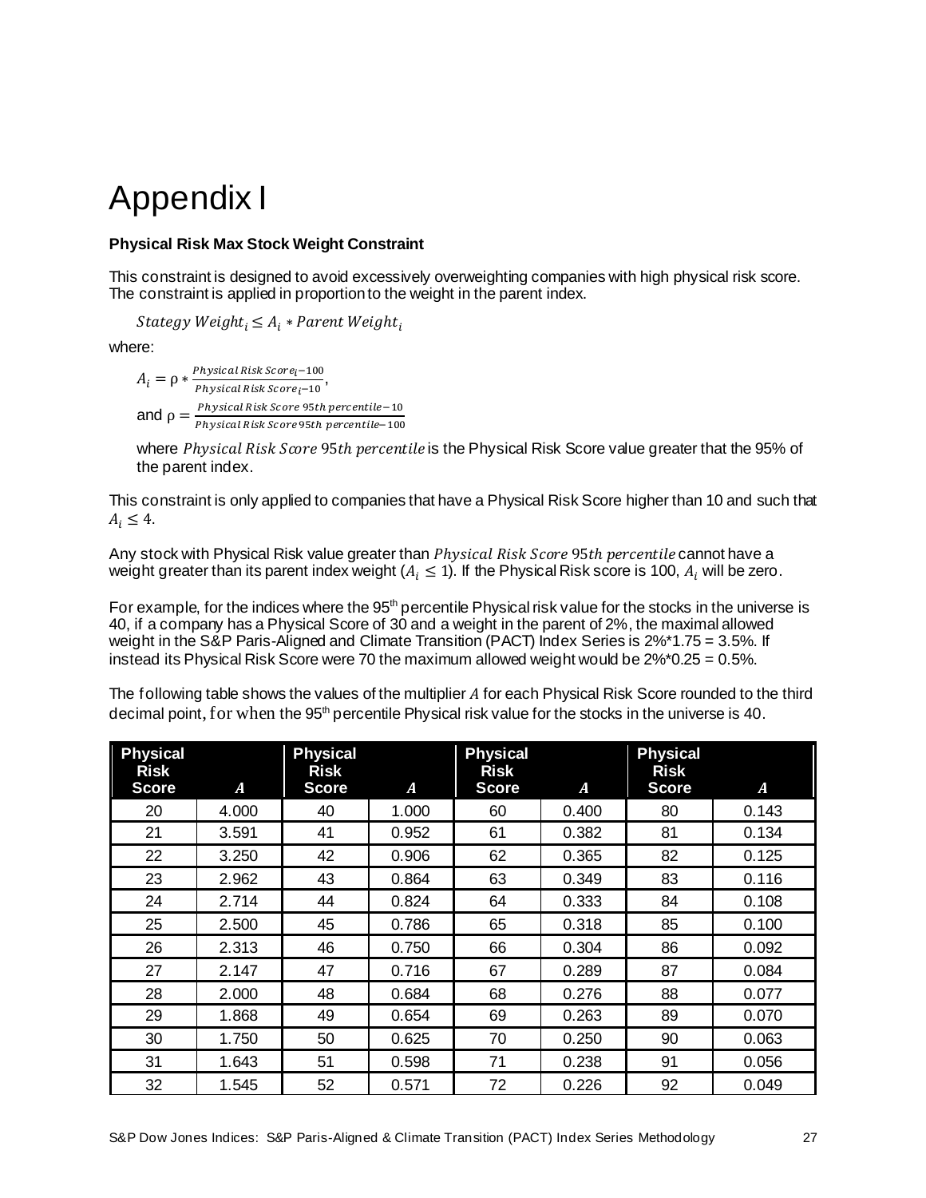# Appendix I

**Physical Risk Max Stock Weight Constraint**

This constraint is designed to avoid excessively overweighting companies with high physical risk score. The constraint is applied in proportion to the weight in the parent index.

$$Stategy\ Weight_i \leq A_i * Parent\ Weight_i$$

where:

$A_i = \rho * \frac{Physical\ Risk\ Score_i - 100}{Physical\ Risk\ Score_i - 10}$,

and $\rho = \frac{Physical\ Risk\ Score\ 95th\ percentile - 10}{Physical\ Risk\ Score\ 95th\ percentile - 100}$

where $Physical\ Risk\ Score\ 95th\ percentile$ is the Physical Risk Score value greater that the 95% of the parent index.

This constraint is only applied to companies that have a Physical Risk Score higher than 10 and such that $A_i \leq 4$.

Any stock with Physical Risk value greater than $Physical\ Risk\ Score\ 95th\ percentile$ cannot have a weight greater than its parent index weight ($A_i \leq 1$). If the Physical Risk score is 100, $A_i$ will be zero.

For example, for the indices where the 95th percentile Physical risk value for the stocks in the universe is 40, if a company has a Physical Score of 30 and a weight in the parent of 2%, the maximal allowed weight in the S&P Paris-Aligned and Climate Transition (PACT) Index Series is 2%*1.75 = 3.5%. If instead its Physical Risk Score were 70 the maximum allowed weight would be 2%*0.25 = 0.5%.

The following table shows the values of the multiplier $A$ for each Physical Risk Score rounded to the third decimal point, for when the 95th percentile Physical risk value for the stocks in the universe is 40.

| Physical Risk Score | $A$ | Physical Risk Score | $A$ | Physical Risk Score | $A$ | Physical Risk Score | $A$ |
|---|---|---|---|---|---|---|---|
| 20 | 4.000 | 40 | 1.000 | 60 | 0.400 | 80 | 0.143 |
| 21 | 3.591 | 41 | 0.952 | 61 | 0.382 | 81 | 0.134 |
| 22 | 3.250 | 42 | 0.906 | 62 | 0.365 | 82 | 0.125 |
| 23 | 2.962 | 43 | 0.864 | 63 | 0.349 | 83 | 0.116 |
| 24 | 2.714 | 44 | 0.824 | 64 | 0.333 | 84 | 0.108 |
| 25 | 2.500 | 45 | 0.786 | 65 | 0.318 | 85 | 0.100 |
| 26 | 2.313 | 46 | 0.750 | 66 | 0.304 | 86 | 0.092 |
| 27 | 2.147 | 47 | 0.716 | 67 | 0.289 | 87 | 0.084 |
| 28 | 2.000 | 48 | 0.684 | 68 | 0.276 | 88 | 0.077 |
| 29 | 1.868 | 49 | 0.654 | 69 | 0.263 | 89 | 0.070 |
| 30 | 1.750 | 50 | 0.625 | 70 | 0.250 | 90 | 0.063 |
| 31 | 1.643 | 51 | 0.598 | 71 | 0.238 | 91 | 0.056 |
| 32 | 1.545 | 52 | 0.571 | 72 | 0.226 | 92 | 0.049 |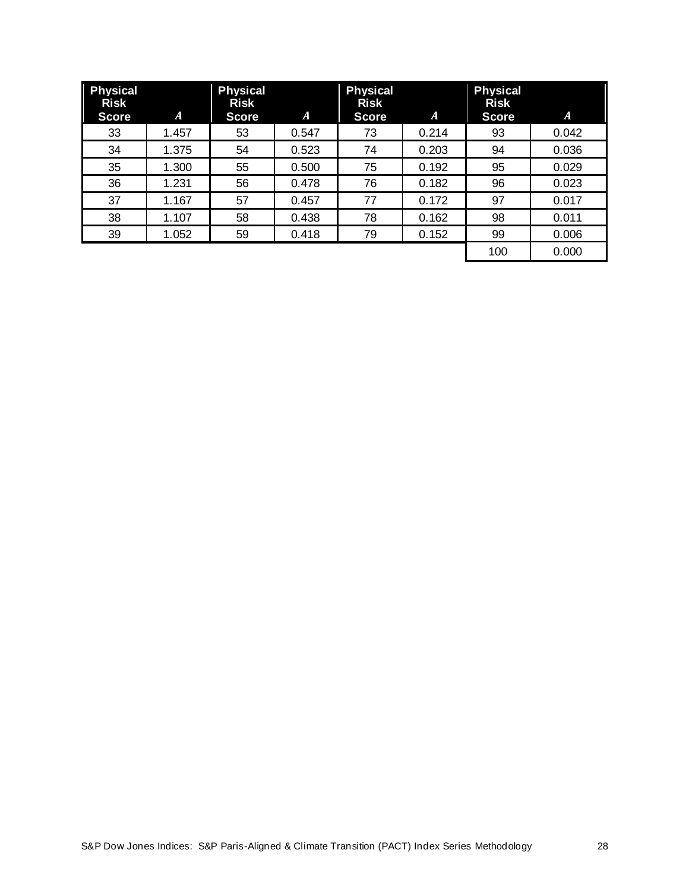| Physical Risk Score | $A$ | Physical Risk Score | $A$ | Physical Risk Score | $A$ | Physical Risk Score | $A$ |
|---|---|---|---|---|---|---|---|
| 33 | 1.457 | 53 | 0.547 | 73 | 0.214 | 93 | 0.042 |
| 34 | 1.375 | 54 | 0.523 | 74 | 0.203 | 94 | 0.036 |
| 35 | 1.300 | 55 | 0.500 | 75 | 0.192 | 95 | 0.029 |
| 36 | 1.231 | 56 | 0.478 | 76 | 0.182 | 96 | 0.023 |
| 37 | 1.167 | 57 | 0.457 | 77 | 0.172 | 97 | 0.017 |
| 38 | 1.107 | 58 | 0.438 | 78 | 0.162 | 98 | 0.011 |
| 39 | 1.052 | 59 | 0.418 | 79 | 0.152 | 99 | 0.006 |
| | | | | | | 100 | 0.000 |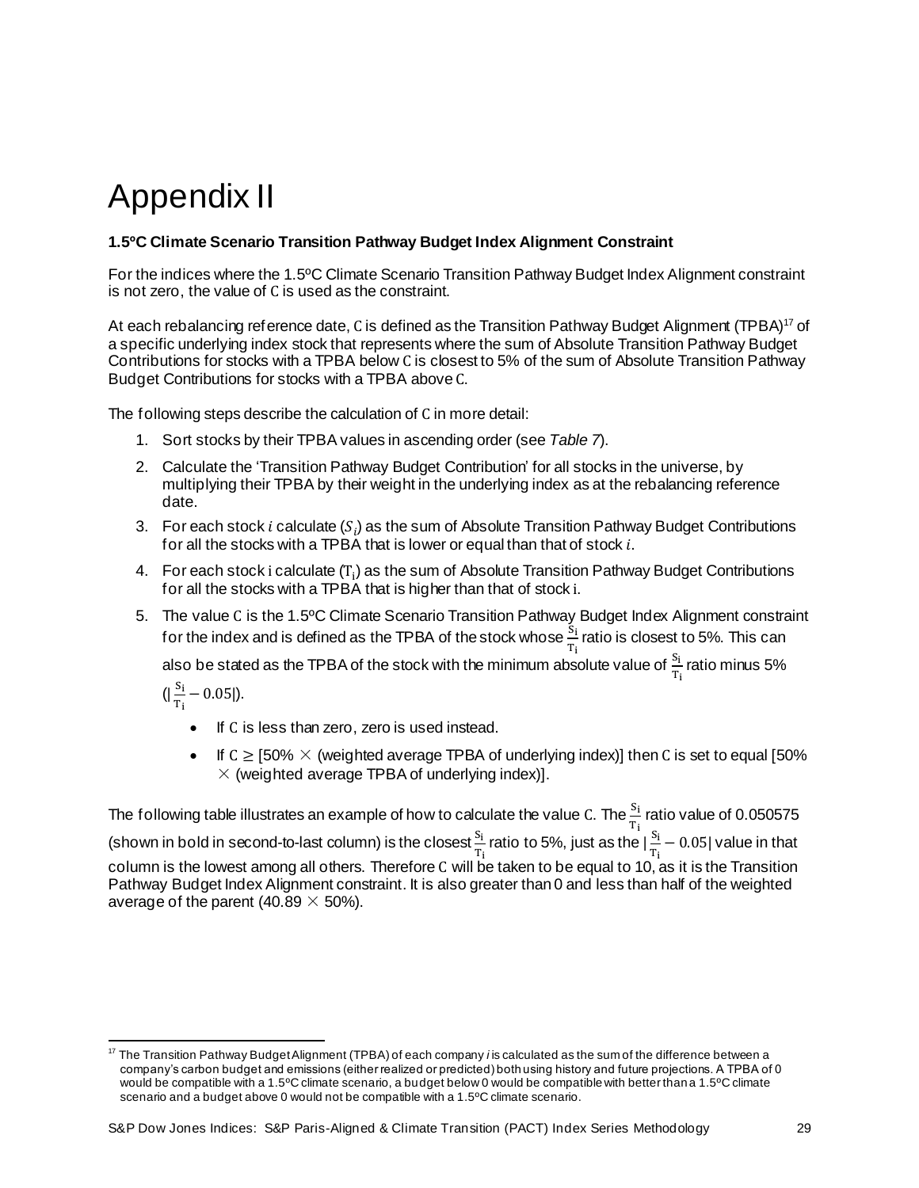# Appendix II

**1.5ºC Climate Scenario Transition Pathway Budget Index Alignment Constraint**

For the indices where the 1.5ºC Climate Scenario Transition Pathway Budget Index Alignment constraint is not zero, the value of $\mathrm{C}$ is used as the constraint.

At each rebalancing reference date, $\mathrm{C}$ is defined as the Transition Pathway Budget Alignment (TPBA)[17] of a specific underlying index stock that represents where the sum of Absolute Transition Pathway Budget Contributions for stocks with a TPBA below $\mathrm{C}$ is closest to 5% of the sum of Absolute Transition Pathway Budget Contributions for stocks with a TPBA above $\mathrm{C}$.

The following steps describe the calculation of $\mathrm{C}$ in more detail:

1. Sort stocks by their TPBA values in ascending order (see *Table 7*).
2. Calculate the 'Transition Pathway Budget Contribution' for all stocks in the universe, by multiplying their TPBA by their weight in the underlying index as at the rebalancing reference date.
3. For each stock $i$ calculate ($S_i$) as the sum of Absolute Transition Pathway Budget Contributions for all the stocks with a TPBA that is lower or equal than that of stock $i$.
4. For each stock $\mathrm{i}$ calculate ($\mathrm{T_i}$) as the sum of Absolute Transition Pathway Budget Contributions for all the stocks with a TPBA that is higher than that of stock $\mathrm{i}$.
5. The value $\mathrm{C}$ is the 1.5ºC Climate Scenario Transition Pathway Budget Index Alignment constraint for the index and is defined as the TPBA of the stock whose $\frac{\mathrm{S_i}}{\mathrm{T_i}}$ ratio is closest to 5%. This can also be stated as the TPBA of the stock with the minimum absolute value of $\frac{\mathrm{S_i}}{\mathrm{T_i}}$ ratio minus 5% ($|\frac{\mathrm{S_i}}{\mathrm{T_i}} - 0.05|$).
   - If $\mathrm{C}$ is less than zero, zero is used instead.
   - If $\mathrm{C} \geq$ [50% $\times$ (weighted average TPBA of underlying index)] then $\mathrm{C}$ is set to equal [50% $\times$ (weighted average TPBA of underlying index)].

The following table illustrates an example of how to calculate the value $\mathrm{C}$. The $\frac{\mathrm{S_i}}{\mathrm{T_i}}$ ratio value of 0.050575 (shown in bold in second-to-last column) is the closest $\frac{\mathrm{S_i}}{\mathrm{T_i}}$ ratio to 5%, just as the $|\frac{\mathrm{S_i}}{\mathrm{T_i}} - 0.05|$ value in that column is the lowest among all others. Therefore $\mathrm{C}$ will be taken to be equal to 10, as it is the Transition Pathway Budget Index Alignment constraint. It is also greater than 0 and less than half of the weighted average of the parent (40.89 $\times$ 50%).

[17] The Transition Pathway Budget Alignment (TPBA) of each company *i* is calculated as the sum of the difference between a company's carbon budget and emissions (either realized or predicted) both using history and future projections. A TPBA of 0 would be compatible with a 1.5ºC climate scenario, a budget below 0 would be compatible with better than a 1.5ºC climate scenario and a budget above 0 would not be compatible with a 1.5ºC climate scenario.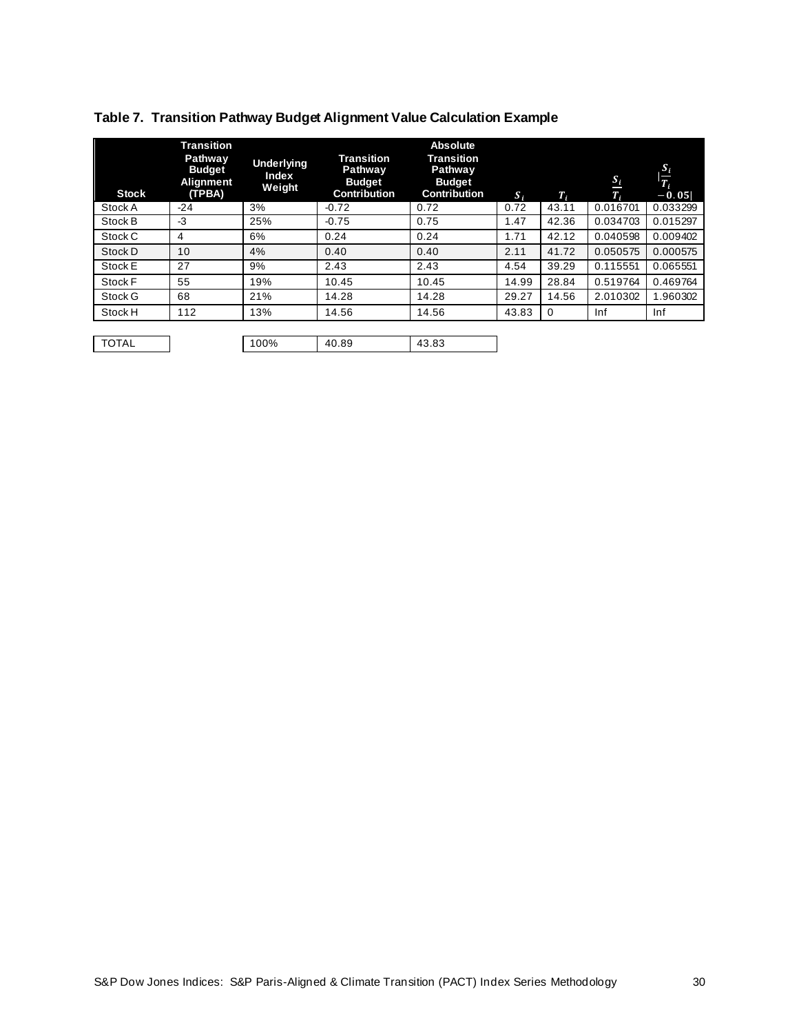**Table 7. Transition Pathway Budget Alignment Value Calculation Example**

| Stock | Transition Pathway Budget Alignment (TPBA) | Underlying Index Weight | Transition Pathway Budget Contribution | Absolute Transition Pathway Budget Contribution | $S_i$ | $T_i$ | $\frac{S_i}{T_i}$ | $\lvert\frac{S_i}{T_i} - 0.05\rvert$ |
|---|---|---|---|---|---|---|---|---|
| Stock A | -24 | 3% | -0.72 | 0.72 | 0.72 | 43.11 | 0.016701 | 0.033299 |
| Stock B | -3 | 25% | -0.75 | 0.75 | 1.47 | 42.36 | 0.034703 | 0.015297 |
| Stock C | 4 | 6% | 0.24 | 0.24 | 1.71 | 42.12 | 0.040598 | 0.009402 |
| Stock D | 10 | 4% | 0.40 | 0.40 | 2.11 | 41.72 | 0.050575 | 0.000575 |
| Stock E | 27 | 9% | 2.43 | 2.43 | 4.54 | 39.29 | 0.115551 | 0.065551 |
| Stock F | 55 | 19% | 10.45 | 10.45 | 14.99 | 28.84 | 0.519764 | 0.469764 |
| Stock G | 68 | 21% | 14.28 | 14.28 | 29.27 | 14.56 | 2.010302 | 1.960302 |
| Stock H | 112 | 13% | 14.56 | 14.56 | 43.83 | 0 | Inf | Inf |
| TOTAL | | 100% | 40.89 | 43.83 | | | | |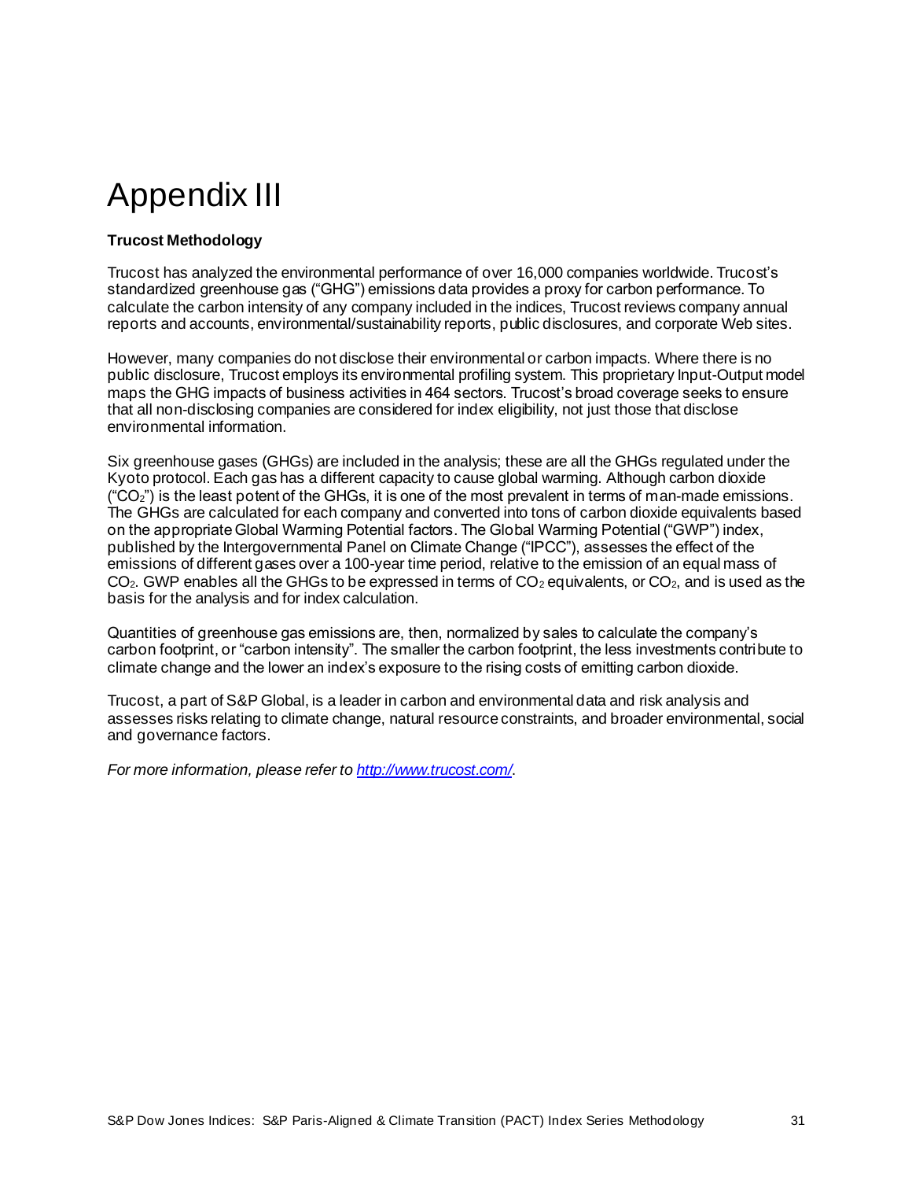# Appendix III

**Trucost Methodology**

Trucost has analyzed the environmental performance of over 16,000 companies worldwide. Trucost's standardized greenhouse gas ("GHG") emissions data provides a proxy for carbon performance. To calculate the carbon intensity of any company included in the indices, Trucost reviews company annual reports and accounts, environmental/sustainability reports, public disclosures, and corporate Web sites.

However, many companies do not disclose their environmental or carbon impacts. Where there is no public disclosure, Trucost employs its environmental profiling system. This proprietary Input-Output model maps the GHG impacts of business activities in 464 sectors. Trucost's broad coverage seeks to ensure that all non-disclosing companies are considered for index eligibility, not just those that disclose environmental information.

Six greenhouse gases (GHGs) are included in the analysis; these are all the GHGs regulated under the Kyoto protocol. Each gas has a different capacity to cause global warming. Although carbon dioxide ("$CO_2$") is the least potent of the GHGs, it is one of the most prevalent in terms of man-made emissions. The GHGs are calculated for each company and converted into tons of carbon dioxide equivalents based on the appropriate Global Warming Potential factors. The Global Warming Potential ("GWP") index, published by the Intergovernmental Panel on Climate Change ("IPCC"), assesses the effect of the emissions of different gases over a 100-year time period, relative to the emission of an equal mass of $CO_2$. GWP enables all the GHGs to be expressed in terms of $CO_2$ equivalents, or $CO_2$, and is used as the basis for the analysis and for index calculation.

Quantities of greenhouse gas emissions are, then, normalized by sales to calculate the company's carbon footprint, or "carbon intensity". The smaller the carbon footprint, the less investments contribute to climate change and the lower an index's exposure to the rising costs of emitting carbon dioxide.

Trucost, a part of S&P Global, is a leader in carbon and environmental data and risk analysis and assesses risks relating to climate change, natural resource constraints, and broader environmental, social and governance factors.

*For more information, please refer to [http://www.trucost.com/](http://www.trucost.com/).*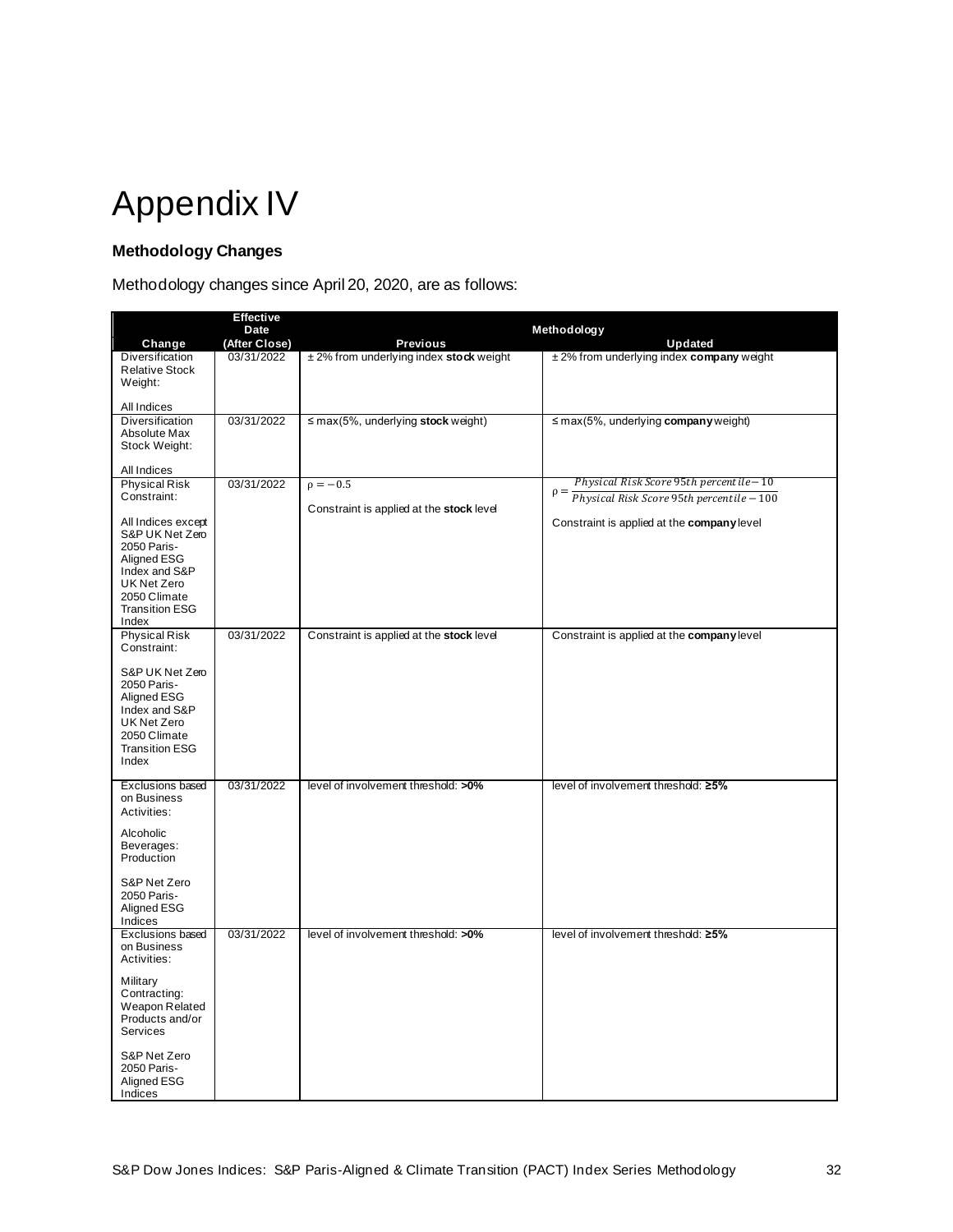# Appendix IV

### Methodology Changes

Methodology changes since April 20, 2020, are as follows:

| Change | Effective Date (After Close) | Methodology | |
|---|---|---|---|
| | | **Previous** | **Updated** |
| Diversification Relative Stock Weight: All Indices | 03/31/2022 | ± 2% from underlying index **stock** weight | ± 2% from underlying index **company** weight |
| Diversification Absolute Max Stock Weight: All Indices | 03/31/2022 | ≤ max(5%, underlying **stock** weight) | ≤ max(5%, underlying **company** weight) |
| Physical Risk Constraint: All Indices except S&P UK Net Zero 2050 Paris-Aligned ESG Index and S&P UK Net Zero 2050 Climate Transition ESG Index | 03/31/2022 | $\rho = -0.5$ Constraint is applied at the **stock** level | $\rho = \frac{Physical\ Risk\ Score\ 95th\ percentile - 10}{Physical\ Risk\ Score\ 95th\ percentile - 100}$ Constraint is applied at the **company** level |
| Physical Risk Constraint: S&P UK Net Zero 2050 Paris-Aligned ESG Index and S&P UK Net Zero 2050 Climate Transition ESG Index | 03/31/2022 | Constraint is applied at the **stock** level | Constraint is applied at the **company** level |
| Exclusions based on Business Activities: Alcoholic Beverages: Production S&P Net Zero 2050 Paris-Aligned ESG Indices | 03/31/2022 | level of involvement threshold: **>0%** | level of involvement threshold: **≥5%** |
| Exclusions based on Business Activities: Military Contracting: Weapon Related Products and/or Services S&P Net Zero 2050 Paris-Aligned ESG Indices | 03/31/2022 | level of involvement threshold: **>0%** | level of involvement threshold: **≥5%** |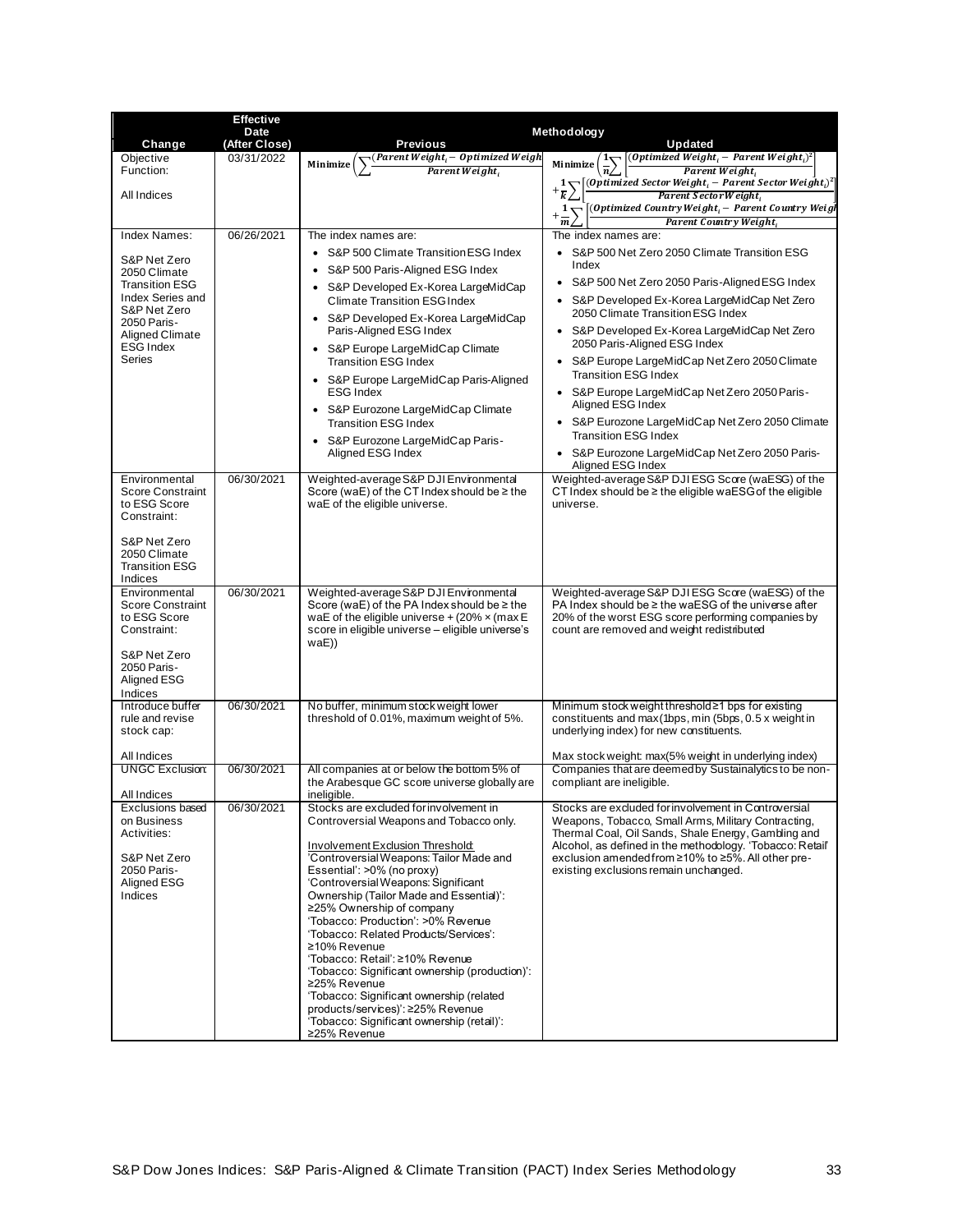| Change | Effective Date (After Close) | Methodology Previous | Methodology Updated |
|---|---|---|---|
| Objective Function:<br><br>All Indices | 03/31/2022 | $\text{Minimize}\left(\sum \frac{(\text{Parent Weight}_i - \text{Optimized Weigh}}{\text{Parent Weight}_i}\right.$ | $\text{Minimize}\left(\frac{1}{n}\sum \left[\frac{(\text{Optimized Weight}_i - \text{Parent Weight}_i)^2}{\text{Parent Weight}_i}\right] + \frac{1}{k}\sum \left[\frac{(\text{Optimized Sector Weight}_i - \text{Parent Sector Weight}_i)^2}{\text{Parent Sector Weight}_i}\right] + \frac{1}{m}\sum \left[\frac{(\text{Optimized Country Weight}_i - \text{Parent Country Weigh}}{\text{Parent Country Weight}_i}\right.\right.$ |
| Index Names:<br><br>S&P Net Zero 2050 Climate Transition ESG Index Series and S&P Net Zero 2050 Paris-Aligned Climate ESG Index Series | 06/26/2021 | The index names are:<br>• S&P 500 Climate Transition ESG Index<br>• S&P 500 Paris-Aligned ESG Index<br>• S&P Developed Ex-Korea LargeMidCap Climate Transition ESG Index<br>• S&P Developed Ex-Korea LargeMidCap Paris-Aligned ESG Index<br>• S&P Europe LargeMidCap Climate Transition ESG Index<br>• S&P Europe LargeMidCap Paris-Aligned ESG Index<br>• S&P Eurozone LargeMidCap Climate Transition ESG Index<br>• S&P Eurozone LargeMidCap Paris-Aligned ESG Index | The index names are:<br>• S&P 500 Net Zero 2050 Climate Transition ESG Index<br>• S&P 500 Net Zero 2050 Paris-Aligned ESG Index<br>• S&P Developed Ex-Korea LargeMidCap Net Zero 2050 Climate Transition ESG Index<br>• S&P Developed Ex-Korea LargeMidCap Net Zero 2050 Paris-Aligned ESG Index<br>• S&P Europe LargeMidCap Net Zero 2050 Climate Transition ESG Index<br>• S&P Europe LargeMidCap Net Zero 2050 Paris-Aligned ESG Index<br>• S&P Eurozone LargeMidCap Net Zero 2050 Climate Transition ESG Index<br>• S&P Eurozone LargeMidCap Net Zero 2050 Paris-Aligned ESG Index |
| Environmental Score Constraint to ESG Score Constraint:<br><br>S&P Net Zero 2050 Climate Transition ESG Indices | 06/30/2021 | Weighted-average S&P DJI Environmental Score (waE) of the CT Index should be ≥ the waE of the eligible universe. | Weighted-average S&P DJI ESG Score (waESG) of the CT Index should be ≥ the eligible waESG of the eligible universe. |
| Environmental Score Constraint to ESG Score Constraint:<br><br>S&P Net Zero 2050 Paris-Aligned ESG Indices | 06/30/2021 | Weighted-average S&P DJI Environmental Score (waE) of the PA Index should be ≥ the waE of the eligible universe + (20% × (max E score in eligible universe – eligible universe's waE)) | Weighted-average S&P DJI ESG Score (waESG) of the PA Index should be ≥ the waESG of the universe after 20% of the worst ESG score performing companies by count are removed and weight redistributed |
| Introduce buffer rule and revise stock cap:<br><br>All Indices | 06/30/2021 | No buffer, minimum stock weight lower threshold of 0.01%, maximum weight of 5%. | Minimum stock weight threshold ≥1 bps for existing constituents and max(1bps, min (5bps, 0.5 x weight in underlying index) for new constituents.<br><br>Max stock weight: max(5% weight in underlying index) |
| UNGC Exclusion:<br><br>All Indices | 06/30/2021 | All companies at or below the bottom 5% of the Arabesque GC score universe globally are ineligible. | Companies that are deemed by Sustainalytics to be non-compliant are ineligible. |
| Exclusions based on Business Activities:<br><br>S&P Net Zero 2050 Paris-Aligned ESG Indices | 06/30/2021 | Stocks are excluded for involvement in Controversial Weapons and Tobacco only.<br><br><u>Involvement Exclusion Threshold:</u><br>'Controversial Weapons: Tailor Made and Essential': >0% (no proxy)<br>'Controversial Weapons: Significant Ownership (Tailor Made and Essential)': ≥25% Ownership of company<br>'Tobacco: Production': >0% Revenue<br>'Tobacco: Related Products/Services': ≥10% Revenue<br>'Tobacco: Retail': ≥10% Revenue<br>'Tobacco: Significant ownership (production)': ≥25% Revenue<br>'Tobacco: Significant ownership (related products/services)': ≥25% Revenue<br>'Tobacco: Significant ownership (retail)': ≥25% Revenue | Stocks are excluded for involvement in Controversial Weapons, Tobacco, Small Arms, Military Contracting, Thermal Coal, Oil Sands, Shale Energy, Gambling and Alcohol, as defined in the methodology. 'Tobacco: Retail' exclusion amended from ≥10% to ≥5%. All other pre-existing exclusions remain unchanged. |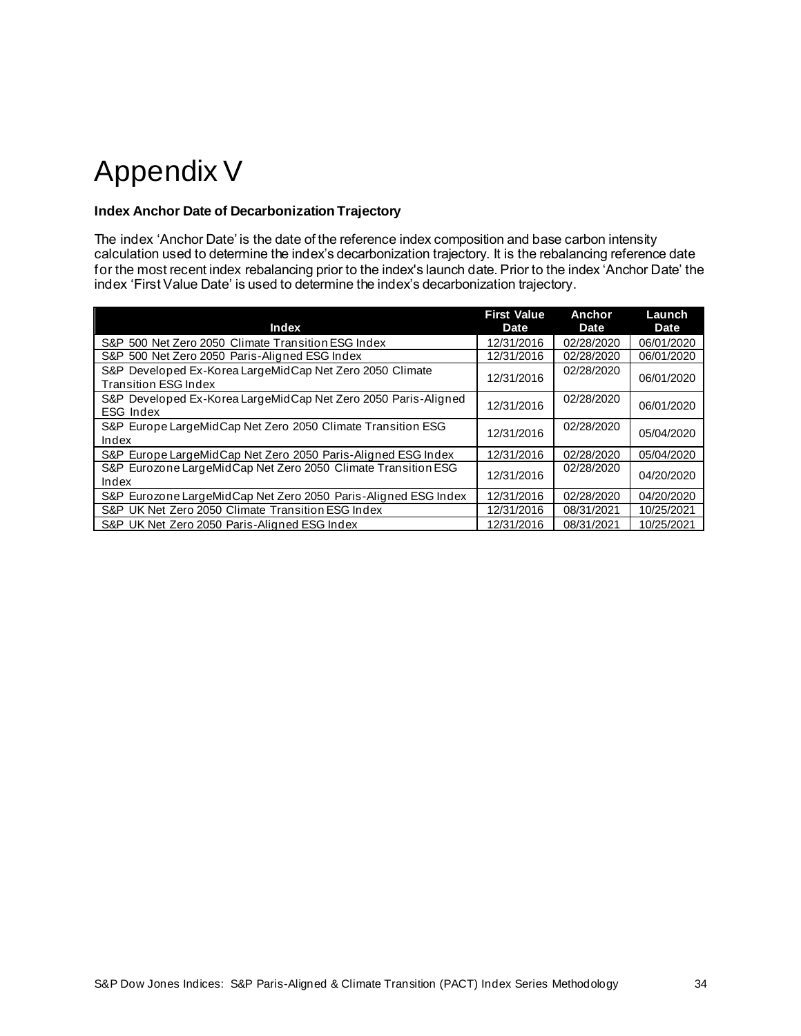# Appendix V

**Index Anchor Date of Decarbonization Trajectory**

The index 'Anchor Date' is the date of the reference index composition and base carbon intensity calculation used to determine the index's decarbonization trajectory. It is the rebalancing reference date for the most recent index rebalancing prior to the index's launch date. Prior to the index 'Anchor Date' the index 'First Value Date' is used to determine the index's decarbonization trajectory.

| Index | First Value Date | Anchor Date | Launch Date |
|---|---|---|---|
| S&P 500 Net Zero 2050 Climate Transition ESG Index | 12/31/2016 | 02/28/2020 | 06/01/2020 |
| S&P 500 Net Zero 2050 Paris-Aligned ESG Index | 12/31/2016 | 02/28/2020 | 06/01/2020 |
| S&P Developed Ex-Korea LargeMidCap Net Zero 2050 Climate Transition ESG Index | 12/31/2016 | 02/28/2020 | 06/01/2020 |
| S&P Developed Ex-Korea LargeMidCap Net Zero 2050 Paris-Aligned ESG Index | 12/31/2016 | 02/28/2020 | 06/01/2020 |
| S&P Europe LargeMidCap Net Zero 2050 Climate Transition ESG Index | 12/31/2016 | 02/28/2020 | 05/04/2020 |
| S&P Europe LargeMidCap Net Zero 2050 Paris-Aligned ESG Index | 12/31/2016 | 02/28/2020 | 05/04/2020 |
| S&P Eurozone LargeMidCap Net Zero 2050 Climate Transition ESG Index | 12/31/2016 | 02/28/2020 | 04/20/2020 |
| S&P Eurozone LargeMidCap Net Zero 2050 Paris-Aligned ESG Index | 12/31/2016 | 02/28/2020 | 04/20/2020 |
| S&P UK Net Zero 2050 Climate Transition ESG Index | 12/31/2016 | 08/31/2021 | 10/25/2021 |
| S&P UK Net Zero 2050 Paris-Aligned ESG Index | 12/31/2016 | 08/31/2021 | 10/25/2021 |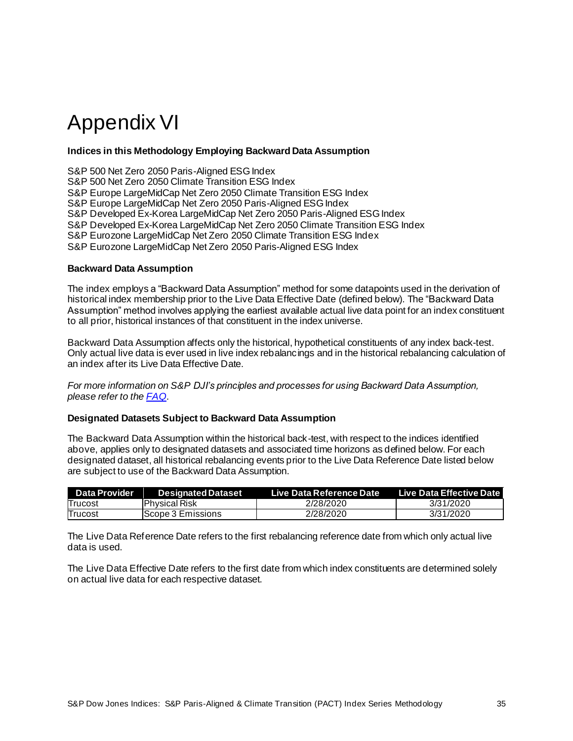# Appendix VI

**Indices in this Methodology Employing Backward Data Assumption**

S&P 500 Net Zero 2050 Paris-Aligned ESG Index
S&P 500 Net Zero 2050 Climate Transition ESG Index
S&P Europe LargeMidCap Net Zero 2050 Climate Transition ESG Index
S&P Europe LargeMidCap Net Zero 2050 Paris-Aligned ESG Index
S&P Developed Ex-Korea LargeMidCap Net Zero 2050 Paris-Aligned ESG Index
S&P Developed Ex-Korea LargeMidCap Net Zero 2050 Climate Transition ESG Index
S&P Eurozone LargeMidCap Net Zero 2050 Climate Transition ESG Index
S&P Eurozone LargeMidCap Net Zero 2050 Paris-Aligned ESG Index

**Backward Data Assumption**

The index employs a "Backward Data Assumption" method for some datapoints used in the derivation of historical index membership prior to the Live Data Effective Date (defined below). The "Backward Data Assumption" method involves applying the earliest available actual live data point for an index constituent to all prior, historical instances of that constituent in the index universe.

Backward Data Assumption affects only the historical, hypothetical constituents of any index back-test. Only actual live data is ever used in live index rebalancings and in the historical rebalancing calculation of an index after its Live Data Effective Date.

*For more information on S&P DJI's principles and processes for using Backward Data Assumption, please refer to the [FAQ](FAQ).*

**Designated Datasets Subject to Backward Data Assumption**

The Backward Data Assumption within the historical back-test, with respect to the indices identified above, applies only to designated datasets and associated time horizons as defined below. For each designated dataset, all historical rebalancing events prior to the Live Data Reference Date listed below are subject to use of the Backward Data Assumption.

| Data Provider | Designated Dataset | Live Data Reference Date | Live Data Effective Date |
|---|---|---|---|
| Trucost | Physical Risk | 2/28/2020 | 3/31/2020 |
| Trucost | Scope 3 Emissions | 2/28/2020 | 3/31/2020 |

The Live Data Reference Date refers to the first rebalancing reference date from which only actual live data is used.

The Live Data Effective Date refers to the first date from which index constituents are determined solely on actual live data for each respective dataset.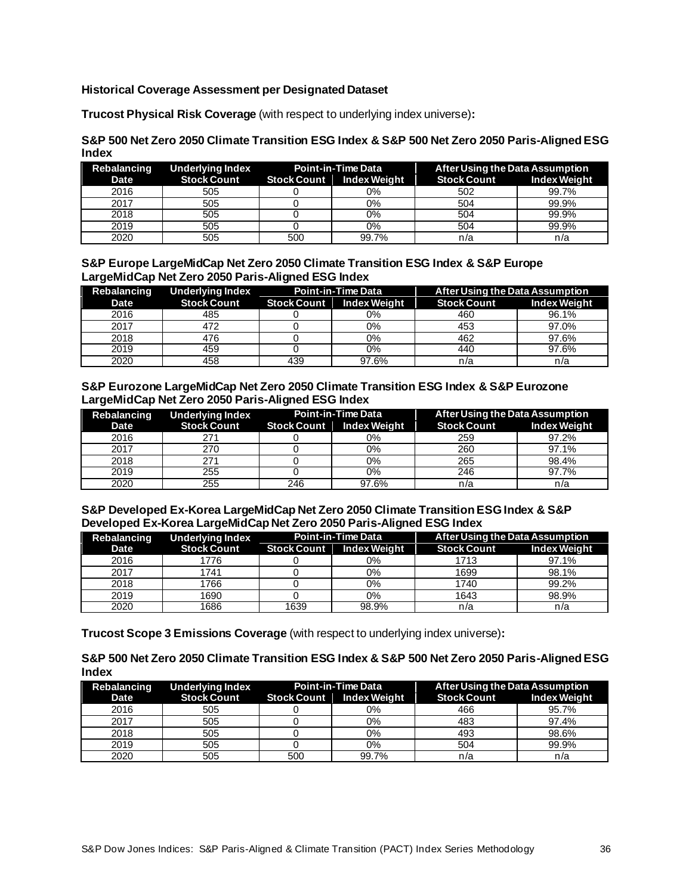**Historical Coverage Assessment per Designated Dataset**

**Trucost Physical Risk Coverage** (with respect to underlying index universe)**:**

**S&P 500 Net Zero 2050 Climate Transition ESG Index & S&P 500 Net Zero 2050 Paris-Aligned ESG Index**

| Rebalancing Date | Underlying Index Stock Count | Point-in-Time Data | | After Using the Data Assumption | |
|---|---|---|---|---|---|
| | | Stock Count | Index Weight | Stock Count | Index Weight |
| 2016 | 505 | 0 | 0% | 502 | 99.7% |
| 2017 | 505 | 0 | 0% | 504 | 99.9% |
| 2018 | 505 | 0 | 0% | 504 | 99.9% |
| 2019 | 505 | 0 | 0% | 504 | 99.9% |
| 2020 | 505 | 500 | 99.7% | n/a | n/a |

**S&P Europe LargeMidCap Net Zero 2050 Climate Transition ESG Index & S&P Europe LargeMidCap Net Zero 2050 Paris-Aligned ESG Index**

| Rebalancing Date | Underlying Index Stock Count | Point-in-Time Data | | After Using the Data Assumption | |
|---|---|---|---|---|---|
| | | Stock Count | Index Weight | Stock Count | Index Weight |
| 2016 | 485 | 0 | 0% | 460 | 96.1% |
| 2017 | 472 | 0 | 0% | 453 | 97.0% |
| 2018 | 476 | 0 | 0% | 462 | 97.6% |
| 2019 | 459 | 0 | 0% | 440 | 97.6% |
| 2020 | 458 | 439 | 97.6% | n/a | n/a |

**S&P Eurozone LargeMidCap Net Zero 2050 Climate Transition ESG Index & S&P Eurozone LargeMidCap Net Zero 2050 Paris-Aligned ESG Index**

| Rebalancing Date | Underlying Index Stock Count | Point-in-Time Data | | After Using the Data Assumption | |
|---|---|---|---|---|---|
| | | Stock Count | Index Weight | Stock Count | Index Weight |
| 2016 | 271 | 0 | 0% | 259 | 97.2% |
| 2017 | 270 | 0 | 0% | 260 | 97.1% |
| 2018 | 271 | 0 | 0% | 265 | 98.4% |
| 2019 | 255 | 0 | 0% | 246 | 97.7% |
| 2020 | 255 | 246 | 97.6% | n/a | n/a |

**S&P Developed Ex-Korea LargeMidCap Net Zero 2050 Climate Transition ESG Index & S&P Developed Ex-Korea LargeMidCap Net Zero 2050 Paris-Aligned ESG Index**

| Rebalancing Date | Underlying Index Stock Count | Point-in-Time Data | | After Using the Data Assumption | |
|---|---|---|---|---|---|
| | | Stock Count | Index Weight | Stock Count | Index Weight |
| 2016 | 1776 | 0 | 0% | 1713 | 97.1% |
| 2017 | 1741 | 0 | 0% | 1699 | 98.1% |
| 2018 | 1766 | 0 | 0% | 1740 | 99.2% |
| 2019 | 1690 | 0 | 0% | 1643 | 98.9% |
| 2020 | 1686 | 1639 | 98.9% | n/a | n/a |

**Trucost Scope 3 Emissions Coverage** (with respect to underlying index universe)**:**

**S&P 500 Net Zero 2050 Climate Transition ESG Index & S&P 500 Net Zero 2050 Paris-Aligned ESG Index**

| Rebalancing Date | Underlying Index Stock Count | Point-in-Time Data | | After Using the Data Assumption | |
|---|---|---|---|---|---|
| | | Stock Count | Index Weight | Stock Count | Index Weight |
| 2016 | 505 | 0 | 0% | 466 | 95.7% |
| 2017 | 505 | 0 | 0% | 483 | 97.4% |
| 2018 | 505 | 0 | 0% | 493 | 98.6% |
| 2019 | 505 | 0 | 0% | 504 | 99.9% |
| 2020 | 505 | 500 | 99.7% | n/a | n/a |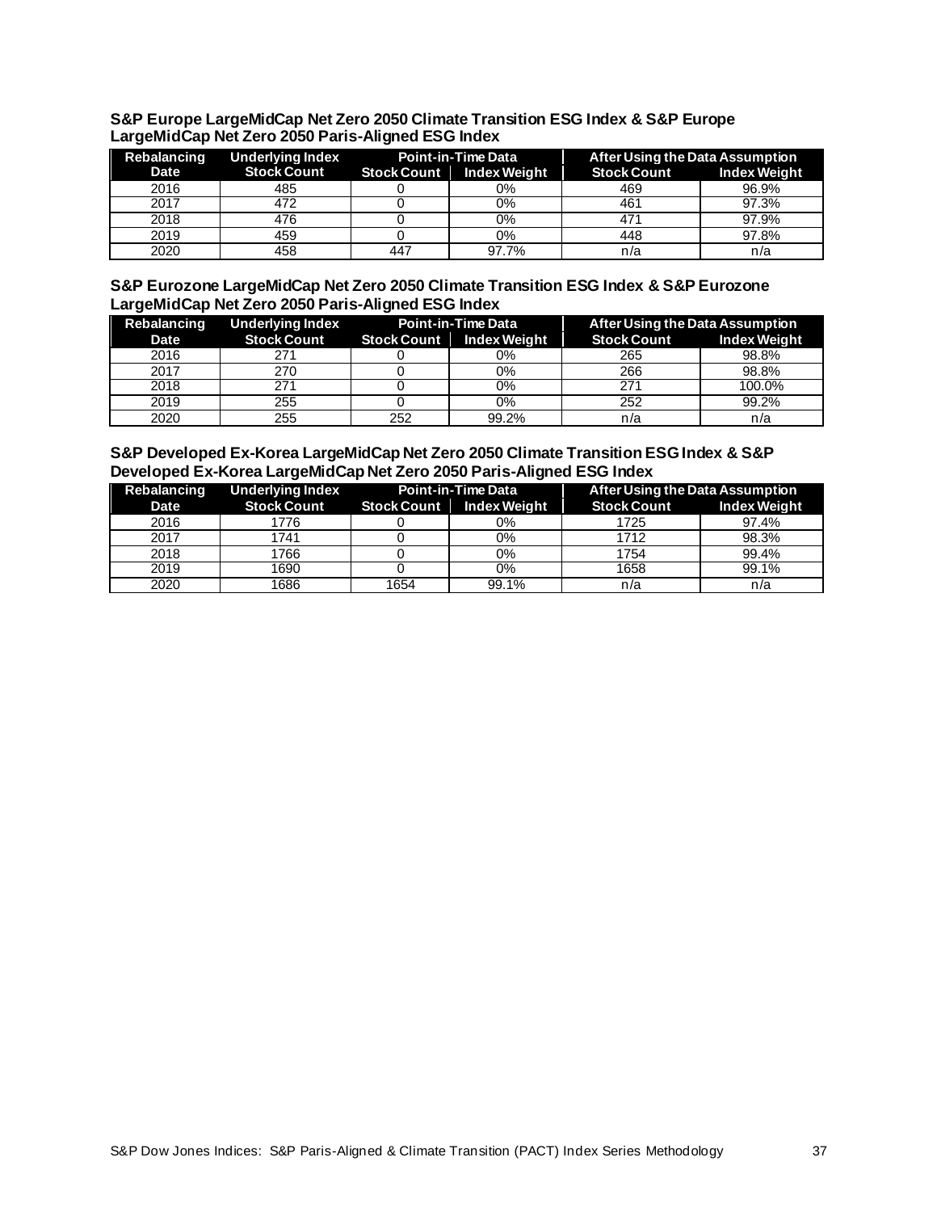**S&P Europe LargeMidCap Net Zero 2050 Climate Transition ESG Index & S&P Europe LargeMidCap Net Zero 2050 Paris-Aligned ESG Index**

| Rebalancing | Underlying Index | Point-in-Time Data | | After Using the Data Assumption | |
|---|---|---|---|---|---|
| Date | Stock Count | Stock Count | Index Weight | Stock Count | Index Weight |
| 2016 | 485 | 0 | 0% | 469 | 96.9% |
| 2017 | 472 | 0 | 0% | 461 | 97.3% |
| 2018 | 476 | 0 | 0% | 471 | 97.9% |
| 2019 | 459 | 0 | 0% | 448 | 97.8% |
| 2020 | 458 | 447 | 97.7% | n/a | n/a |

**S&P Eurozone LargeMidCap Net Zero 2050 Climate Transition ESG Index & S&P Eurozone LargeMidCap Net Zero 2050 Paris-Aligned ESG Index**

| Rebalancing | Underlying Index | Point-in-Time Data | | After Using the Data Assumption | |
|---|---|---|---|---|---|
| Date | Stock Count | Stock Count | Index Weight | Stock Count | Index Weight |
| 2016 | 271 | 0 | 0% | 265 | 98.8% |
| 2017 | 270 | 0 | 0% | 266 | 98.8% |
| 2018 | 271 | 0 | 0% | 271 | 100.0% |
| 2019 | 255 | 0 | 0% | 252 | 99.2% |
| 2020 | 255 | 252 | 99.2% | n/a | n/a |

**S&P Developed Ex-Korea LargeMidCap Net Zero 2050 Climate Transition ESG Index & S&P Developed Ex-Korea LargeMidCap Net Zero 2050 Paris-Aligned ESG Index**

| Rebalancing | Underlying Index | Point-in-Time Data | | After Using the Data Assumption | |
|---|---|---|---|---|---|
| Date | Stock Count | Stock Count | Index Weight | Stock Count | Index Weight |
| 2016 | 1776 | 0 | 0% | 1725 | 97.4% |
| 2017 | 1741 | 0 | 0% | 1712 | 98.3% |
| 2018 | 1766 | 0 | 0% | 1754 | 99.4% |
| 2019 | 1690 | 0 | 0% | 1658 | 99.1% |
| 2020 | 1686 | 1654 | 99.1% | n/a | n/a |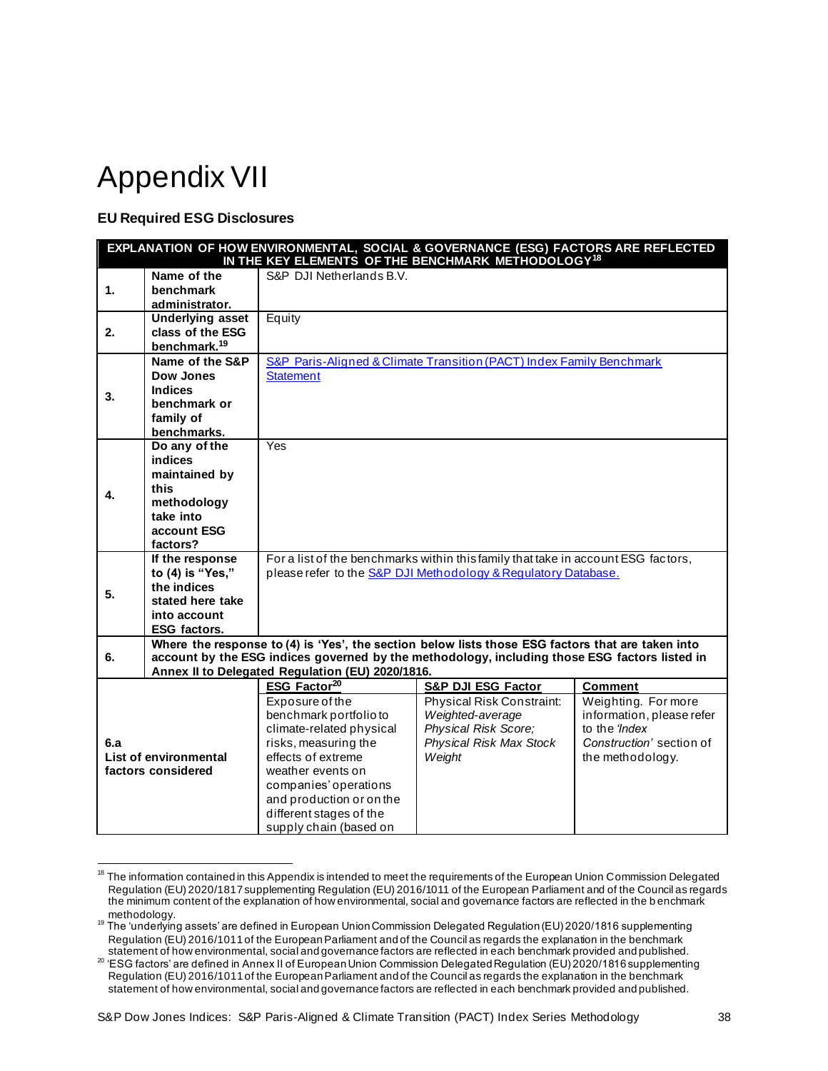# Appendix VII

**EU Required ESG Disclosures**

| **EXPLANATION OF HOW ENVIRONMENTAL, SOCIAL & GOVERNANCE (ESG) FACTORS ARE REFLECTED IN THE KEY ELEMENTS OF THE BENCHMARK METHODOLOGY[18]** | | | | |
|---|---|---|---|---|
| **1.** | **Name of the benchmark administrator.** | S&P DJI Netherlands B.V. | | |
| **2.** | **Underlying asset class of the ESG benchmark.[19]** | Equity | | |
| **3.** | **Name of the S&P Dow Jones Indices benchmark or family of benchmarks.** | [S&P Paris-Aligned & Climate Transition (PACT) Index Family Benchmark Statement]() | | |
| **4.** | **Do any of the indices maintained by this methodology take into account ESG factors?** | Yes | | |
| **5.** | **If the response to (4) is "Yes," the indices stated here take into account ESG factors.** | For a list of the benchmarks within this family that take in account ESG factors, please refer to the [S&P DJI Methodology & Regulatory Database.]() | | |
| **6.** | **Where the response to (4) is 'Yes', the section below lists those ESG factors that are taken into account by the ESG indices governed by the methodology, including those ESG factors listed in Annex II to Delegated Regulation (EU) 2020/1816.** | | | |
| | | **ESG Factor[20]** | **S&P DJI ESG Factor** | **Comment** |
| **6.a List of environmental factors considered** | | Exposure of the benchmark portfolio to climate-related physical risks, measuring the effects of extreme weather events on companies' operations and production or on the different stages of the supply chain (based on | Physical Risk Constraint: *Weighted-average Physical Risk Score; Physical Risk Max Stock Weight* | Weighting. For more information, please refer to the *'Index Construction'* section of the methodology. |

[18] The information contained in this Appendix is intended to meet the requirements of the European Union Commission Delegated Regulation (EU) 2020/1817 supplementing Regulation (EU) 2016/1011 of the European Parliament and of the Council as regards the minimum content of the explanation of how environmental, social and governance factors are reflected in the benchmark methodology.

[19] The 'underlying assets' are defined in European Union Commission Delegated Regulation (EU) 2020/1816 supplementing Regulation (EU) 2016/1011 of the European Parliament and of the Council as regards the explanation in the benchmark statement of how environmental, social and governance factors are reflected in each benchmark provided and published.

[20] 'ESG factors' are defined in Annex II of European Union Commission Delegated Regulation (EU) 2020/1816 supplementing Regulation (EU) 2016/1011 of the European Parliament and of the Council as regards the explanation in the benchmark statement of how environmental, social and governance factors are reflected in each benchmark provided and published.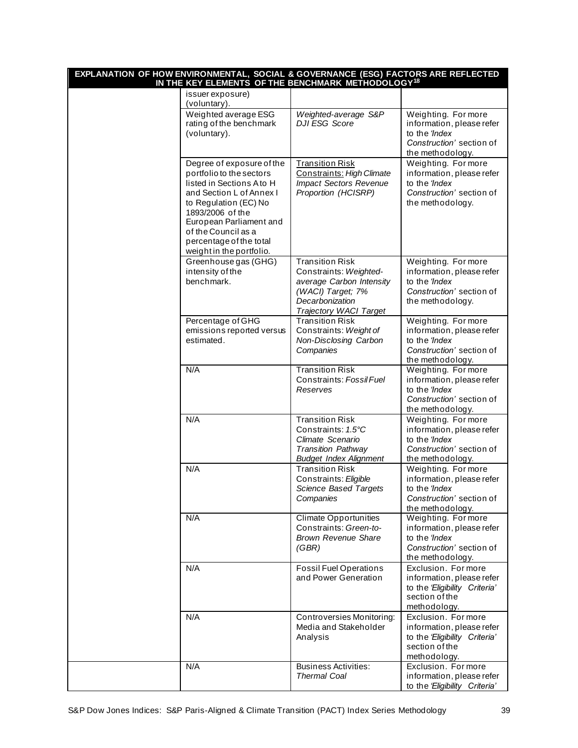| EXPLANATION OF HOW ENVIRONMENTAL, SOCIAL & GOVERNANCE (ESG) FACTORS ARE REFLECTED IN THE KEY ELEMENTS OF THE BENCHMARK METHODOLOGY[18] | | | |
|---|---|---|---|
| | issuer exposure) (voluntary). | | |
| | Weighted average ESG rating of the benchmark (voluntary). | *Weighted-average S&P DJI ESG Score* | Weighting. For more information, please refer to the *'Index Construction'* section of the methodology. |
| | Degree of exposure of the portfolio to the sectors listed in Sections A to H and Section L of Annex I to Regulation (EC) No 1893/2006 of the European Parliament and of the Council as a percentage of the total weight in the portfolio. | Transition Risk Constraints: *High Climate Impact Sectors Revenue Proportion (HCISRP)* | Weighting. For more information, please refer to the *'Index Construction'* section of the methodology. |
| | Greenhouse gas (GHG) intensity of the benchmark. | Transition Risk Constraints: *Weighted-average Carbon Intensity (WACI) Target; 7% Decarbonization Trajectory WACI Target* | Weighting. For more information, please refer to the *'Index Construction'* section of the methodology. |
| | Percentage of GHG emissions reported versus estimated. | Transition Risk Constraints: *Weight of Non-Disclosing Carbon Companies* | Weighting. For more information, please refer to the *'Index Construction'* section of the methodology. |
| | N/A | Transition Risk Constraints: *Fossil Fuel Reserves* | Weighting. For more information, please refer to the *'Index Construction'* section of the methodology. |
| | N/A | Transition Risk Constraints: *1.5°C Climate Scenario Transition Pathway Budget Index Alignment* | Weighting. For more information, please refer to the *'Index Construction'* section of the methodology. |
| | N/A | Transition Risk Constraints: *Eligible Science Based Targets Companies* | Weighting. For more information, please refer to the *'Index Construction'* section of the methodology. |
| | N/A | Climate Opportunities Constraints: *Green-to-Brown Revenue Share (GBR)* | Weighting. For more information, please refer to the *'Index Construction'* section of the methodology. |
| | N/A | Fossil Fuel Operations and Power Generation | Exclusion. For more information, please refer to the *'Eligibility Criteria'* section of the methodology. |
| | N/A | Controversies Monitoring: Media and Stakeholder Analysis | Exclusion. For more information, please refer to the *'Eligibility Criteria'* section of the methodology. |
| | N/A | Business Activities: *Thermal Coal* | Exclusion. For more information, please refer to the *'Eligibility Criteria'* |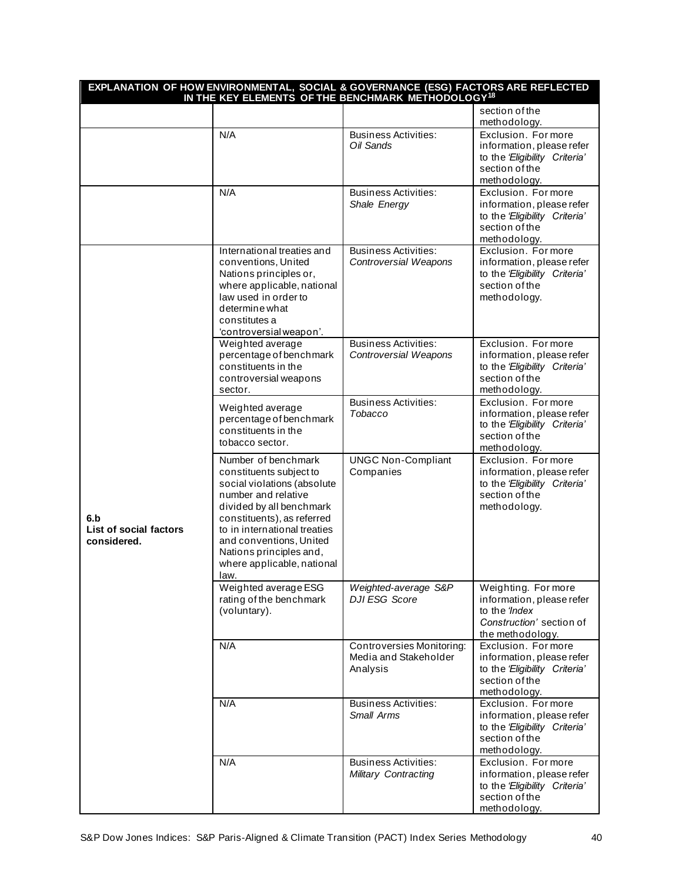| EXPLANATION OF HOW ENVIRONMENTAL, SOCIAL & GOVERNANCE (ESG) FACTORS ARE REFLECTED IN THE KEY ELEMENTS OF THE BENCHMARK METHODOLOGY[18] | | | |
|---|---|---|---|
| | | | section of the methodology. |
| | N/A | Business Activities: *Oil Sands* | Exclusion. For more information, please refer to the *'Eligibility Criteria'* section of the methodology. |
| | N/A | Business Activities: *Shale Energy* | Exclusion. For more information, please refer to the *'Eligibility Criteria'* section of the methodology. |
| **6.b List of social factors considered.** | International treaties and conventions, United Nations principles or, where applicable, national law used in order to determine what constitutes a 'controversial weapon'. | Business Activities: *Controversial Weapons* | Exclusion. For more information, please refer to the *'Eligibility Criteria'* section of the methodology. |
| | Weighted average percentage of benchmark constituents in the controversial weapons sector. | Business Activities: *Controversial Weapons* | Exclusion. For more information, please refer to the *'Eligibility Criteria'* section of the methodology. |
| | Weighted average percentage of benchmark constituents in the tobacco sector. | Business Activities: *Tobacco* | Exclusion. For more information, please refer to the *'Eligibility Criteria'* section of the methodology. |
| | Number of benchmark constituents subject to social violations (absolute number and relative divided by all benchmark constituents), as referred to in international treaties and conventions, United Nations principles and, where applicable, national law. | UNGC Non-Compliant Companies | Exclusion. For more information, please refer to the *'Eligibility Criteria'* section of the methodology. |
| | Weighted average ESG rating of the benchmark (voluntary). | *Weighted-average S&P DJI ESG Score* | Weighting. For more information, please refer to the *'Index Construction'* section of the methodology. |
| | N/A | Controversies Monitoring: Media and Stakeholder Analysis | Exclusion. For more information, please refer to the *'Eligibility Criteria'* section of the methodology. |
| | N/A | Business Activities: *Small Arms* | Exclusion. For more information, please refer to the *'Eligibility Criteria'* section of the methodology. |
| | N/A | Business Activities: *Military Contracting* | Exclusion. For more information, please refer to the *'Eligibility Criteria'* section of the methodology. |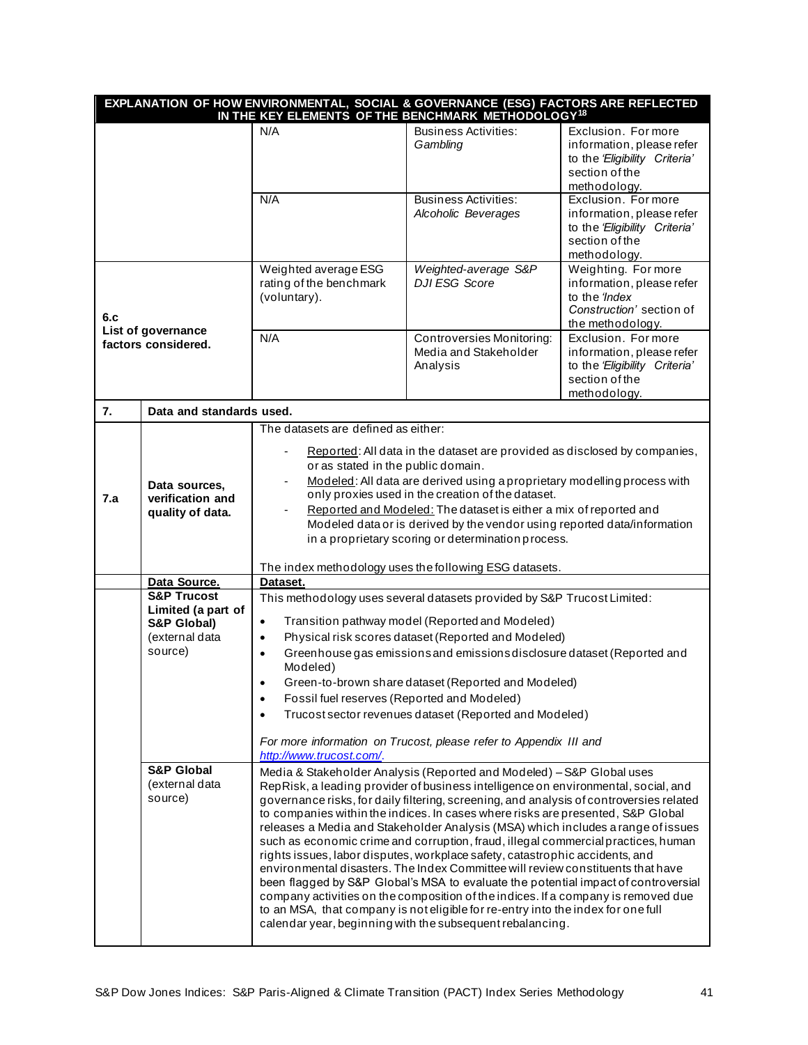| EXPLANATION OF HOW ENVIRONMENTAL, SOCIAL & GOVERNANCE (ESG) FACTORS ARE REFLECTED IN THE KEY ELEMENTS OF THE BENCHMARK METHODOLOGY[18] | | | | |
|---|---|---|---|---|
| | | N/A | Business Activities: *Gambling* | Exclusion. For more information, please refer to the *'Eligibility Criteria'* section of the methodology. |
| | | N/A | Business Activities: *Alcoholic Beverages* | Exclusion. For more information, please refer to the *'Eligibility Criteria'* section of the methodology. |
| **6.c** | **List of governance factors considered.** | Weighted average ESG rating of the benchmark (voluntary). | *Weighted-average S&P DJI ESG Score* | Weighting. For more information, please refer to the *'Index Construction'* section of the methodology. |
| | | N/A | Controversies Monitoring: Media and Stakeholder Analysis | Exclusion. For more information, please refer to the *'Eligibility Criteria'* section of the methodology. |
| **7.** | **Data and standards used.** | | | |
| **7.a** | **Data sources, verification and quality of data.** | The datasets are defined as either:<br>- Reported: All data in the dataset are provided as disclosed by companies, or as stated in the public domain.<br>- Modeled: All data are derived using a proprietary modelling process with only proxies used in the creation of the dataset.<br>- Reported and Modeled: The dataset is either a mix of reported and Modeled data or is derived by the vendor using reported data/information in a proprietary scoring or determination process.<br><br>The index methodology uses the following ESG datasets. | | |
| | **Data Source.** | **Dataset.** | | |
| | **S&P Trucost Limited (a part of S&P Global)** (external data source) | This methodology uses several datasets provided by S&P Trucost Limited:<br>• Transition pathway model (Reported and Modeled)<br>• Physical risk scores dataset (Reported and Modeled)<br>• Greenhouse gas emissions and emissions disclosure dataset (Reported and Modeled)<br>• Green-to-brown share dataset (Reported and Modeled)<br>• Fossil fuel reserves (Reported and Modeled)<br>• Trucost sector revenues dataset (Reported and Modeled)<br><br>*For more information on Trucost, please refer to Appendix III and* *http://www.trucost.com/*. | | |
| | **S&P Global** (external data source) | Media & Stakeholder Analysis (Reported and Modeled) – S&P Global uses RepRisk, a leading provider of business intelligence on environmental, social, and governance risks, for daily filtering, screening, and analysis of controversies related to companies within the indices. In cases where risks are presented, S&P Global releases a Media and Stakeholder Analysis (MSA) which includes a range of issues such as economic crime and corruption, fraud, illegal commercial practices, human rights issues, labor disputes, workplace safety, catastrophic accidents, and environmental disasters. The Index Committee will review constituents that have been flagged by S&P Global's MSA to evaluate the potential impact of controversial company activities on the composition of the indices. If a company is removed due to an MSA, that company is not eligible for re-entry into the index for one full calendar year, beginning with the subsequent rebalancing. | | |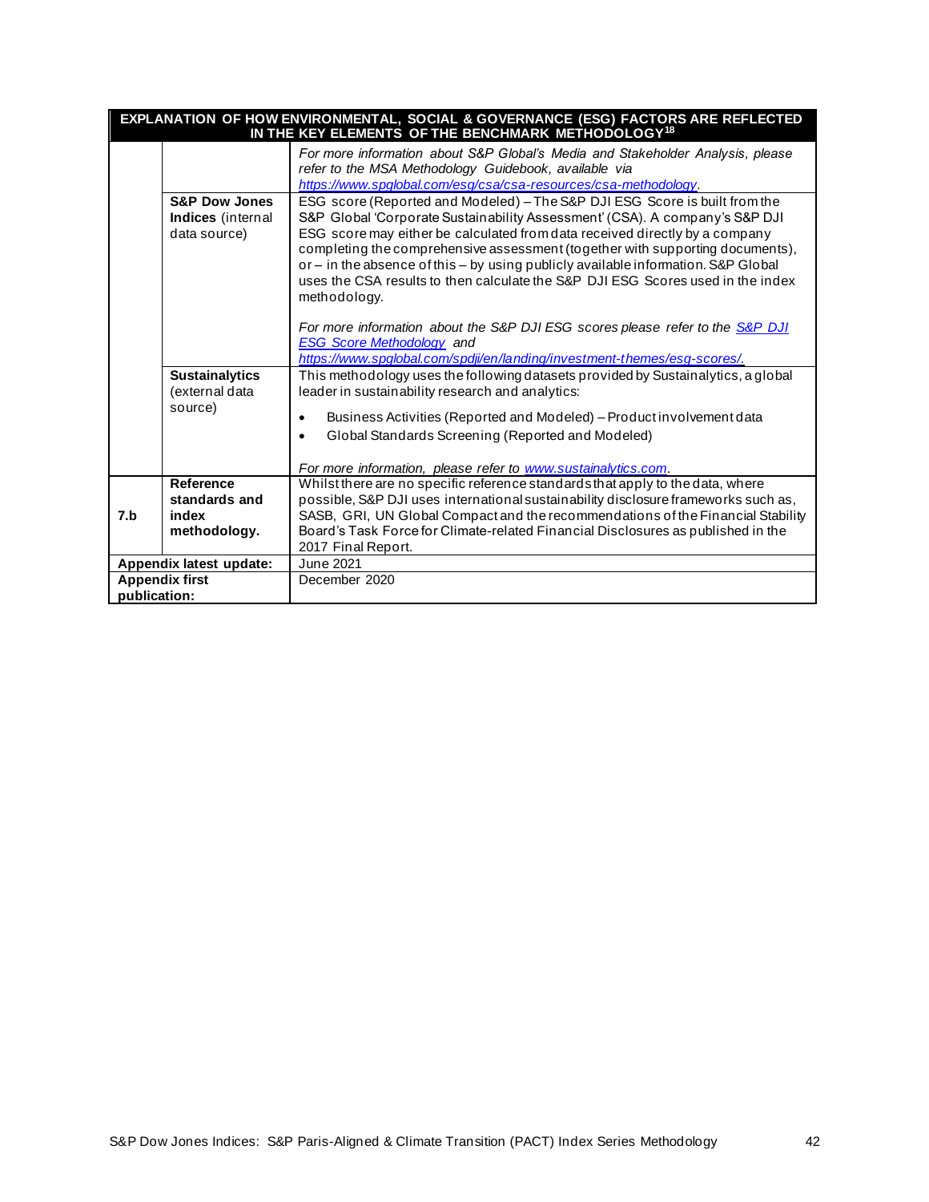| EXPLANATION OF HOW ENVIRONMENTAL, SOCIAL & GOVERNANCE (ESG) FACTORS ARE REFLECTED IN THE KEY ELEMENTS OF THE BENCHMARK METHODOLOGY[18] | | |
|---|---|---|
| | | *For more information about S&P Global's Media and Stakeholder Analysis, please refer to the MSA Methodology Guidebook, available via [https://www.spglobal.com/esg/csa/csa-resources/csa-methodology](https://www.spglobal.com/esg/csa/csa-resources/csa-methodology).* |
| | **S&P Dow Jones Indices** (internal data source) | ESG score (Reported and Modeled) – The S&P DJI ESG Score is built from the S&P Global 'Corporate Sustainability Assessment' (CSA). A company's S&P DJI ESG score may either be calculated from data received directly by a company completing the comprehensive assessment (together with supporting documents), or – in the absence of this – by using publicly available information. S&P Global uses the CSA results to then calculate the S&P DJI ESG Scores used in the index methodology.<br><br>*For more information about the S&P DJI ESG scores please refer to the S&P DJI ESG Score Methodology and [https://www.spglobal.com/spdji/en/landing/investment-themes/esg-scores/](https://www.spglobal.com/spdji/en/landing/investment-themes/esg-scores/).* |
| | **Sustainalytics** (external data source) | This methodology uses the following datasets provided by Sustainalytics, a global leader in sustainability research and analytics:<br>• Business Activities (Reported and Modeled) – Product involvement data<br>• Global Standards Screening (Reported and Modeled)<br><br>*For more information, please refer to [www.sustainalytics.com](www.sustainalytics.com).* |
| **7.b** | **Reference standards and index methodology.** | Whilst there are no specific reference standards that apply to the data, where possible, S&P DJI uses international sustainability disclosure frameworks such as, SASB, GRI, UN Global Compact and the recommendations of the Financial Stability Board's Task Force for Climate-related Financial Disclosures as published in the 2017 Final Report. |
| **Appendix latest update:** | | June 2021 |
| **Appendix first publication:** | | December 2020 |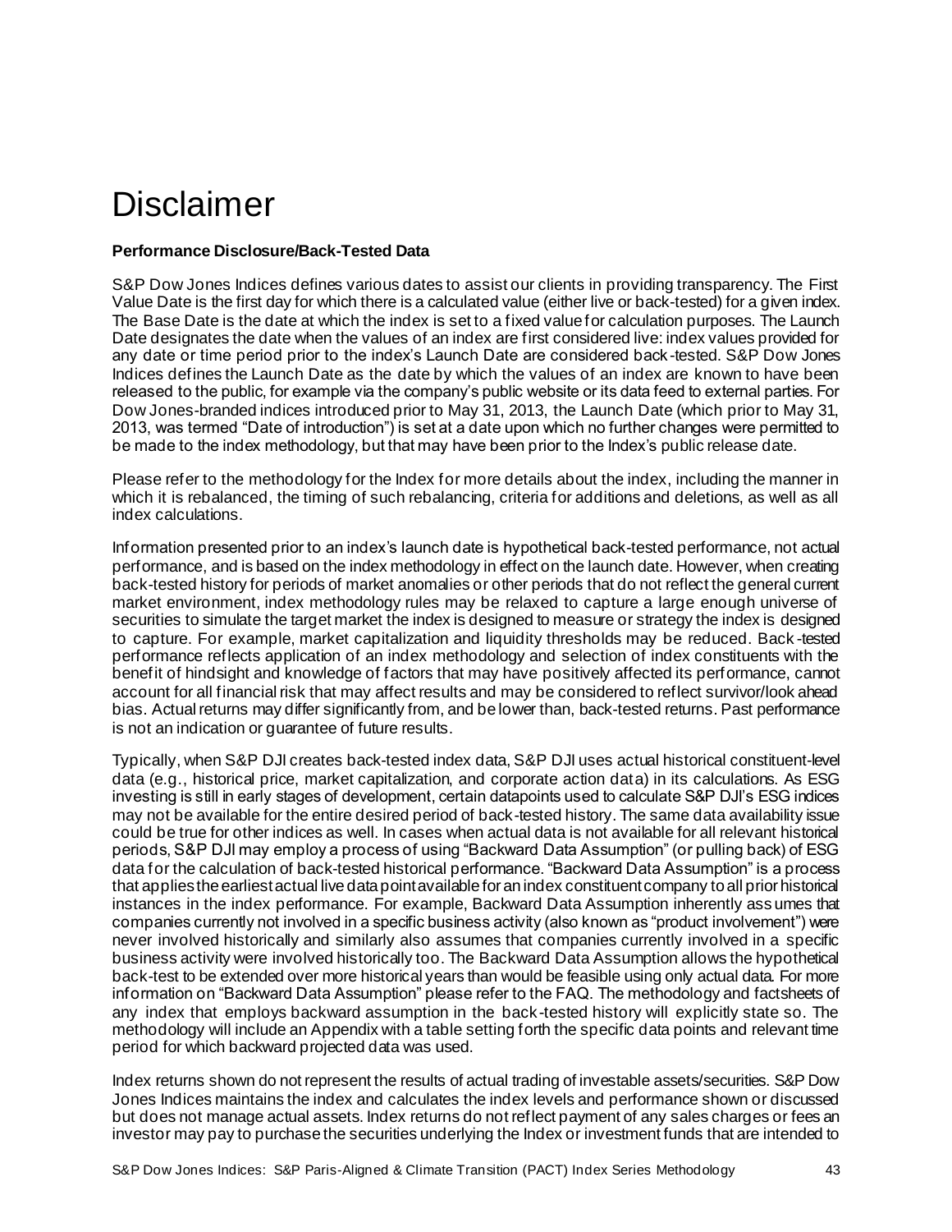# Disclaimer

**Performance Disclosure/Back-Tested Data**

S&P Dow Jones Indices defines various dates to assist our clients in providing transparency. The First Value Date is the first day for which there is a calculated value (either live or back-tested) for a given index. The Base Date is the date at which the index is set to a fixed value for calculation purposes. The Launch Date designates the date when the values of an index are first considered live: index values provided for any date or time period prior to the index's Launch Date are considered back-tested. S&P Dow Jones Indices defines the Launch Date as the date by which the values of an index are known to have been released to the public, for example via the company's public website or its data feed to external parties. For Dow Jones-branded indices introduced prior to May 31, 2013, the Launch Date (which prior to May 31, 2013, was termed "Date of introduction") is set at a date upon which no further changes were permitted to be made to the index methodology, but that may have been prior to the Index's public release date.

Please refer to the methodology for the Index for more details about the index, including the manner in which it is rebalanced, the timing of such rebalancing, criteria for additions and deletions, as well as all index calculations.

Information presented prior to an index's launch date is hypothetical back-tested performance, not actual performance, and is based on the index methodology in effect on the launch date. However, when creating back-tested history for periods of market anomalies or other periods that do not reflect the general current market environment, index methodology rules may be relaxed to capture a large enough universe of securities to simulate the target market the index is designed to measure or strategy the index is designed to capture. For example, market capitalization and liquidity thresholds may be reduced. Back-tested performance reflects application of an index methodology and selection of index constituents with the benefit of hindsight and knowledge of factors that may have positively affected its performance, cannot account for all financial risk that may affect results and may be considered to reflect survivor/look ahead bias. Actual returns may differ significantly from, and be lower than, back-tested returns. Past performance is not an indication or guarantee of future results.

Typically, when S&P DJI creates back-tested index data, S&P DJI uses actual historical constituent-level data (e.g., historical price, market capitalization, and corporate action data) in its calculations. As ESG investing is still in early stages of development, certain datapoints used to calculate S&P DJI's ESG indices may not be available for the entire desired period of back-tested history. The same data availability issue could be true for other indices as well. In cases when actual data is not available for all relevant historical periods, S&P DJI may employ a process of using "Backward Data Assumption" (or pulling back) of ESG data for the calculation of back-tested historical performance. "Backward Data Assumption" is a process that applies the earliest actual live data point available for an index constituent company to all prior historical instances in the index performance. For example, Backward Data Assumption inherently assumes that companies currently not involved in a specific business activity (also known as "product involvement") were never involved historically and similarly also assumes that companies currently involved in a specific business activity were involved historically too. The Backward Data Assumption allows the hypothetical back-test to be extended over more historical years than would be feasible using only actual data. For more information on "Backward Data Assumption" please refer to the FAQ. The methodology and factsheets of any index that employs backward assumption in the back-tested history will explicitly state so. The methodology will include an Appendix with a table setting forth the specific data points and relevant time period for which backward projected data was used.

Index returns shown do not represent the results of actual trading of investable assets/securities. S&P Dow Jones Indices maintains the index and calculates the index levels and performance shown or discussed but does not manage actual assets. Index returns do not reflect payment of any sales charges or fees an investor may pay to purchase the securities underlying the Index or investment funds that are intended to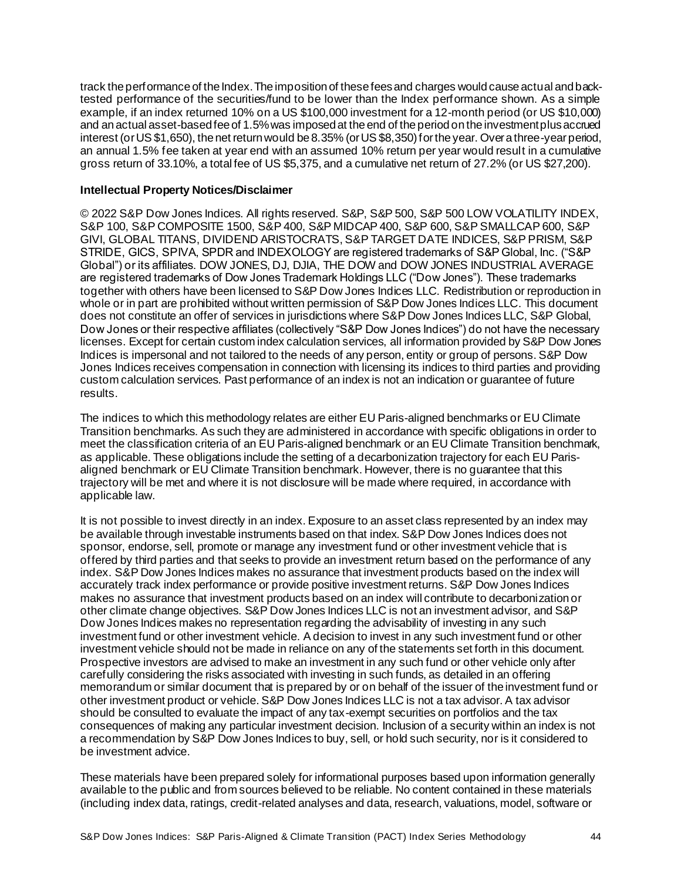track the performance of the Index. The imposition of these fees and charges would cause actual and back-tested performance of the securities/fund to be lower than the Index performance shown. As a simple example, if an index returned 10% on a US $100,000 investment for a 12-month period (or US $10,000) and an actual asset-based fee of 1.5% was imposed at the end of the period on the investment plus accrued interest (or US $1,650), the net return would be 8.35% (or US $8,350) for the year. Over a three-year period, an annual 1.5% fee taken at year end with an assumed 10% return per year would result in a cumulative gross return of 33.10%, a total fee of US $5,375, and a cumulative net return of 27.2% (or US $27,200).

**Intellectual Property Notices/Disclaimer**

© 2022 S&P Dow Jones Indices. All rights reserved. S&P, S&P 500, S&P 500 LOW VOLATILITY INDEX, S&P 100, S&P COMPOSITE 1500, S&P 400, S&P MIDCAP 400, S&P 600, S&P SMALLCAP 600, S&P GIVI, GLOBAL TITANS, DIVIDEND ARISTOCRATS, S&P TARGET DATE INDICES, S&P PRISM, S&P STRIDE, GICS, SPIVA, SPDR and INDEXOLOGY are registered trademarks of S&P Global, Inc. ("S&P Global") or its affiliates. DOW JONES, DJ, DJIA, THE DOW and DOW JONES INDUSTRIAL AVERAGE are registered trademarks of Dow Jones Trademark Holdings LLC ("Dow Jones"). These trademarks together with others have been licensed to S&P Dow Jones Indices LLC. Redistribution or reproduction in whole or in part are prohibited without written permission of S&P Dow Jones Indices LLC. This document does not constitute an offer of services in jurisdictions where S&P Dow Jones Indices LLC, S&P Global, Dow Jones or their respective affiliates (collectively "S&P Dow Jones Indices") do not have the necessary licenses. Except for certain custom index calculation services, all information provided by S&P Dow Jones Indices is impersonal and not tailored to the needs of any person, entity or group of persons. S&P Dow Jones Indices receives compensation in connection with licensing its indices to third parties and providing custom calculation services. Past performance of an index is not an indication or guarantee of future results.

The indices to which this methodology relates are either EU Paris-aligned benchmarks or EU Climate Transition benchmarks. As such they are administered in accordance with specific obligations in order to meet the classification criteria of an EU Paris-aligned benchmark or an EU Climate Transition benchmark, as applicable. These obligations include the setting of a decarbonization trajectory for each EU Paris-aligned benchmark or EU Climate Transition benchmark. However, there is no guarantee that this trajectory will be met and where it is not disclosure will be made where required, in accordance with applicable law.

It is not possible to invest directly in an index. Exposure to an asset class represented by an index may be available through investable instruments based on that index. S&P Dow Jones Indices does not sponsor, endorse, sell, promote or manage any investment fund or other investment vehicle that is offered by third parties and that seeks to provide an investment return based on the performance of any index. S&P Dow Jones Indices makes no assurance that investment products based on the index will accurately track index performance or provide positive investment returns. S&P Dow Jones Indices makes no assurance that investment products based on an index will contribute to decarbonization or other climate change objectives. S&P Dow Jones Indices LLC is not an investment advisor, and S&P Dow Jones Indices makes no representation regarding the advisability of investing in any such investment fund or other investment vehicle. A decision to invest in any such investment fund or other investment vehicle should not be made in reliance on any of the statements set forth in this document. Prospective investors are advised to make an investment in any such fund or other vehicle only after carefully considering the risks associated with investing in such funds, as detailed in an offering memorandum or similar document that is prepared by or on behalf of the issuer of the investment fund or other investment product or vehicle. S&P Dow Jones Indices LLC is not a tax advisor. A tax advisor should be consulted to evaluate the impact of any tax-exempt securities on portfolios and the tax consequences of making any particular investment decision. Inclusion of a security within an index is not a recommendation by S&P Dow Jones Indices to buy, sell, or hold such security, nor is it considered to be investment advice.

These materials have been prepared solely for informational purposes based upon information generally available to the public and from sources believed to be reliable. No content contained in these materials (including index data, ratings, credit-related analyses and data, research, valuations, model, software or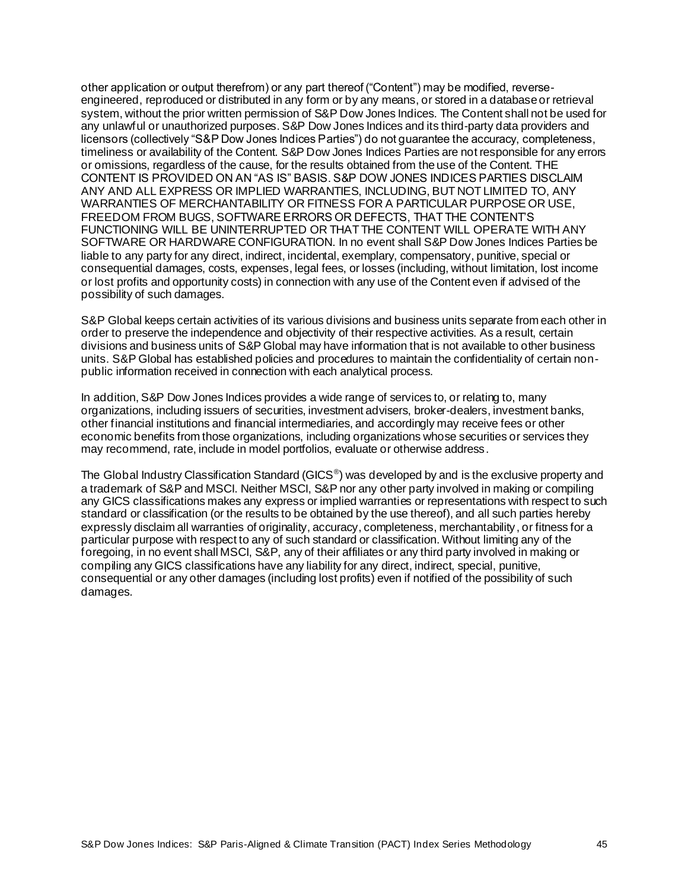other application or output therefrom) or any part thereof ("Content") may be modified, reverse-engineered, reproduced or distributed in any form or by any means, or stored in a database or retrieval system, without the prior written permission of S&P Dow Jones Indices. The Content shall not be used for any unlawful or unauthorized purposes. S&P Dow Jones Indices and its third-party data providers and licensors (collectively "S&P Dow Jones Indices Parties") do not guarantee the accuracy, completeness, timeliness or availability of the Content. S&P Dow Jones Indices Parties are not responsible for any errors or omissions, regardless of the cause, for the results obtained from the use of the Content. THE CONTENT IS PROVIDED ON AN "AS IS" BASIS. S&P DOW JONES INDICES PARTIES DISCLAIM ANY AND ALL EXPRESS OR IMPLIED WARRANTIES, INCLUDING, BUT NOT LIMITED TO, ANY WARRANTIES OF MERCHANTABILITY OR FITNESS FOR A PARTICULAR PURPOSE OR USE, FREEDOM FROM BUGS, SOFTWARE ERRORS OR DEFECTS, THAT THE CONTENT'S FUNCTIONING WILL BE UNINTERRUPTED OR THAT THE CONTENT WILL OPERATE WITH ANY SOFTWARE OR HARDWARE CONFIGURATION. In no event shall S&P Dow Jones Indices Parties be liable to any party for any direct, indirect, incidental, exemplary, compensatory, punitive, special or consequential damages, costs, expenses, legal fees, or losses (including, without limitation, lost income or lost profits and opportunity costs) in connection with any use of the Content even if advised of the possibility of such damages.

S&P Global keeps certain activities of its various divisions and business units separate from each other in order to preserve the independence and objectivity of their respective activities. As a result, certain divisions and business units of S&P Global may have information that is not available to other business units. S&P Global has established policies and procedures to maintain the confidentiality of certain non-public information received in connection with each analytical process.

In addition, S&P Dow Jones Indices provides a wide range of services to, or relating to, many organizations, including issuers of securities, investment advisers, broker-dealers, investment banks, other financial institutions and financial intermediaries, and accordingly may receive fees or other economic benefits from those organizations, including organizations whose securities or services they may recommend, rate, include in model portfolios, evaluate or otherwise address.

The Global Industry Classification Standard (GICS®) was developed by and is the exclusive property and a trademark of S&P and MSCI. Neither MSCI, S&P nor any other party involved in making or compiling any GICS classifications makes any express or implied warranties or representations with respect to such standard or classification (or the results to be obtained by the use thereof), and all such parties hereby expressly disclaim all warranties of originality, accuracy, completeness, merchantability, or fitness for a particular purpose with respect to any of such standard or classification. Without limiting any of the foregoing, in no event shall MSCI, S&P, any of their affiliates or any third party involved in making or compiling any GICS classifications have any liability for any direct, indirect, special, punitive, consequential or any other damages (including lost profits) even if notified of the possibility of such damages.